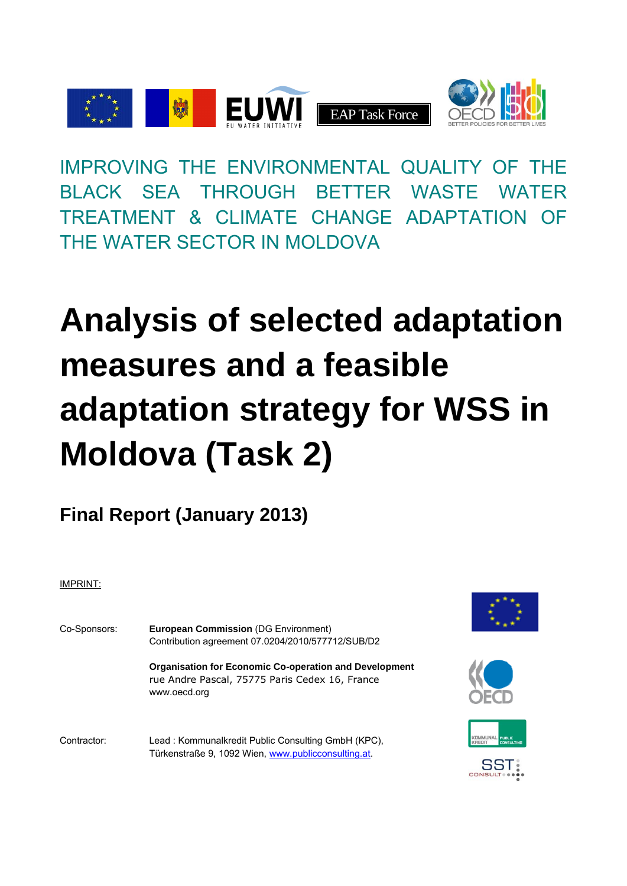IMPROVING THE ENVIRONMENTAL QUALITY OF THE BLACK SEA THROUGH BETTER WASTE WATER TREATMENT & CLIMATE CHANGE ADAPTATION OF THE WATER SECTOR IN MOLDOVA

# Analysis of selected adaptation measures and a feasible adaptation strategy for WSS in Moldova (Task 2)

## Final Report (January 2013)

IMPRINT:

Co-Sponsors: **European Commission** (DG Environment)
Contribution agreement 07.0204/2010/577712/SUB/D2

**Organisation for Economic Co-operation and Development**
rue Andre Pascal, 75775 Paris Cedex 16, France
www.oecd.org

Contractor: Lead : Kommunalkredit Public Consulting GmbH (KPC), Türkenstraße 9, 1092 Wien, www.publicconsulting.at.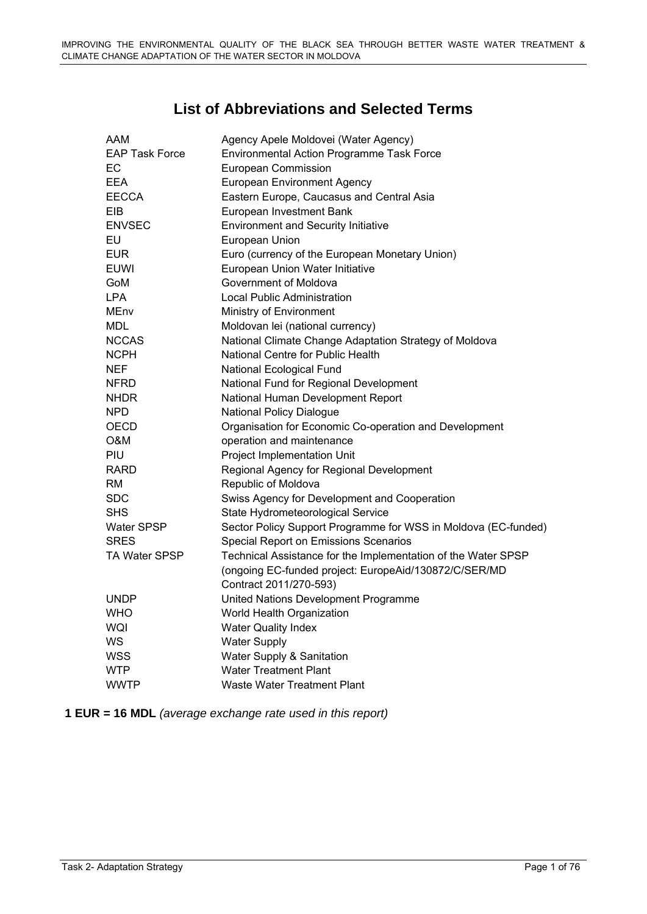# List of Abbreviations and Selected Terms

| | |
|---|---|
| AAM | Agency Apele Moldovei (Water Agency) |
| EAP Task Force | Environmental Action Programme Task Force |
| EC | European Commission |
| EEA | European Environment Agency |
| EECCA | Eastern Europe, Caucasus and Central Asia |
| EIB | European Investment Bank |
| ENVSEC | Environment and Security Initiative |
| EU | European Union |
| EUR | Euro (currency of the European Monetary Union) |
| EUWI | European Union Water Initiative |
| GoM | Government of Moldova |
| LPA | Local Public Administration |
| MEnv | Ministry of Environment |
| MDL | Moldovan lei (national currency) |
| NCCAS | National Climate Change Adaptation Strategy of Moldova |
| NCPH | National Centre for Public Health |
| NEF | National Ecological Fund |
| NFRD | National Fund for Regional Development |
| NHDR | National Human Development Report |
| NPD | National Policy Dialogue |
| OECD | Organisation for Economic Co-operation and Development |
| O&M | operation and maintenance |
| PIU | Project Implementation Unit |
| RARD | Regional Agency for Regional Development |
| RM | Republic of Moldova |
| SDC | Swiss Agency for Development and Cooperation |
| SHS | State Hydrometeorological Service |
| Water SPSP | Sector Policy Support Programme for WSS in Moldova (EC-funded) |
| SRES | Special Report on Emissions Scenarios |
| TA Water SPSP | Technical Assistance for the Implementation of the Water SPSP (ongoing EC-funded project: EuropeAid/130872/C/SER/MD Contract 2011/270-593) |
| UNDP | United Nations Development Programme |
| WHO | World Health Organization |
| WQI | Water Quality Index |
| WS | Water Supply |
| WSS | Water Supply & Sanitation |
| WTP | Water Treatment Plant |
| WWTP | Waste Water Treatment Plant |

**1 EUR = 16 MDL** *(average exchange rate used in this report)*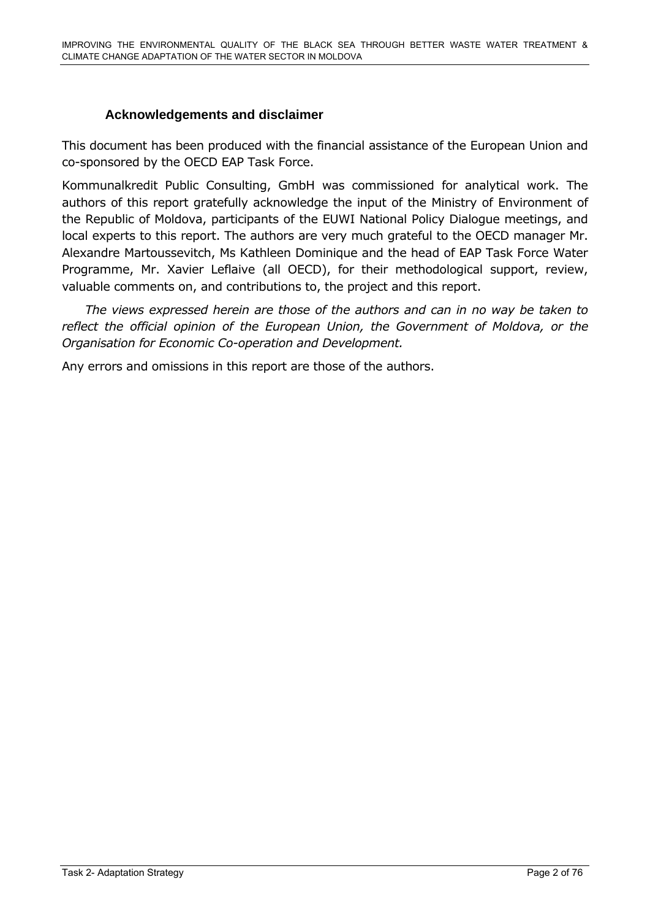## Acknowledgements and disclaimer

This document has been produced with the financial assistance of the European Union and co-sponsored by the OECD EAP Task Force.

Kommunalkredit Public Consulting, GmbH was commissioned for analytical work. The authors of this report gratefully acknowledge the input of the Ministry of Environment of the Republic of Moldova, participants of the EUWI National Policy Dialogue meetings, and local experts to this report. The authors are very much grateful to the OECD manager Mr. Alexandre Martoussevitch, Ms Kathleen Dominique and the head of EAP Task Force Water Programme, Mr. Xavier Leflaive (all OECD), for their methodological support, review, valuable comments on, and contributions to, the project and this report.

*The views expressed herein are those of the authors and can in no way be taken to reflect the official opinion of the European Union, the Government of Moldova, or the Organisation for Economic Co-operation and Development.*

Any errors and omissions in this report are those of the authors.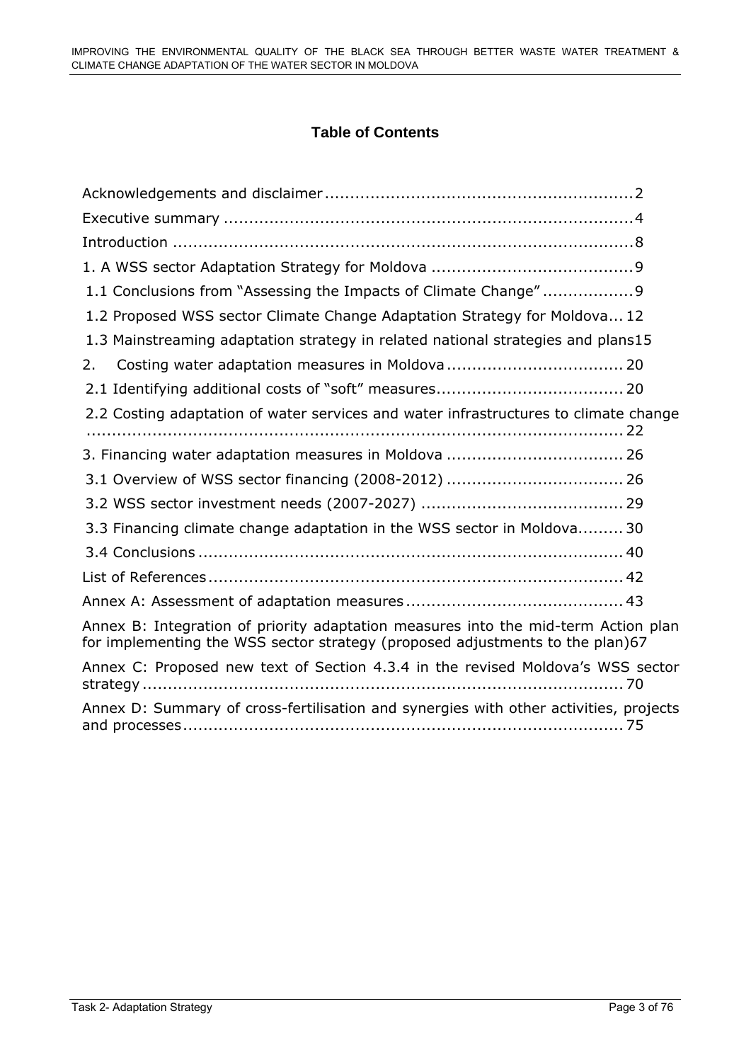# Table of Contents

Acknowledgements and disclaimer ............................................................ 2

Executive summary ................................................................................ 4

Introduction .......................................................................................... 8

1. A WSS sector Adaptation Strategy for Moldova ....................................... 9

1.1 Conclusions from "Assessing the Impacts of Climate Change" ................. 9

1.2 Proposed WSS sector Climate Change Adaptation Strategy for Moldova... 12

1.3 Mainstreaming adaptation strategy in related national strategies and plans15

2. Costing water adaptation measures in Moldova .................................. 20

2.1 Identifying additional costs of "soft" measures.................................... 20

2.2 Costing adaptation of water services and water infrastructures to climate change ........................................................................................... 22

3. Financing water adaptation measures in Moldova .................................. 26

3.1 Overview of WSS sector financing (2008-2012) .................................. 26

3.2 WSS sector investment needs (2007-2027) ........................................ 29

3.3 Financing climate change adaptation in the WSS sector in Moldova......... 30

3.4 Conclusions .................................................................................... 40

List of References ................................................................................. 42

Annex A: Assessment of adaptation measures .......................................... 43

Annex B: Integration of priority adaptation measures into the mid-term Action plan for implementing the WSS sector strategy (proposed adjustments to the plan)67

Annex C: Proposed new text of Section 4.3.4 in the revised Moldova's WSS sector strategy ............................................................................................... 70

Annex D: Summary of cross-fertilisation and synergies with other activities, projects and processes ....................................................................... 75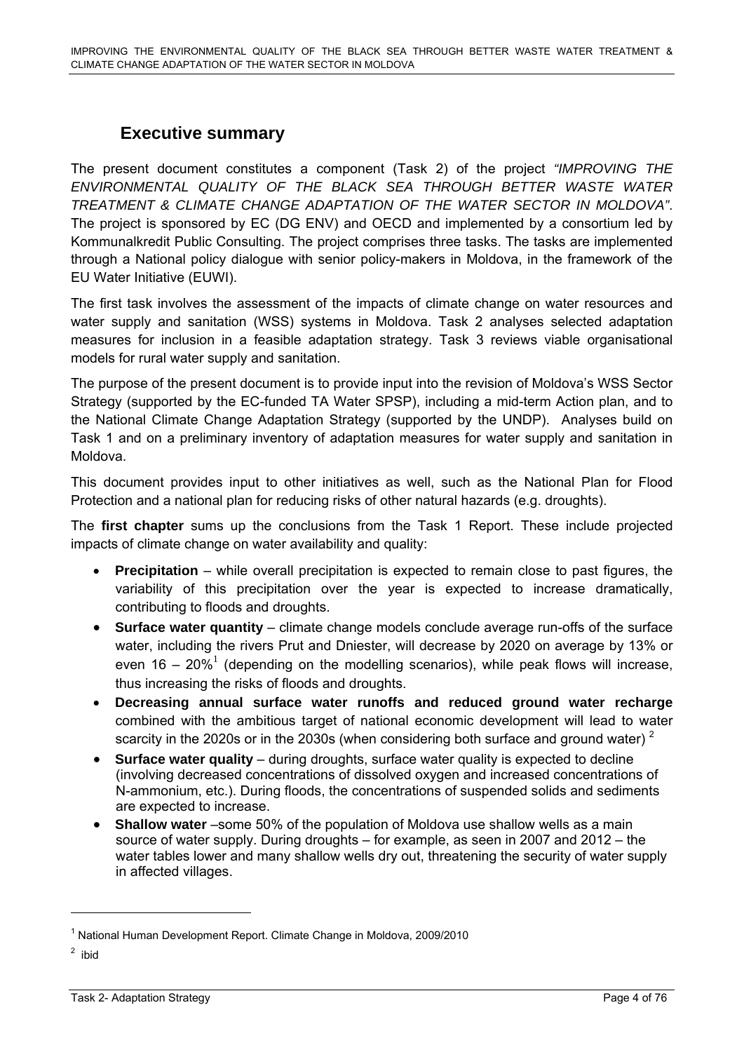## Executive summary

The present document constitutes a component (Task 2) of the project *"IMPROVING THE ENVIRONMENTAL QUALITY OF THE BLACK SEA THROUGH BETTER WASTE WATER TREATMENT & CLIMATE CHANGE ADAPTATION OF THE WATER SECTOR IN MOLDOVA"*. The project is sponsored by EC (DG ENV) and OECD and implemented by a consortium led by Kommunalkredit Public Consulting. The project comprises three tasks. The tasks are implemented through a National policy dialogue with senior policy-makers in Moldova, in the framework of the EU Water Initiative (EUWI).

The first task involves the assessment of the impacts of climate change on water resources and water supply and sanitation (WSS) systems in Moldova. Task 2 analyses selected adaptation measures for inclusion in a feasible adaptation strategy. Task 3 reviews viable organisational models for rural water supply and sanitation.

The purpose of the present document is to provide input into the revision of Moldova's WSS Sector Strategy (supported by the EC-funded TA Water SPSP), including a mid-term Action plan, and to the National Climate Change Adaptation Strategy (supported by the UNDP). Analyses build on Task 1 and on a preliminary inventory of adaptation measures for water supply and sanitation in Moldova.

This document provides input to other initiatives as well, such as the National Plan for Flood Protection and a national plan for reducing risks of other natural hazards (e.g. droughts).

The **first chapter** sums up the conclusions from the Task 1 Report. These include projected impacts of climate change on water availability and quality:

- **Precipitation** – while overall precipitation is expected to remain close to past figures, the variability of this precipitation over the year is expected to increase dramatically, contributing to floods and droughts.
- **Surface water quantity** – climate change models conclude average run-offs of the surface water, including the rivers Prut and Dniester, will decrease by 2020 on average by 13% or even 16 – 20%[1] (depending on the modelling scenarios), while peak flows will increase, thus increasing the risks of floods and droughts.
- **Decreasing annual surface water runoffs and reduced ground water recharge** combined with the ambitious target of national economic development will lead to water scarcity in the 2020s or in the 2030s (when considering both surface and ground water) [2]
- **Surface water quality** – during droughts, surface water quality is expected to decline (involving decreased concentrations of dissolved oxygen and increased concentrations of N-ammonium, etc.). During floods, the concentrations of suspended solids and sediments are expected to increase.
- **Shallow water** –some 50% of the population of Moldova use shallow wells as a main source of water supply. During droughts – for example, as seen in 2007 and 2012 – the water tables lower and many shallow wells dry out, threatening the security of water supply in affected villages.

[1] National Human Development Report. Climate Change in Moldova, 2009/2010

[2] ibid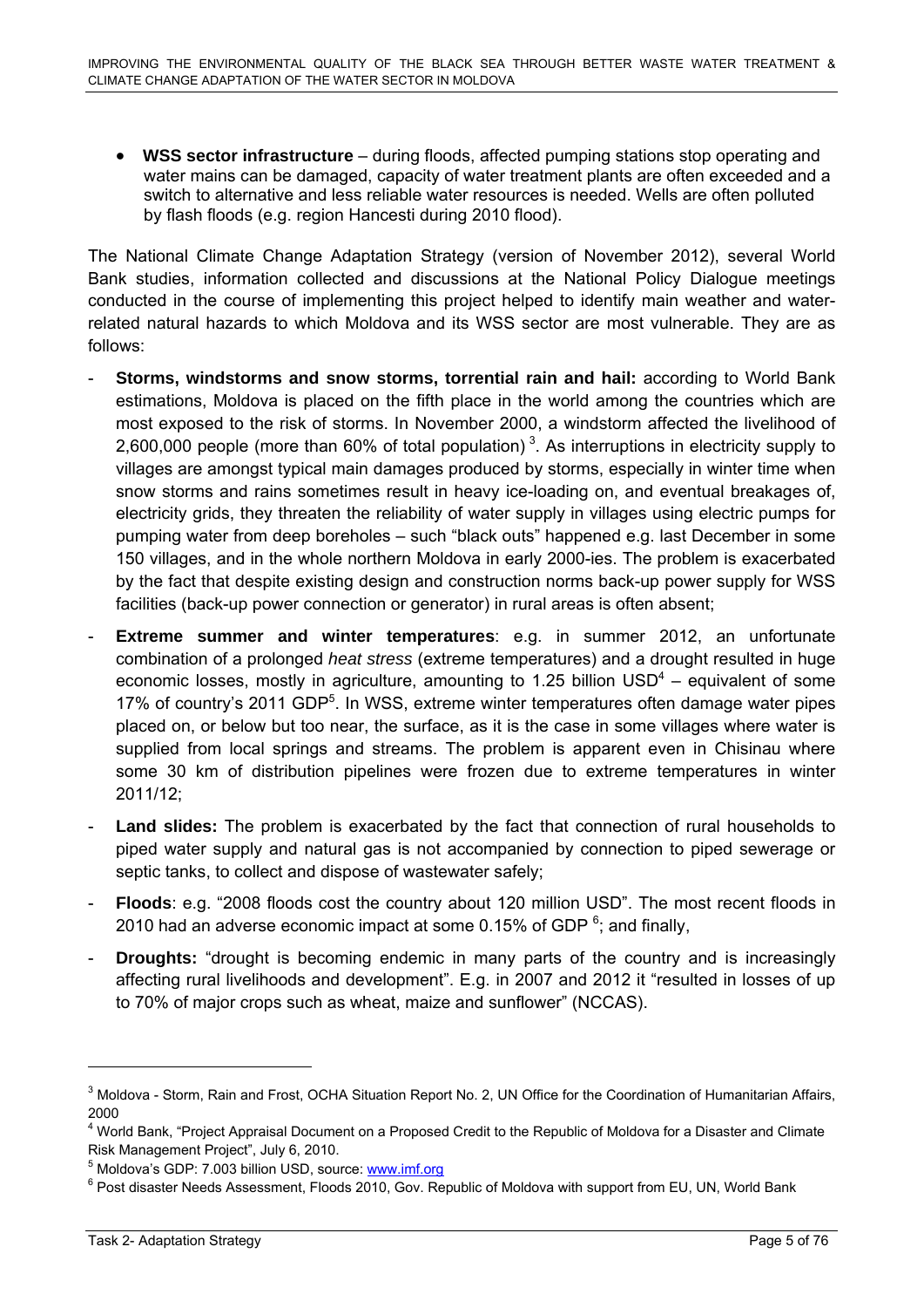- **WSS sector infrastructure** – during floods, affected pumping stations stop operating and water mains can be damaged, capacity of water treatment plants are often exceeded and a switch to alternative and less reliable water resources is needed. Wells are often polluted by flash floods (e.g. region Hancesti during 2010 flood).

The National Climate Change Adaptation Strategy (version of November 2012), several World Bank studies, information collected and discussions at the National Policy Dialogue meetings conducted in the course of implementing this project helped to identify main weather and water-related natural hazards to which Moldova and its WSS sector are most vulnerable. They are as follows:

- **Storms, windstorms and snow storms, torrential rain and hail:** according to World Bank estimations, Moldova is placed on the fifth place in the world among the countries which are most exposed to the risk of storms. In November 2000, a windstorm affected the livelihood of 2,600,000 people (more than 60% of total population) [3]. As interruptions in electricity supply to villages are amongst typical main damages produced by storms, especially in winter time when snow storms and rains sometimes result in heavy ice-loading on, and eventual breakages of, electricity grids, they threaten the reliability of water supply in villages using electric pumps for pumping water from deep boreholes – such "black outs" happened e.g. last December in some 150 villages, and in the whole northern Moldova in early 2000-ies. The problem is exacerbated by the fact that despite existing design and construction norms back-up power supply for WSS facilities (back-up power connection or generator) in rural areas is often absent;
- **Extreme summer and winter temperatures**: e.g. in summer 2012, an unfortunate combination of a prolonged *heat stress* (extreme temperatures) and a drought resulted in huge economic losses, mostly in agriculture, amounting to 1.25 billion USD[4] – equivalent of some 17% of country's 2011 GDP[5]. In WSS, extreme winter temperatures often damage water pipes placed on, or below but too near, the surface, as it is the case in some villages where water is supplied from local springs and streams. The problem is apparent even in Chisinau where some 30 km of distribution pipelines were frozen due to extreme temperatures in winter 2011/12;
- **Land slides:** The problem is exacerbated by the fact that connection of rural households to piped water supply and natural gas is not accompanied by connection to piped sewerage or septic tanks, to collect and dispose of wastewater safely;
- **Floods**: e.g. "2008 floods cost the country about 120 million USD". The most recent floods in 2010 had an adverse economic impact at some 0.15% of GDP [6]; and finally,
- **Droughts:** "drought is becoming endemic in many parts of the country and is increasingly affecting rural livelihoods and development". E.g. in 2007 and 2012 it "resulted in losses of up to 70% of major crops such as wheat, maize and sunflower" (NCCAS).

---

[3] Moldova - Storm, Rain and Frost, OCHA Situation Report No. 2, UN Office for the Coordination of Humanitarian Affairs, 2000

[4] World Bank, "Project Appraisal Document on a Proposed Credit to the Republic of Moldova for a Disaster and Climate Risk Management Project", July 6, 2010.

[5] Moldova's GDP: 7.003 billion USD, source: www.imf.org

[6] Post disaster Needs Assessment, Floods 2010, Gov. Republic of Moldova with support from EU, UN, World Bank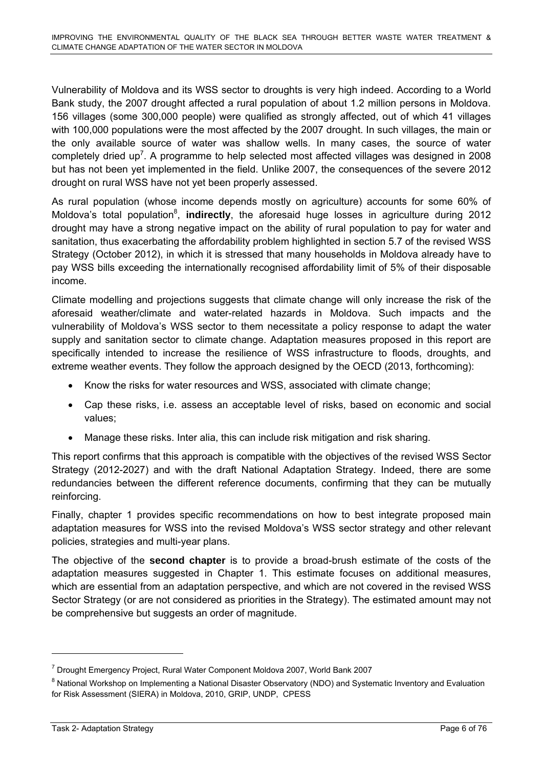Vulnerability of Moldova and its WSS sector to droughts is very high indeed. According to a World Bank study, the 2007 drought affected a rural population of about 1.2 million persons in Moldova. 156 villages (some 300,000 people) were qualified as strongly affected, out of which 41 villages with 100,000 populations were the most affected by the 2007 drought. In such villages, the main or the only available source of water was shallow wells. In many cases, the source of water completely dried up[7]. A programme to help selected most affected villages was designed in 2008 but has not been yet implemented in the field. Unlike 2007, the consequences of the severe 2012 drought on rural WSS have not yet been properly assessed.

As rural population (whose income depends mostly on agriculture) accounts for some 60% of Moldova's total population[8], **indirectly**, the aforesaid huge losses in agriculture during 2012 drought may have a strong negative impact on the ability of rural population to pay for water and sanitation, thus exacerbating the affordability problem highlighted in section 5.7 of the revised WSS Strategy (October 2012), in which it is stressed that many households in Moldova already have to pay WSS bills exceeding the internationally recognised affordability limit of 5% of their disposable income.

Climate modelling and projections suggests that climate change will only increase the risk of the aforesaid weather/climate and water-related hazards in Moldova. Such impacts and the vulnerability of Moldova's WSS sector to them necessitate a policy response to adapt the water supply and sanitation sector to climate change. Adaptation measures proposed in this report are specifically intended to increase the resilience of WSS infrastructure to floods, droughts, and extreme weather events. They follow the approach designed by the OECD (2013, forthcoming):

- Know the risks for water resources and WSS, associated with climate change;
- Cap these risks, i.e. assess an acceptable level of risks, based on economic and social values;
- Manage these risks. Inter alia, this can include risk mitigation and risk sharing.

This report confirms that this approach is compatible with the objectives of the revised WSS Sector Strategy (2012-2027) and with the draft National Adaptation Strategy. Indeed, there are some redundancies between the different reference documents, confirming that they can be mutually reinforcing.

Finally, chapter 1 provides specific recommendations on how to best integrate proposed main adaptation measures for WSS into the revised Moldova's WSS sector strategy and other relevant policies, strategies and multi-year plans.

The objective of the **second chapter** is to provide a broad-brush estimate of the costs of the adaptation measures suggested in Chapter 1. This estimate focuses on additional measures, which are essential from an adaptation perspective, and which are not covered in the revised WSS Sector Strategy (or are not considered as priorities in the Strategy). The estimated amount may not be comprehensive but suggests an order of magnitude.

---

[7] Drought Emergency Project, Rural Water Component Moldova 2007, World Bank 2007

[8] National Workshop on Implementing a National Disaster Observatory (NDO) and Systematic Inventory and Evaluation for Risk Assessment (SIERA) in Moldova, 2010, GRIP, UNDP, CPESS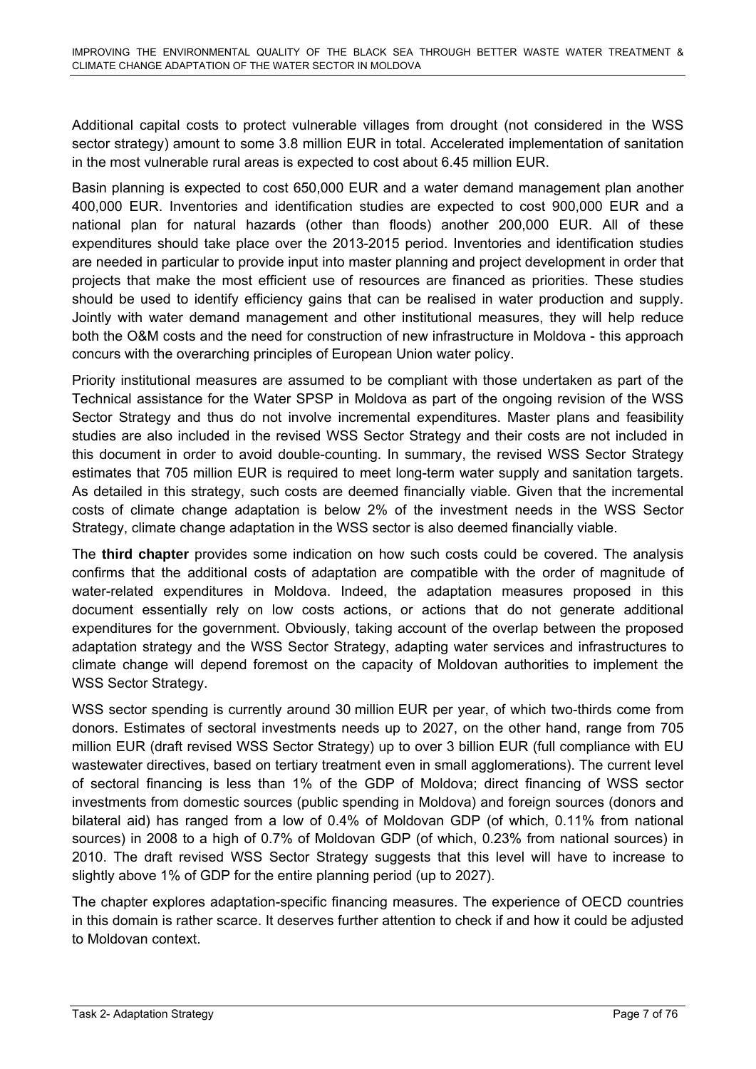Additional capital costs to protect vulnerable villages from drought (not considered in the WSS sector strategy) amount to some 3.8 million EUR in total. Accelerated implementation of sanitation in the most vulnerable rural areas is expected to cost about 6.45 million EUR.

Basin planning is expected to cost 650,000 EUR and a water demand management plan another 400,000 EUR. Inventories and identification studies are expected to cost 900,000 EUR and a national plan for natural hazards (other than floods) another 200,000 EUR. All of these expenditures should take place over the 2013-2015 period. Inventories and identification studies are needed in particular to provide input into master planning and project development in order that projects that make the most efficient use of resources are financed as priorities. These studies should be used to identify efficiency gains that can be realised in water production and supply. Jointly with water demand management and other institutional measures, they will help reduce both the O&M costs and the need for construction of new infrastructure in Moldova - this approach concurs with the overarching principles of European Union water policy.

Priority institutional measures are assumed to be compliant with those undertaken as part of the Technical assistance for the Water SPSP in Moldova as part of the ongoing revision of the WSS Sector Strategy and thus do not involve incremental expenditures. Master plans and feasibility studies are also included in the revised WSS Sector Strategy and their costs are not included in this document in order to avoid double-counting. In summary, the revised WSS Sector Strategy estimates that 705 million EUR is required to meet long-term water supply and sanitation targets. As detailed in this strategy, such costs are deemed financially viable. Given that the incremental costs of climate change adaptation is below 2% of the investment needs in the WSS Sector Strategy, climate change adaptation in the WSS sector is also deemed financially viable.

The **third chapter** provides some indication on how such costs could be covered. The analysis confirms that the additional costs of adaptation are compatible with the order of magnitude of water-related expenditures in Moldova. Indeed, the adaptation measures proposed in this document essentially rely on low costs actions, or actions that do not generate additional expenditures for the government. Obviously, taking account of the overlap between the proposed adaptation strategy and the WSS Sector Strategy, adapting water services and infrastructures to climate change will depend foremost on the capacity of Moldovan authorities to implement the WSS Sector Strategy.

WSS sector spending is currently around 30 million EUR per year, of which two-thirds come from donors. Estimates of sectoral investments needs up to 2027, on the other hand, range from 705 million EUR (draft revised WSS Sector Strategy) up to over 3 billion EUR (full compliance with EU wastewater directives, based on tertiary treatment even in small agglomerations). The current level of sectoral financing is less than 1% of the GDP of Moldova; direct financing of WSS sector investments from domestic sources (public spending in Moldova) and foreign sources (donors and bilateral aid) has ranged from a low of 0.4% of Moldovan GDP (of which, 0.11% from national sources) in 2008 to a high of 0.7% of Moldovan GDP (of which, 0.23% from national sources) in 2010. The draft revised WSS Sector Strategy suggests that this level will have to increase to slightly above 1% of GDP for the entire planning period (up to 2027).

The chapter explores adaptation-specific financing measures. The experience of OECD countries in this domain is rather scarce. It deserves further attention to check if and how it could be adjusted to Moldovan context.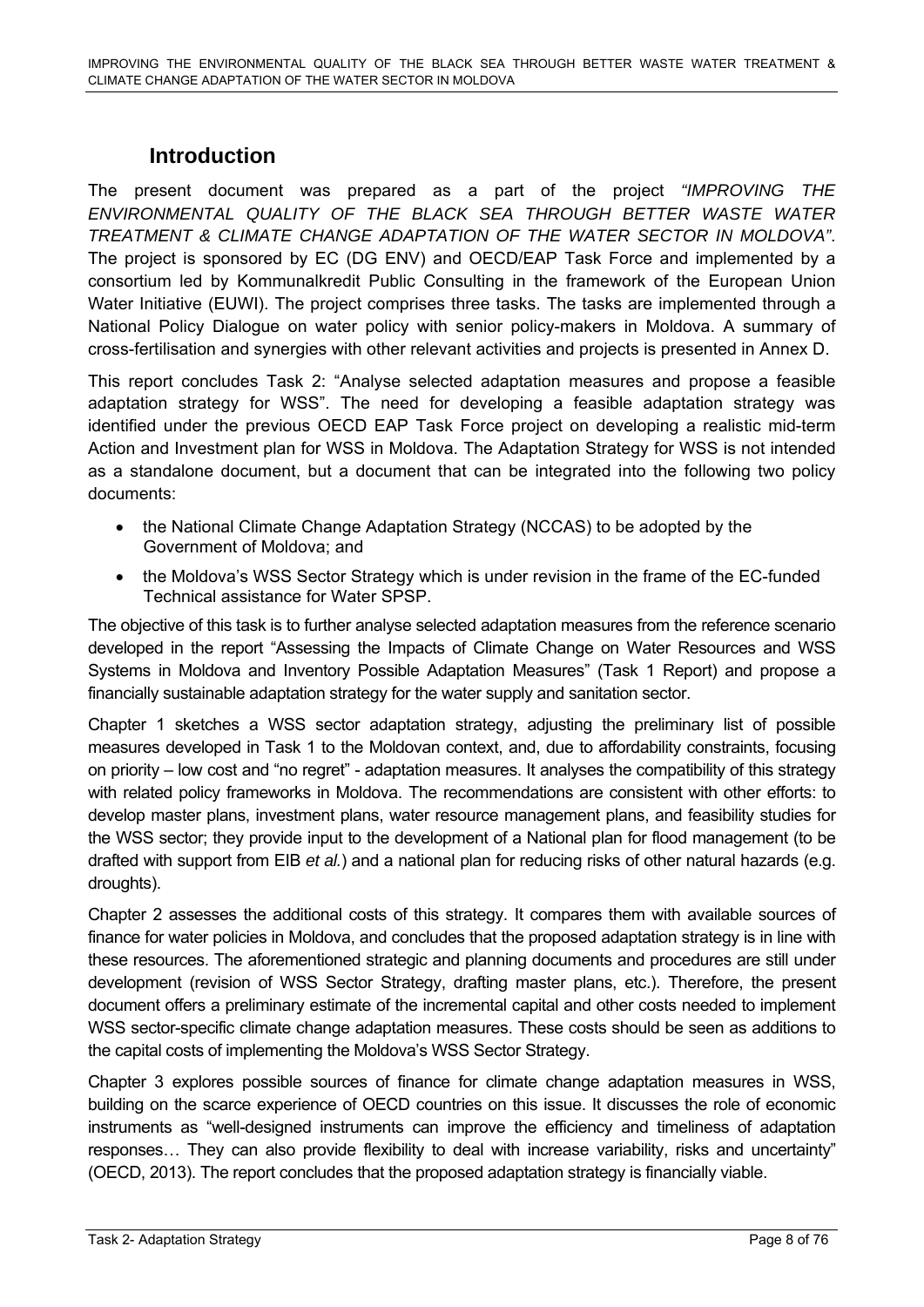# Introduction

The present document was prepared as a part of the project *"IMPROVING THE ENVIRONMENTAL QUALITY OF THE BLACK SEA THROUGH BETTER WASTE WATER TREATMENT & CLIMATE CHANGE ADAPTATION OF THE WATER SECTOR IN MOLDOVA"*. The project is sponsored by EC (DG ENV) and OECD/EAP Task Force and implemented by a consortium led by Kommunalkredit Public Consulting in the framework of the European Union Water Initiative (EUWI). The project comprises three tasks. The tasks are implemented through a National Policy Dialogue on water policy with senior policy-makers in Moldova. A summary of cross-fertilisation and synergies with other relevant activities and projects is presented in Annex D.

This report concludes Task 2: "Analyse selected adaptation measures and propose a feasible adaptation strategy for WSS". The need for developing a feasible adaptation strategy was identified under the previous OECD EAP Task Force project on developing a realistic mid-term Action and Investment plan for WSS in Moldova. The Adaptation Strategy for WSS is not intended as a standalone document, but a document that can be integrated into the following two policy documents:

- the National Climate Change Adaptation Strategy (NCCAS) to be adopted by the Government of Moldova; and
- the Moldova's WSS Sector Strategy which is under revision in the frame of the EC-funded Technical assistance for Water SPSP.

The objective of this task is to further analyse selected adaptation measures from the reference scenario developed in the report "Assessing the Impacts of Climate Change on Water Resources and WSS Systems in Moldova and Inventory Possible Adaptation Measures" (Task 1 Report) and propose a financially sustainable adaptation strategy for the water supply and sanitation sector.

Chapter 1 sketches a WSS sector adaptation strategy, adjusting the preliminary list of possible measures developed in Task 1 to the Moldovan context, and, due to affordability constraints, focusing on priority – low cost and "no regret" - adaptation measures. It analyses the compatibility of this strategy with related policy frameworks in Moldova. The recommendations are consistent with other efforts: to develop master plans, investment plans, water resource management plans, and feasibility studies for the WSS sector; they provide input to the development of a National plan for flood management (to be drafted with support from EIB *et al.*) and a national plan for reducing risks of other natural hazards (e.g. droughts).

Chapter 2 assesses the additional costs of this strategy. It compares them with available sources of finance for water policies in Moldova, and concludes that the proposed adaptation strategy is in line with these resources. The aforementioned strategic and planning documents and procedures are still under development (revision of WSS Sector Strategy, drafting master plans, etc.). Therefore, the present document offers a preliminary estimate of the incremental capital and other costs needed to implement WSS sector-specific climate change adaptation measures. These costs should be seen as additions to the capital costs of implementing the Moldova's WSS Sector Strategy.

Chapter 3 explores possible sources of finance for climate change adaptation measures in WSS, building on the scarce experience of OECD countries on this issue. It discusses the role of economic instruments as "well-designed instruments can improve the efficiency and timeliness of adaptation responses… They can also provide flexibility to deal with increase variability, risks and uncertainty" (OECD, 2013). The report concludes that the proposed adaptation strategy is financially viable.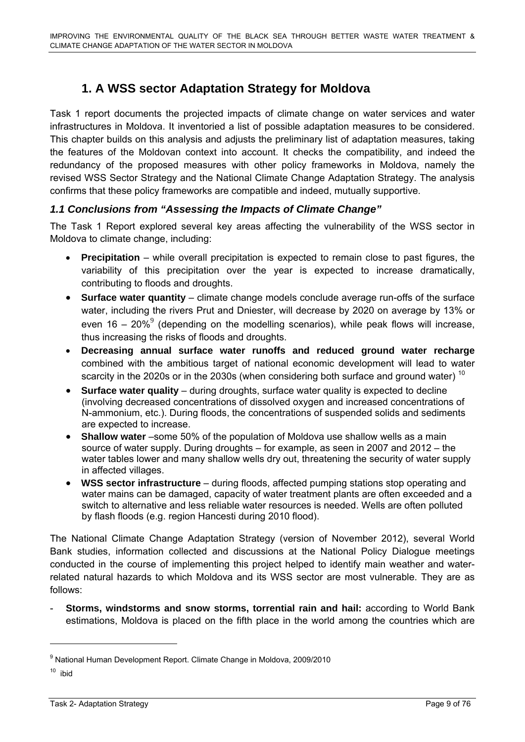# 1. A WSS sector Adaptation Strategy for Moldova

Task 1 report documents the projected impacts of climate change on water services and water infrastructures in Moldova. It inventoried a list of possible adaptation measures to be considered. This chapter builds on this analysis and adjusts the preliminary list of adaptation measures, taking the features of the Moldovan context into account. It checks the compatibility, and indeed the redundancy of the proposed measures with other policy frameworks in Moldova, namely the revised WSS Sector Strategy and the National Climate Change Adaptation Strategy. The analysis confirms that these policy frameworks are compatible and indeed, mutually supportive.

## *1.1 Conclusions from "Assessing the Impacts of Climate Change"*

The Task 1 Report explored several key areas affecting the vulnerability of the WSS sector in Moldova to climate change, including:

- **Precipitation** – while overall precipitation is expected to remain close to past figures, the variability of this precipitation over the year is expected to increase dramatically, contributing to floods and droughts.
- **Surface water quantity** – climate change models conclude average run-offs of the surface water, including the rivers Prut and Dniester, will decrease by 2020 on average by 13% or even 16 – 20%[9] (depending on the modelling scenarios), while peak flows will increase, thus increasing the risks of floods and droughts.
- **Decreasing annual surface water runoffs and reduced ground water recharge** combined with the ambitious target of national economic development will lead to water scarcity in the 2020s or in the 2030s (when considering both surface and ground water) [10]
- **Surface water quality** – during droughts, surface water quality is expected to decline (involving decreased concentrations of dissolved oxygen and increased concentrations of N-ammonium, etc.). During floods, the concentrations of suspended solids and sediments are expected to increase.
- **Shallow water** –some 50% of the population of Moldova use shallow wells as a main source of water supply. During droughts – for example, as seen in 2007 and 2012 – the water tables lower and many shallow wells dry out, threatening the security of water supply in affected villages.
- **WSS sector infrastructure** – during floods, affected pumping stations stop operating and water mains can be damaged, capacity of water treatment plants are often exceeded and a switch to alternative and less reliable water resources is needed. Wells are often polluted by flash floods (e.g. region Hancesti during 2010 flood).

The National Climate Change Adaptation Strategy (version of November 2012), several World Bank studies, information collected and discussions at the National Policy Dialogue meetings conducted in the course of implementing this project helped to identify main weather and water-related natural hazards to which Moldova and its WSS sector are most vulnerable. They are as follows:

- **Storms, windstorms and snow storms, torrential rain and hail:** according to World Bank estimations, Moldova is placed on the fifth place in the world among the countries which are

[9] National Human Development Report. Climate Change in Moldova, 2009/2010

[10] ibid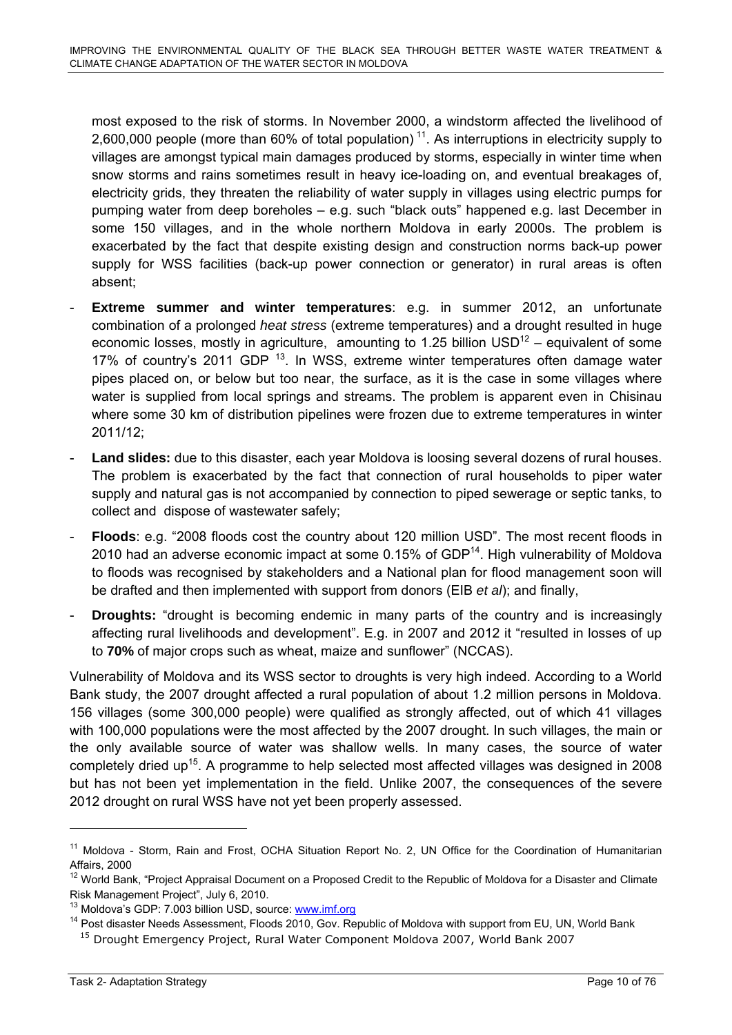most exposed to the risk of storms. In November 2000, a windstorm affected the livelihood of 2,600,000 people (more than 60% of total population) [11]. As interruptions in electricity supply to villages are amongst typical main damages produced by storms, especially in winter time when snow storms and rains sometimes result in heavy ice-loading on, and eventual breakages of, electricity grids, they threaten the reliability of water supply in villages using electric pumps for pumping water from deep boreholes – e.g. such "black outs" happened e.g. last December in some 150 villages, and in the whole northern Moldova in early 2000s. The problem is exacerbated by the fact that despite existing design and construction norms back-up power supply for WSS facilities (back-up power connection or generator) in rural areas is often absent;

- **Extreme summer and winter temperatures**: e.g. in summer 2012, an unfortunate combination of a prolonged *heat stress* (extreme temperatures) and a drought resulted in huge economic losses, mostly in agriculture, amounting to 1.25 billion USD[12] – equivalent of some 17% of country's 2011 GDP [13]. In WSS, extreme winter temperatures often damage water pipes placed on, or below but too near, the surface, as it is the case in some villages where water is supplied from local springs and streams. The problem is apparent even in Chisinau where some 30 km of distribution pipelines were frozen due to extreme temperatures in winter 2011/12;
- **Land slides:** due to this disaster, each year Moldova is loosing several dozens of rural houses. The problem is exacerbated by the fact that connection of rural households to piper water supply and natural gas is not accompanied by connection to piped sewerage or septic tanks, to collect and dispose of wastewater safely;
- **Floods**: e.g. "2008 floods cost the country about 120 million USD". The most recent floods in 2010 had an adverse economic impact at some 0.15% of GDP[14]. High vulnerability of Moldova to floods was recognised by stakeholders and a National plan for flood management soon will be drafted and then implemented with support from donors (EIB *et al*); and finally,
- **Droughts:** "drought is becoming endemic in many parts of the country and is increasingly affecting rural livelihoods and development". E.g. in 2007 and 2012 it "resulted in losses of up to **70%** of major crops such as wheat, maize and sunflower" (NCCAS).

Vulnerability of Moldova and its WSS sector to droughts is very high indeed. According to a World Bank study, the 2007 drought affected a rural population of about 1.2 million persons in Moldova. 156 villages (some 300,000 people) were qualified as strongly affected, out of which 41 villages with 100,000 populations were the most affected by the 2007 drought. In such villages, the main or the only available source of water was shallow wells. In many cases, the source of water completely dried up[15]. A programme to help selected most affected villages was designed in 2008 but has not been yet implementation in the field. Unlike 2007, the consequences of the severe 2012 drought on rural WSS have not yet been properly assessed.

---

[11] Moldova - Storm, Rain and Frost, OCHA Situation Report No. 2, UN Office for the Coordination of Humanitarian Affairs, 2000

[12] World Bank, "Project Appraisal Document on a Proposed Credit to the Republic of Moldova for a Disaster and Climate Risk Management Project", July 6, 2010.

[13] Moldova's GDP: 7.003 billion USD, source: www.imf.org

[14] Post disaster Needs Assessment, Floods 2010, Gov. Republic of Moldova with support from EU, UN, World Bank

[15] Drought Emergency Project, Rural Water Component Moldova 2007, World Bank 2007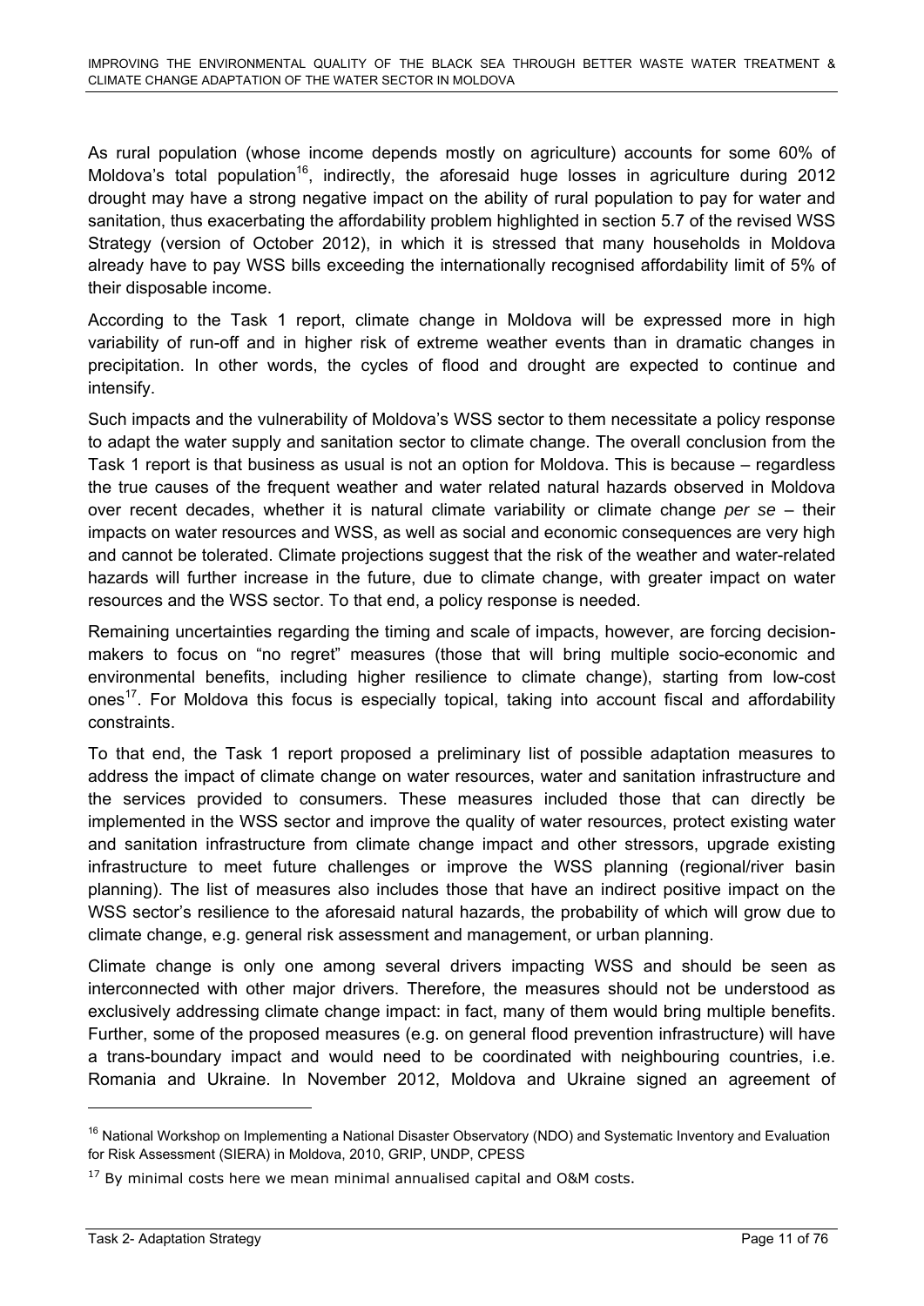As rural population (whose income depends mostly on agriculture) accounts for some 60% of Moldova's total population[16], indirectly, the aforesaid huge losses in agriculture during 2012 drought may have a strong negative impact on the ability of rural population to pay for water and sanitation, thus exacerbating the affordability problem highlighted in section 5.7 of the revised WSS Strategy (version of October 2012), in which it is stressed that many households in Moldova already have to pay WSS bills exceeding the internationally recognised affordability limit of 5% of their disposable income.

According to the Task 1 report, climate change in Moldova will be expressed more in high variability of run-off and in higher risk of extreme weather events than in dramatic changes in precipitation. In other words, the cycles of flood and drought are expected to continue and intensify.

Such impacts and the vulnerability of Moldova's WSS sector to them necessitate a policy response to adapt the water supply and sanitation sector to climate change. The overall conclusion from the Task 1 report is that business as usual is not an option for Moldova. This is because – regardless the true causes of the frequent weather and water related natural hazards observed in Moldova over recent decades, whether it is natural climate variability or climate change *per se* – their impacts on water resources and WSS, as well as social and economic consequences are very high and cannot be tolerated. Climate projections suggest that the risk of the weather and water-related hazards will further increase in the future, due to climate change, with greater impact on water resources and the WSS sector. To that end, a policy response is needed.

Remaining uncertainties regarding the timing and scale of impacts, however, are forcing decision-makers to focus on "no regret" measures (those that will bring multiple socio-economic and environmental benefits, including higher resilience to climate change), starting from low-cost ones[17]. For Moldova this focus is especially topical, taking into account fiscal and affordability constraints.

To that end, the Task 1 report proposed a preliminary list of possible adaptation measures to address the impact of climate change on water resources, water and sanitation infrastructure and the services provided to consumers. These measures included those that can directly be implemented in the WSS sector and improve the quality of water resources, protect existing water and sanitation infrastructure from climate change impact and other stressors, upgrade existing infrastructure to meet future challenges or improve the WSS planning (regional/river basin planning). The list of measures also includes those that have an indirect positive impact on the WSS sector's resilience to the aforesaid natural hazards, the probability of which will grow due to climate change, e.g. general risk assessment and management, or urban planning.

Climate change is only one among several drivers impacting WSS and should be seen as interconnected with other major drivers. Therefore, the measures should not be understood as exclusively addressing climate change impact: in fact, many of them would bring multiple benefits. Further, some of the proposed measures (e.g. on general flood prevention infrastructure) will have a trans-boundary impact and would need to be coordinated with neighbouring countries, i.e. Romania and Ukraine. In November 2012, Moldova and Ukraine signed an agreement of

---

[16] National Workshop on Implementing a National Disaster Observatory (NDO) and Systematic Inventory and Evaluation for Risk Assessment (SIERA) in Moldova, 2010, GRIP, UNDP, CPESS

[17] By minimal costs here we mean minimal annualised capital and O&M costs.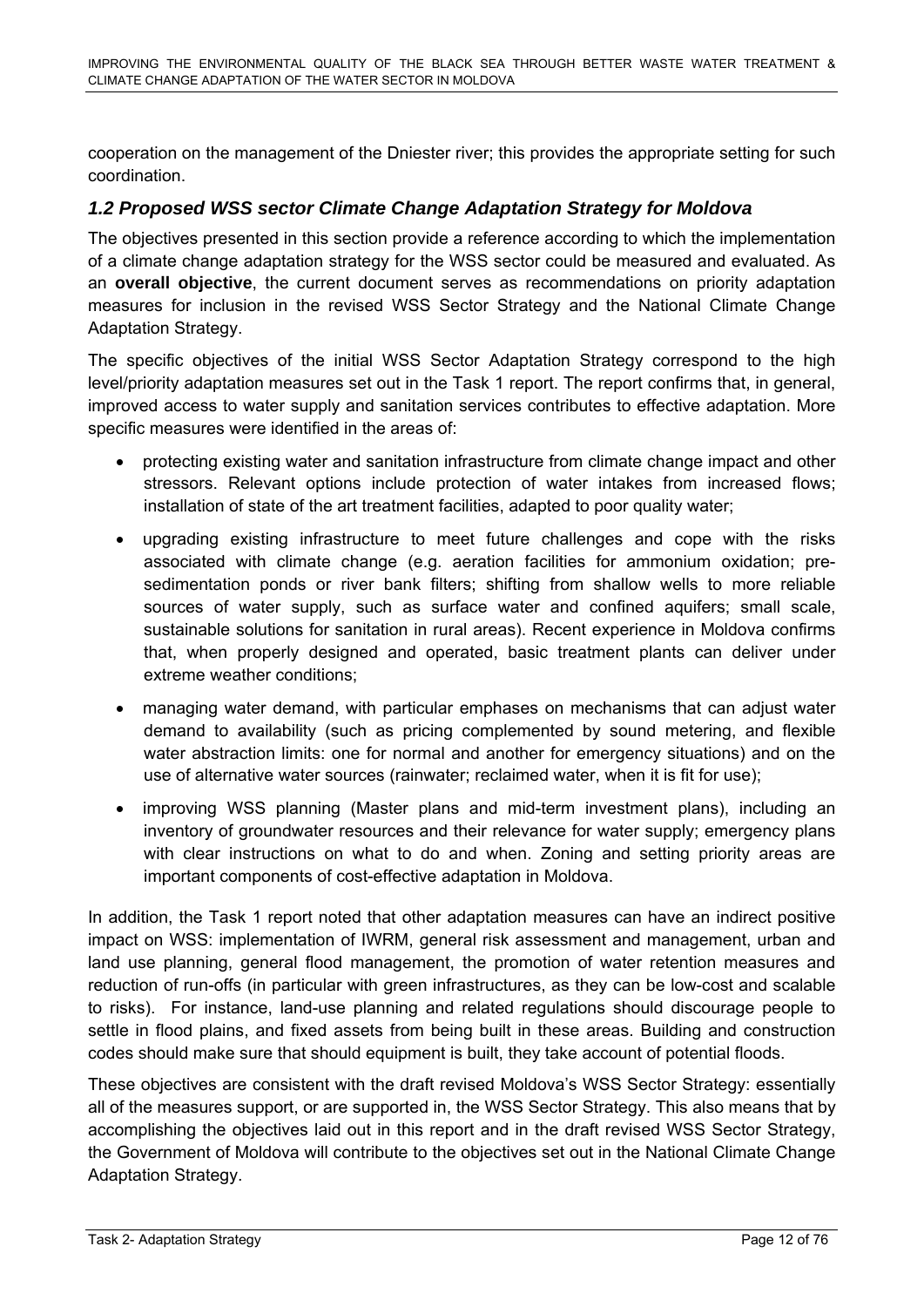cooperation on the management of the Dniester river; this provides the appropriate setting for such coordination.

### *1.2 Proposed WSS sector Climate Change Adaptation Strategy for Moldova*

The objectives presented in this section provide a reference according to which the implementation of a climate change adaptation strategy for the WSS sector could be measured and evaluated. As an **overall objective**, the current document serves as recommendations on priority adaptation measures for inclusion in the revised WSS Sector Strategy and the National Climate Change Adaptation Strategy.

The specific objectives of the initial WSS Sector Adaptation Strategy correspond to the high level/priority adaptation measures set out in the Task 1 report. The report confirms that, in general, improved access to water supply and sanitation services contributes to effective adaptation. More specific measures were identified in the areas of:

- protecting existing water and sanitation infrastructure from climate change impact and other stressors. Relevant options include protection of water intakes from increased flows; installation of state of the art treatment facilities, adapted to poor quality water;
- upgrading existing infrastructure to meet future challenges and cope with the risks associated with climate change (e.g. aeration facilities for ammonium oxidation; pre-sedimentation ponds or river bank filters; shifting from shallow wells to more reliable sources of water supply, such as surface water and confined aquifers; small scale, sustainable solutions for sanitation in rural areas). Recent experience in Moldova confirms that, when properly designed and operated, basic treatment plants can deliver under extreme weather conditions;
- managing water demand, with particular emphases on mechanisms that can adjust water demand to availability (such as pricing complemented by sound metering, and flexible water abstraction limits: one for normal and another for emergency situations) and on the use of alternative water sources (rainwater; reclaimed water, when it is fit for use);
- improving WSS planning (Master plans and mid-term investment plans), including an inventory of groundwater resources and their relevance for water supply; emergency plans with clear instructions on what to do and when. Zoning and setting priority areas are important components of cost-effective adaptation in Moldova.

In addition, the Task 1 report noted that other adaptation measures can have an indirect positive impact on WSS: implementation of IWRM, general risk assessment and management, urban and land use planning, general flood management, the promotion of water retention measures and reduction of run-offs (in particular with green infrastructures, as they can be low-cost and scalable to risks). For instance, land-use planning and related regulations should discourage people to settle in flood plains, and fixed assets from being built in these areas. Building and construction codes should make sure that should equipment is built, they take account of potential floods.

These objectives are consistent with the draft revised Moldova's WSS Sector Strategy: essentially all of the measures support, or are supported in, the WSS Sector Strategy. This also means that by accomplishing the objectives laid out in this report and in the draft revised WSS Sector Strategy, the Government of Moldova will contribute to the objectives set out in the National Climate Change Adaptation Strategy.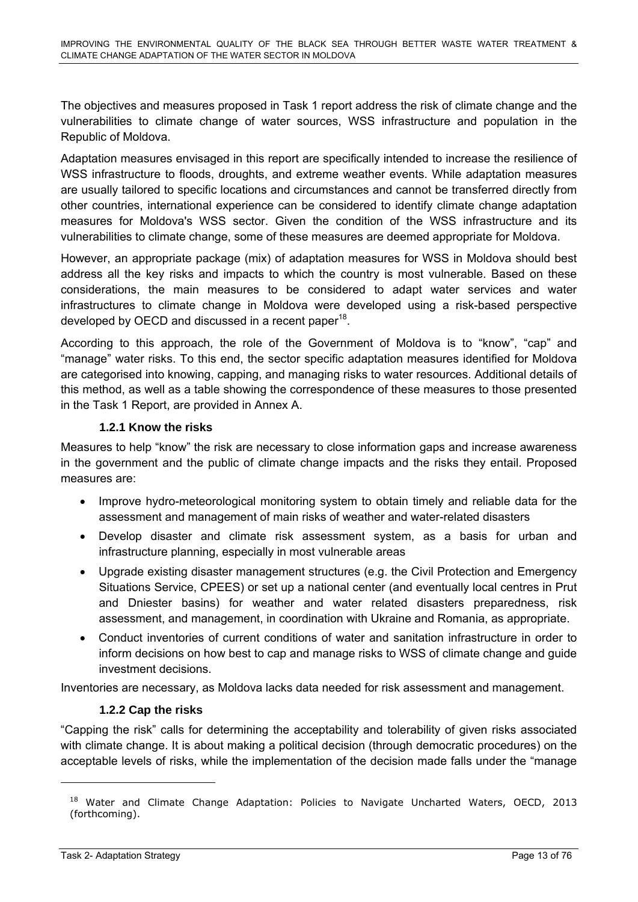The objectives and measures proposed in Task 1 report address the risk of climate change and the vulnerabilities to climate change of water sources, WSS infrastructure and population in the Republic of Moldova.

Adaptation measures envisaged in this report are specifically intended to increase the resilience of WSS infrastructure to floods, droughts, and extreme weather events. While adaptation measures are usually tailored to specific locations and circumstances and cannot be transferred directly from other countries, international experience can be considered to identify climate change adaptation measures for Moldova's WSS sector. Given the condition of the WSS infrastructure and its vulnerabilities to climate change, some of these measures are deemed appropriate for Moldova.

However, an appropriate package (mix) of adaptation measures for WSS in Moldova should best address all the key risks and impacts to which the country is most vulnerable. Based on these considerations, the main measures to be considered to adapt water services and water infrastructures to climate change in Moldova were developed using a risk-based perspective developed by OECD and discussed in a recent paper[18].

According to this approach, the role of the Government of Moldova is to "know", "cap" and "manage" water risks. To this end, the sector specific adaptation measures identified for Moldova are categorised into knowing, capping, and managing risks to water resources. Additional details of this method, as well as a table showing the correspondence of these measures to those presented in the Task 1 Report, are provided in Annex A.

### 1.2.1 Know the risks

Measures to help "know" the risk are necessary to close information gaps and increase awareness in the government and the public of climate change impacts and the risks they entail. Proposed measures are:

- Improve hydro-meteorological monitoring system to obtain timely and reliable data for the assessment and management of main risks of weather and water-related disasters
- Develop disaster and climate risk assessment system, as a basis for urban and infrastructure planning, especially in most vulnerable areas
- Upgrade existing disaster management structures (e.g. the Civil Protection and Emergency Situations Service, CPEES) or set up a national center (and eventually local centres in Prut and Dniester basins) for weather and water related disasters preparedness, risk assessment, and management, in coordination with Ukraine and Romania, as appropriate.
- Conduct inventories of current conditions of water and sanitation infrastructure in order to inform decisions on how best to cap and manage risks to WSS of climate change and guide investment decisions.

Inventories are necessary, as Moldova lacks data needed for risk assessment and management.

### 1.2.2 Cap the risks

"Capping the risk" calls for determining the acceptability and tolerability of given risks associated with climate change. It is about making a political decision (through democratic procedures) on the acceptable levels of risks, while the implementation of the decision made falls under the "manage

[18] Water and Climate Change Adaptation: Policies to Navigate Uncharted Waters, OECD, 2013 (forthcoming).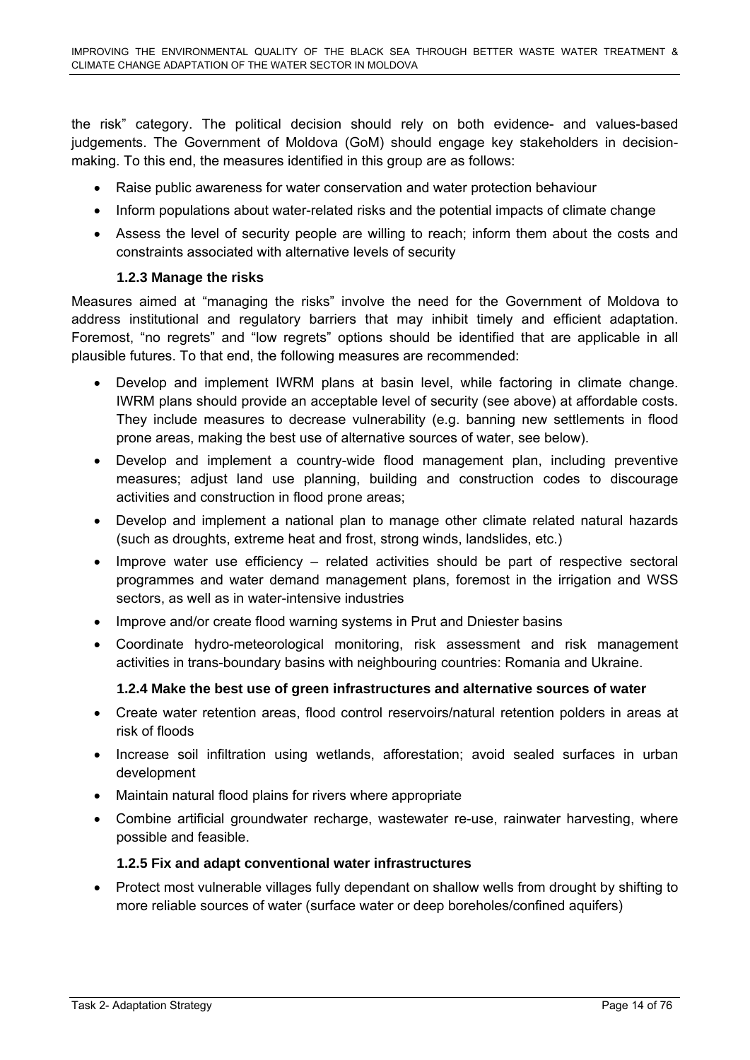the risk" category. The political decision should rely on both evidence- and values-based judgements. The Government of Moldova (GoM) should engage key stakeholders in decision-making. To this end, the measures identified in this group are as follows:

- Raise public awareness for water conservation and water protection behaviour
- Inform populations about water-related risks and the potential impacts of climate change
- Assess the level of security people are willing to reach; inform them about the costs and constraints associated with alternative levels of security

### 1.2.3 Manage the risks

Measures aimed at "managing the risks" involve the need for the Government of Moldova to address institutional and regulatory barriers that may inhibit timely and efficient adaptation. Foremost, "no regrets" and "low regrets" options should be identified that are applicable in all plausible futures. To that end, the following measures are recommended:

- Develop and implement IWRM plans at basin level, while factoring in climate change. IWRM plans should provide an acceptable level of security (see above) at affordable costs. They include measures to decrease vulnerability (e.g. banning new settlements in flood prone areas, making the best use of alternative sources of water, see below).
- Develop and implement a country-wide flood management plan, including preventive measures; adjust land use planning, building and construction codes to discourage activities and construction in flood prone areas;
- Develop and implement a national plan to manage other climate related natural hazards (such as droughts, extreme heat and frost, strong winds, landslides, etc.)
- Improve water use efficiency – related activities should be part of respective sectoral programmes and water demand management plans, foremost in the irrigation and WSS sectors, as well as in water-intensive industries
- Improve and/or create flood warning systems in Prut and Dniester basins
- Coordinate hydro-meteorological monitoring, risk assessment and risk management activities in trans-boundary basins with neighbouring countries: Romania and Ukraine.

### 1.2.4 Make the best use of green infrastructures and alternative sources of water

- Create water retention areas, flood control reservoirs/natural retention polders in areas at risk of floods
- Increase soil infiltration using wetlands, afforestation; avoid sealed surfaces in urban development
- Maintain natural flood plains for rivers where appropriate
- Combine artificial groundwater recharge, wastewater re-use, rainwater harvesting, where possible and feasible.

### 1.2.5 Fix and adapt conventional water infrastructures

- Protect most vulnerable villages fully dependant on shallow wells from drought by shifting to more reliable sources of water (surface water or deep boreholes/confined aquifers)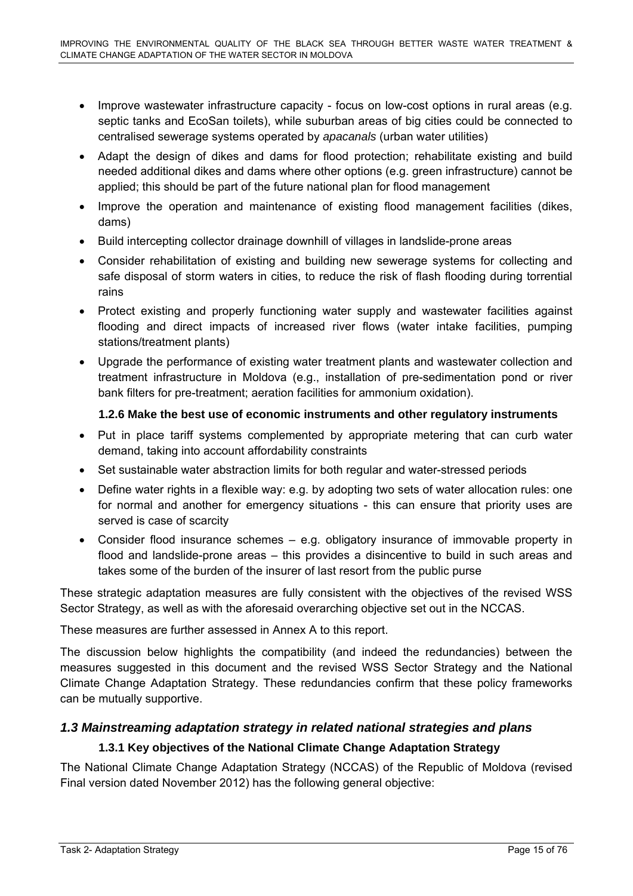- Improve wastewater infrastructure capacity - focus on low-cost options in rural areas (e.g. septic tanks and EcoSan toilets), while suburban areas of big cities could be connected to centralised sewerage systems operated by *apacanals* (urban water utilities)
- Adapt the design of dikes and dams for flood protection; rehabilitate existing and build needed additional dikes and dams where other options (e.g. green infrastructure) cannot be applied; this should be part of the future national plan for flood management
- Improve the operation and maintenance of existing flood management facilities (dikes, dams)
- Build intercepting collector drainage downhill of villages in landslide-prone areas
- Consider rehabilitation of existing and building new sewerage systems for collecting and safe disposal of storm waters in cities, to reduce the risk of flash flooding during torrential rains
- Protect existing and properly functioning water supply and wastewater facilities against flooding and direct impacts of increased river flows (water intake facilities, pumping stations/treatment plants)
- Upgrade the performance of existing water treatment plants and wastewater collection and treatment infrastructure in Moldova (e.g., installation of pre-sedimentation pond or river bank filters for pre-treatment; aeration facilities for ammonium oxidation).

#### 1.2.6 Make the best use of economic instruments and other regulatory instruments

- Put in place tariff systems complemented by appropriate metering that can curb water demand, taking into account affordability constraints
- Set sustainable water abstraction limits for both regular and water-stressed periods
- Define water rights in a flexible way: e.g. by adopting two sets of water allocation rules: one for normal and another for emergency situations - this can ensure that priority uses are served is case of scarcity
- Consider flood insurance schemes – e.g. obligatory insurance of immovable property in flood and landslide-prone areas – this provides a disincentive to build in such areas and takes some of the burden of the insurer of last resort from the public purse

These strategic adaptation measures are fully consistent with the objectives of the revised WSS Sector Strategy, as well as with the aforesaid overarching objective set out in the NCCAS.

These measures are further assessed in Annex A to this report.

The discussion below highlights the compatibility (and indeed the redundancies) between the measures suggested in this document and the revised WSS Sector Strategy and the National Climate Change Adaptation Strategy. These redundancies confirm that these policy frameworks can be mutually supportive.

### *1.3 Mainstreaming adaptation strategy in related national strategies and plans*

#### 1.3.1 Key objectives of the National Climate Change Adaptation Strategy

The National Climate Change Adaptation Strategy (NCCAS) of the Republic of Moldova (revised Final version dated November 2012) has the following general objective: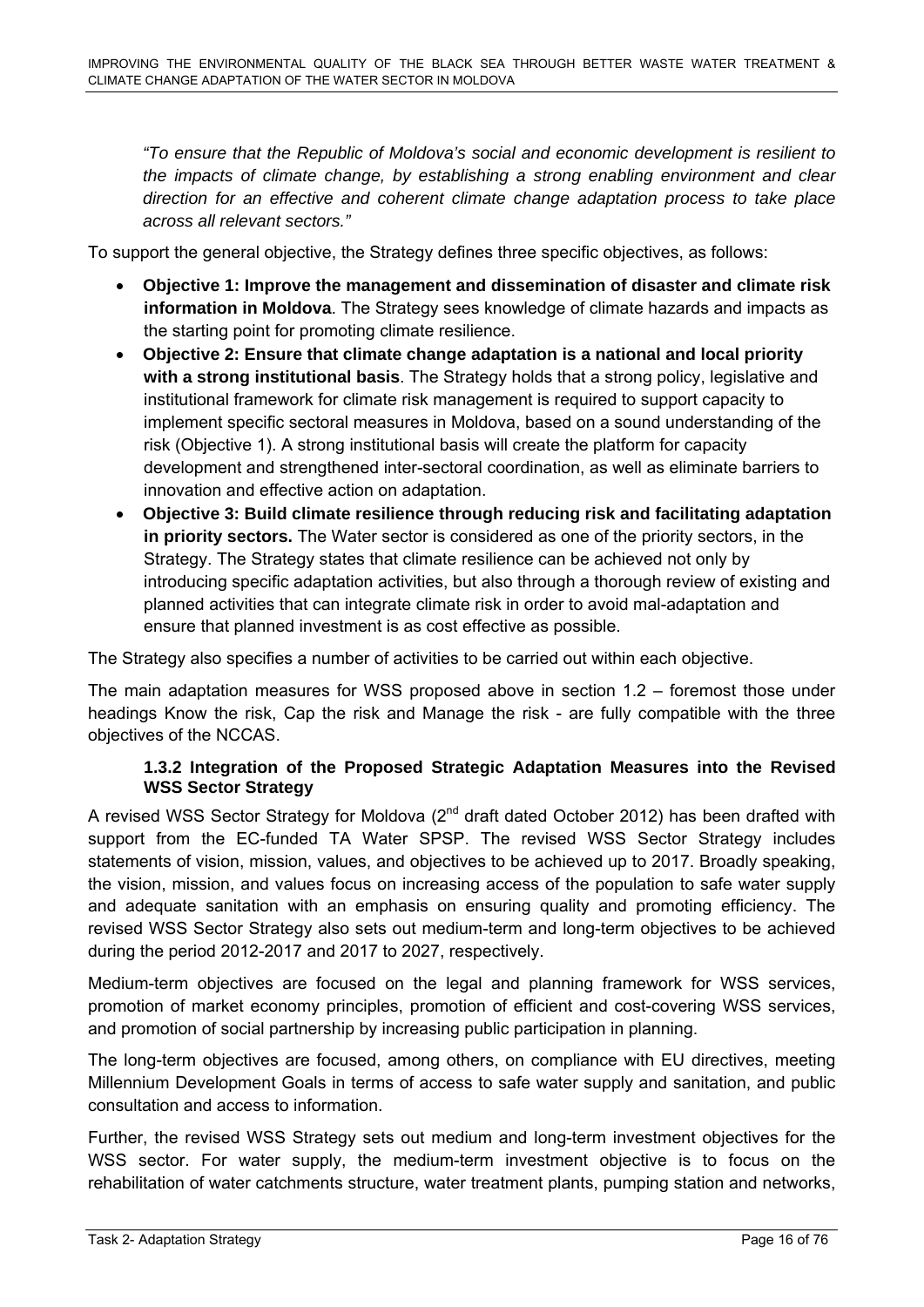*"To ensure that the Republic of Moldova's social and economic development is resilient to the impacts of climate change, by establishing a strong enabling environment and clear direction for an effective and coherent climate change adaptation process to take place across all relevant sectors."*

To support the general objective, the Strategy defines three specific objectives, as follows:

- **Objective 1: Improve the management and dissemination of disaster and climate risk information in Moldova**. The Strategy sees knowledge of climate hazards and impacts as the starting point for promoting climate resilience.
- **Objective 2: Ensure that climate change adaptation is a national and local priority with a strong institutional basis**. The Strategy holds that a strong policy, legislative and institutional framework for climate risk management is required to support capacity to implement specific sectoral measures in Moldova, based on a sound understanding of the risk (Objective 1). A strong institutional basis will create the platform for capacity development and strengthened inter-sectoral coordination, as well as eliminate barriers to innovation and effective action on adaptation.
- **Objective 3: Build climate resilience through reducing risk and facilitating adaptation in priority sectors.** The Water sector is considered as one of the priority sectors, in the Strategy. The Strategy states that climate resilience can be achieved not only by introducing specific adaptation activities, but also through a thorough review of existing and planned activities that can integrate climate risk in order to avoid mal-adaptation and ensure that planned investment is as cost effective as possible.

The Strategy also specifies a number of activities to be carried out within each objective.

The main adaptation measures for WSS proposed above in section 1.2 – foremost those under headings Know the risk, Cap the risk and Manage the risk - are fully compatible with the three objectives of the NCCAS.

### 1.3.2 Integration of the Proposed Strategic Adaptation Measures into the Revised WSS Sector Strategy

A revised WSS Sector Strategy for Moldova (2nd draft dated October 2012) has been drafted with support from the EC-funded TA Water SPSP. The revised WSS Sector Strategy includes statements of vision, mission, values, and objectives to be achieved up to 2017. Broadly speaking, the vision, mission, and values focus on increasing access of the population to safe water supply and adequate sanitation with an emphasis on ensuring quality and promoting efficiency. The revised WSS Sector Strategy also sets out medium-term and long-term objectives to be achieved during the period 2012-2017 and 2017 to 2027, respectively.

Medium-term objectives are focused on the legal and planning framework for WSS services, promotion of market economy principles, promotion of efficient and cost-covering WSS services, and promotion of social partnership by increasing public participation in planning.

The long-term objectives are focused, among others, on compliance with EU directives, meeting Millennium Development Goals in terms of access to safe water supply and sanitation, and public consultation and access to information.

Further, the revised WSS Strategy sets out medium and long-term investment objectives for the WSS sector. For water supply, the medium-term investment objective is to focus on the rehabilitation of water catchments structure, water treatment plants, pumping station and networks,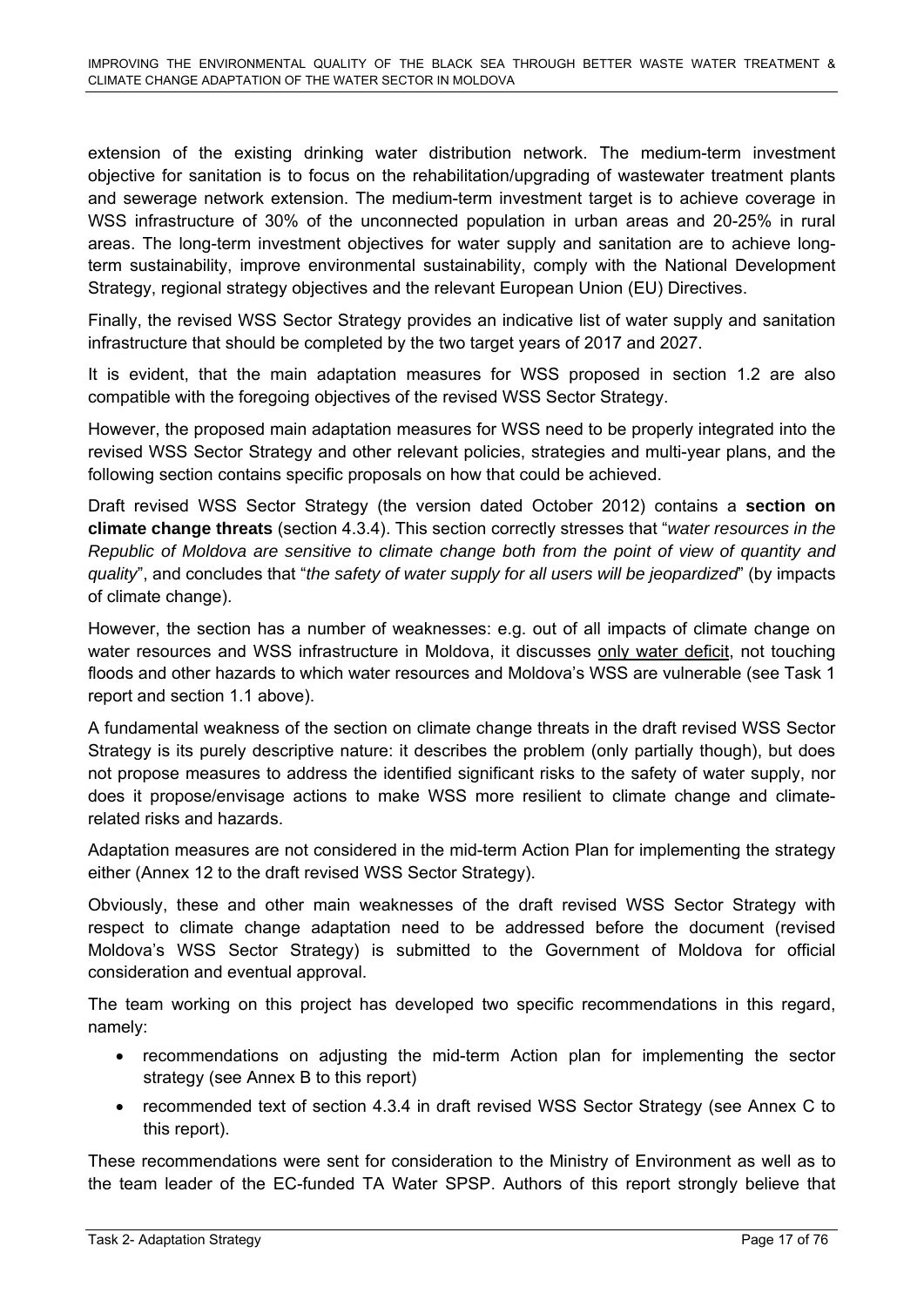extension of the existing drinking water distribution network. The medium-term investment objective for sanitation is to focus on the rehabilitation/upgrading of wastewater treatment plants and sewerage network extension. The medium-term investment target is to achieve coverage in WSS infrastructure of 30% of the unconnected population in urban areas and 20-25% in rural areas. The long-term investment objectives for water supply and sanitation are to achieve long-term sustainability, improve environmental sustainability, comply with the National Development Strategy, regional strategy objectives and the relevant European Union (EU) Directives.

Finally, the revised WSS Sector Strategy provides an indicative list of water supply and sanitation infrastructure that should be completed by the two target years of 2017 and 2027.

It is evident, that the main adaptation measures for WSS proposed in section 1.2 are also compatible with the foregoing objectives of the revised WSS Sector Strategy.

However, the proposed main adaptation measures for WSS need to be properly integrated into the revised WSS Sector Strategy and other relevant policies, strategies and multi-year plans, and the following section contains specific proposals on how that could be achieved.

Draft revised WSS Sector Strategy (the version dated October 2012) contains a **section on climate change threats** (section 4.3.4). This section correctly stresses that "*water resources in the Republic of Moldova are sensitive to climate change both from the point of view of quantity and quality*", and concludes that "*the safety of water supply for all users will be jeopardized*" (by impacts of climate change).

However, the section has a number of weaknesses: e.g. out of all impacts of climate change on water resources and WSS infrastructure in Moldova, it discusses only water deficit, not touching floods and other hazards to which water resources and Moldova's WSS are vulnerable (see Task 1 report and section 1.1 above).

A fundamental weakness of the section on climate change threats in the draft revised WSS Sector Strategy is its purely descriptive nature: it describes the problem (only partially though), but does not propose measures to address the identified significant risks to the safety of water supply, nor does it propose/envisage actions to make WSS more resilient to climate change and climate-related risks and hazards.

Adaptation measures are not considered in the mid-term Action Plan for implementing the strategy either (Annex 12 to the draft revised WSS Sector Strategy).

Obviously, these and other main weaknesses of the draft revised WSS Sector Strategy with respect to climate change adaptation need to be addressed before the document (revised Moldova's WSS Sector Strategy) is submitted to the Government of Moldova for official consideration and eventual approval.

The team working on this project has developed two specific recommendations in this regard, namely:

- recommendations on adjusting the mid-term Action plan for implementing the sector strategy (see Annex B to this report)
- recommended text of section 4.3.4 in draft revised WSS Sector Strategy (see Annex C to this report).

These recommendations were sent for consideration to the Ministry of Environment as well as to the team leader of the EC-funded TA Water SPSP. Authors of this report strongly believe that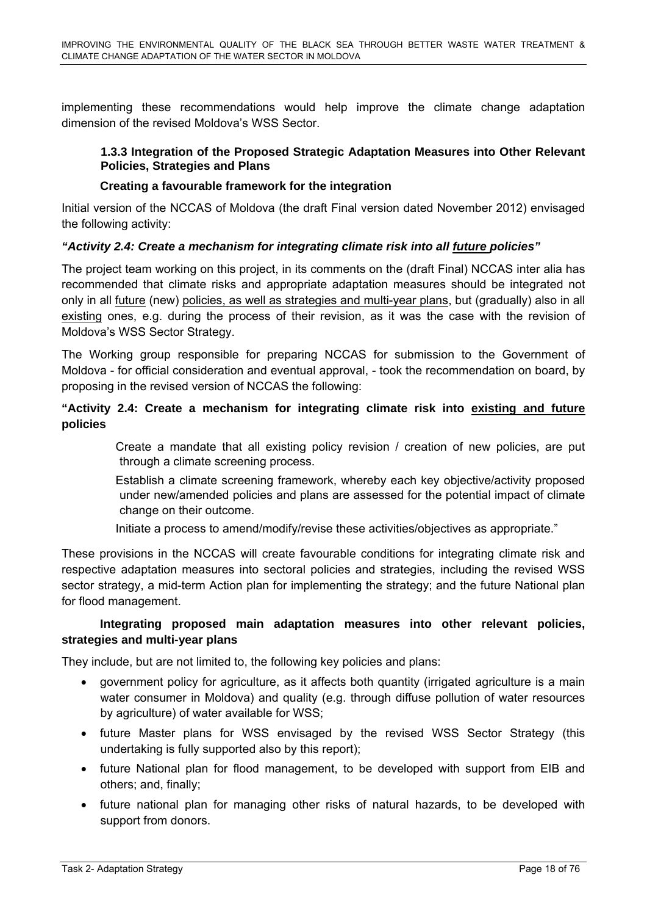implementing these recommendations would help improve the climate change adaptation dimension of the revised Moldova's WSS Sector.

### 1.3.3 Integration of the Proposed Strategic Adaptation Measures into Other Relevant Policies, Strategies and Plans

**Creating a favourable framework for the integration**

Initial version of the NCCAS of Moldova (the draft Final version dated November 2012) envisaged the following activity:

***"Activity 2.4: Create a mechanism for integrating climate risk into all <u>future</u> policies"***

The project team working on this project, in its comments on the (draft Final) NCCAS inter alia has recommended that climate risks and appropriate adaptation measures should be integrated not only in all <u>future</u> (new) <u>policies, as well as strategies and multi-year plans</u>, but (gradually) also in all <u>existing</u> ones, e.g. during the process of their revision, as it was the case with the revision of Moldova's WSS Sector Strategy.

The Working group responsible for preparing NCCAS for submission to the Government of Moldova - for official consideration and eventual approval, - took the recommendation on board, by proposing in the revised version of NCCAS the following:

**"Activity 2.4: Create a mechanism for integrating climate risk into <u>existing and future</u> policies**

Create a mandate that all existing policy revision / creation of new policies, are put through a climate screening process.

Establish a climate screening framework, whereby each key objective/activity proposed under new/amended policies and plans are assessed for the potential impact of climate change on their outcome.

Initiate a process to amend/modify/revise these activities/objectives as appropriate."

These provisions in the NCCAS will create favourable conditions for integrating climate risk and respective adaptation measures into sectoral policies and strategies, including the revised WSS sector strategy, a mid-term Action plan for implementing the strategy; and the future National plan for flood management.

**Integrating proposed main adaptation measures into other relevant policies, strategies and multi-year plans**

They include, but are not limited to, the following key policies and plans:

- government policy for agriculture, as it affects both quantity (irrigated agriculture is a main water consumer in Moldova) and quality (e.g. through diffuse pollution of water resources by agriculture) of water available for WSS;
- future Master plans for WSS envisaged by the revised WSS Sector Strategy (this undertaking is fully supported also by this report);
- future National plan for flood management, to be developed with support from EIB and others; and, finally;
- future national plan for managing other risks of natural hazards, to be developed with support from donors.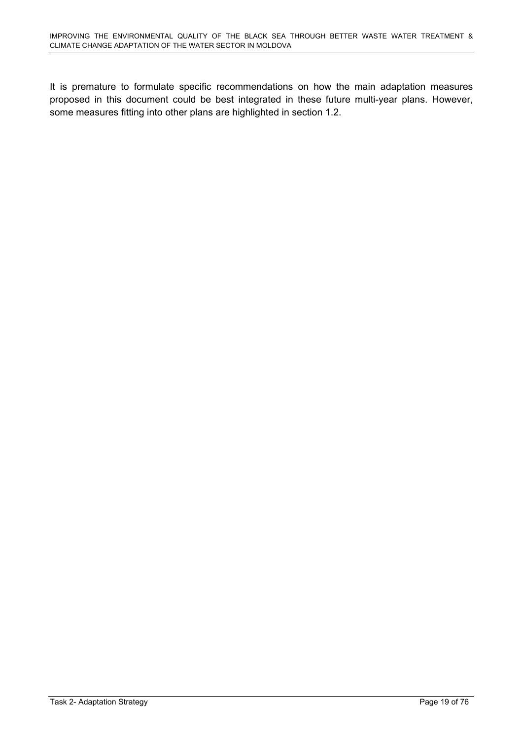It is premature to formulate specific recommendations on how the main adaptation measures proposed in this document could be best integrated in these future multi-year plans. However, some measures fitting into other plans are highlighted in section 1.2.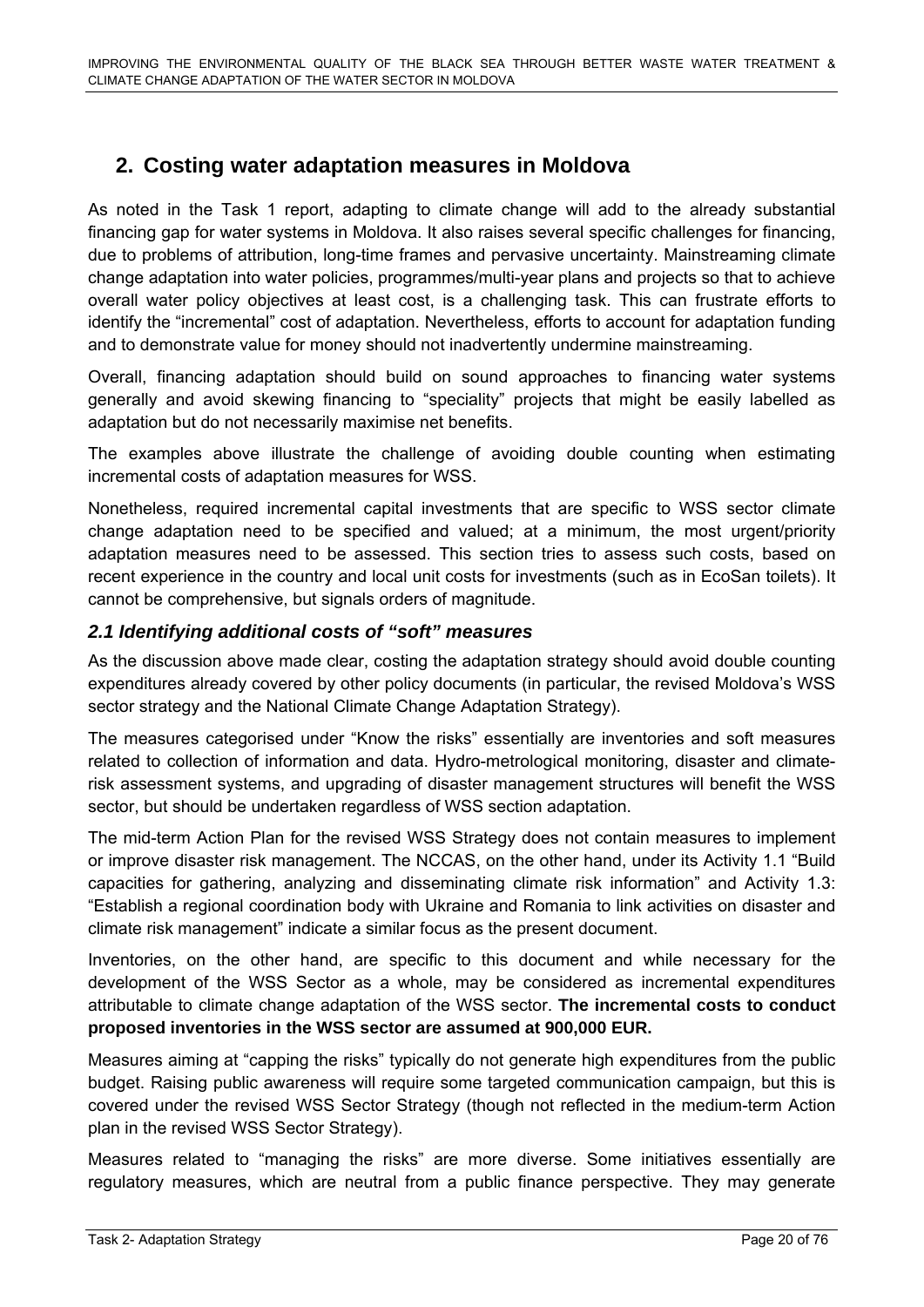## 2. Costing water adaptation measures in Moldova

As noted in the Task 1 report, adapting to climate change will add to the already substantial financing gap for water systems in Moldova. It also raises several specific challenges for financing, due to problems of attribution, long-time frames and pervasive uncertainty. Mainstreaming climate change adaptation into water policies, programmes/multi-year plans and projects so that to achieve overall water policy objectives at least cost, is a challenging task. This can frustrate efforts to identify the "incremental" cost of adaptation. Nevertheless, efforts to account for adaptation funding and to demonstrate value for money should not inadvertently undermine mainstreaming.

Overall, financing adaptation should build on sound approaches to financing water systems generally and avoid skewing financing to "speciality" projects that might be easily labelled as adaptation but do not necessarily maximise net benefits.

The examples above illustrate the challenge of avoiding double counting when estimating incremental costs of adaptation measures for WSS.

Nonetheless, required incremental capital investments that are specific to WSS sector climate change adaptation need to be specified and valued; at a minimum, the most urgent/priority adaptation measures need to be assessed. This section tries to assess such costs, based on recent experience in the country and local unit costs for investments (such as in EcoSan toilets). It cannot be comprehensive, but signals orders of magnitude.

### *2.1 Identifying additional costs of "soft" measures*

As the discussion above made clear, costing the adaptation strategy should avoid double counting expenditures already covered by other policy documents (in particular, the revised Moldova's WSS sector strategy and the National Climate Change Adaptation Strategy).

The measures categorised under "Know the risks" essentially are inventories and soft measures related to collection of information and data. Hydro-metrological monitoring, disaster and climate-risk assessment systems, and upgrading of disaster management structures will benefit the WSS sector, but should be undertaken regardless of WSS section adaptation.

The mid-term Action Plan for the revised WSS Strategy does not contain measures to implement or improve disaster risk management. The NCCAS, on the other hand, under its Activity 1.1 "Build capacities for gathering, analyzing and disseminating climate risk information" and Activity 1.3: "Establish a regional coordination body with Ukraine and Romania to link activities on disaster and climate risk management" indicate a similar focus as the present document.

Inventories, on the other hand, are specific to this document and while necessary for the development of the WSS Sector as a whole, may be considered as incremental expenditures attributable to climate change adaptation of the WSS sector. **The incremental costs to conduct proposed inventories in the WSS sector are assumed at 900,000 EUR.**

Measures aiming at "capping the risks" typically do not generate high expenditures from the public budget. Raising public awareness will require some targeted communication campaign, but this is covered under the revised WSS Sector Strategy (though not reflected in the medium-term Action plan in the revised WSS Sector Strategy).

Measures related to "managing the risks" are more diverse. Some initiatives essentially are regulatory measures, which are neutral from a public finance perspective. They may generate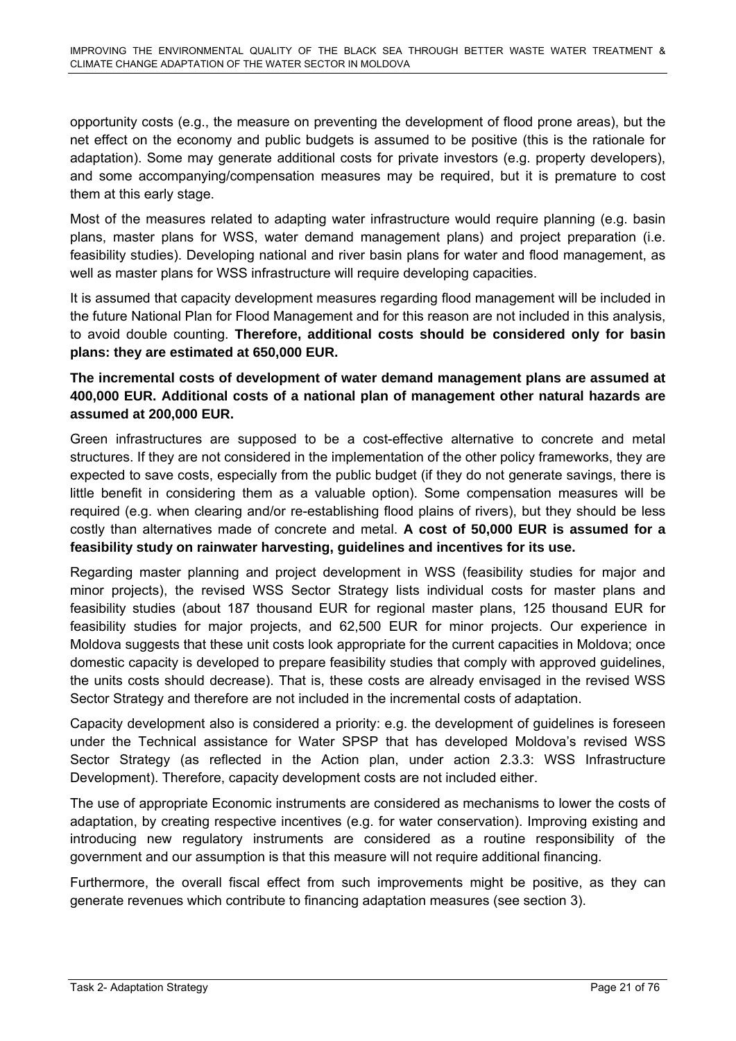opportunity costs (e.g., the measure on preventing the development of flood prone areas), but the net effect on the economy and public budgets is assumed to be positive (this is the rationale for adaptation). Some may generate additional costs for private investors (e.g. property developers), and some accompanying/compensation measures may be required, but it is premature to cost them at this early stage.

Most of the measures related to adapting water infrastructure would require planning (e.g. basin plans, master plans for WSS, water demand management plans) and project preparation (i.e. feasibility studies). Developing national and river basin plans for water and flood management, as well as master plans for WSS infrastructure will require developing capacities.

It is assumed that capacity development measures regarding flood management will be included in the future National Plan for Flood Management and for this reason are not included in this analysis, to avoid double counting. **Therefore, additional costs should be considered only for basin plans: they are estimated at 650,000 EUR.**

**The incremental costs of development of water demand management plans are assumed at 400,000 EUR. Additional costs of a national plan of management other natural hazards are assumed at 200,000 EUR.**

Green infrastructures are supposed to be a cost-effective alternative to concrete and metal structures. If they are not considered in the implementation of the other policy frameworks, they are expected to save costs, especially from the public budget (if they do not generate savings, there is little benefit in considering them as a valuable option). Some compensation measures will be required (e.g. when clearing and/or re-establishing flood plains of rivers), but they should be less costly than alternatives made of concrete and metal. **A cost of 50,000 EUR is assumed for a feasibility study on rainwater harvesting, guidelines and incentives for its use.**

Regarding master planning and project development in WSS (feasibility studies for major and minor projects), the revised WSS Sector Strategy lists individual costs for master plans and feasibility studies (about 187 thousand EUR for regional master plans, 125 thousand EUR for feasibility studies for major projects, and 62,500 EUR for minor projects. Our experience in Moldova suggests that these unit costs look appropriate for the current capacities in Moldova; once domestic capacity is developed to prepare feasibility studies that comply with approved guidelines, the units costs should decrease). That is, these costs are already envisaged in the revised WSS Sector Strategy and therefore are not included in the incremental costs of adaptation.

Capacity development also is considered a priority: e.g. the development of guidelines is foreseen under the Technical assistance for Water SPSP that has developed Moldova's revised WSS Sector Strategy (as reflected in the Action plan, under action 2.3.3: WSS Infrastructure Development). Therefore, capacity development costs are not included either.

The use of appropriate Economic instruments are considered as mechanisms to lower the costs of adaptation, by creating respective incentives (e.g. for water conservation). Improving existing and introducing new regulatory instruments are considered as a routine responsibility of the government and our assumption is that this measure will not require additional financing.

Furthermore, the overall fiscal effect from such improvements might be positive, as they can generate revenues which contribute to financing adaptation measures (see section 3).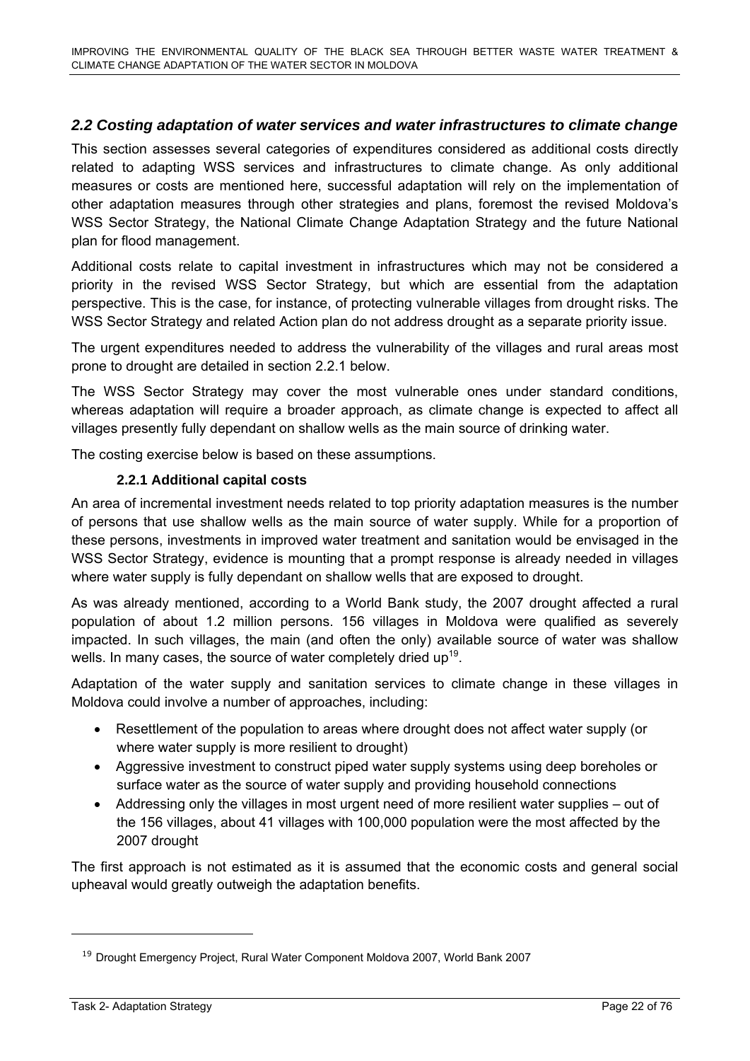## *2.2 Costing adaptation of water services and water infrastructures to climate change*

This section assesses several categories of expenditures considered as additional costs directly related to adapting WSS services and infrastructures to climate change. As only additional measures or costs are mentioned here, successful adaptation will rely on the implementation of other adaptation measures through other strategies and plans, foremost the revised Moldova's WSS Sector Strategy, the National Climate Change Adaptation Strategy and the future National plan for flood management.

Additional costs relate to capital investment in infrastructures which may not be considered a priority in the revised WSS Sector Strategy, but which are essential from the adaptation perspective. This is the case, for instance, of protecting vulnerable villages from drought risks. The WSS Sector Strategy and related Action plan do not address drought as a separate priority issue.

The urgent expenditures needed to address the vulnerability of the villages and rural areas most prone to drought are detailed in section 2.2.1 below.

The WSS Sector Strategy may cover the most vulnerable ones under standard conditions, whereas adaptation will require a broader approach, as climate change is expected to affect all villages presently fully dependant on shallow wells as the main source of drinking water.

The costing exercise below is based on these assumptions.

### 2.2.1 Additional capital costs

An area of incremental investment needs related to top priority adaptation measures is the number of persons that use shallow wells as the main source of water supply. While for a proportion of these persons, investments in improved water treatment and sanitation would be envisaged in the WSS Sector Strategy, evidence is mounting that a prompt response is already needed in villages where water supply is fully dependant on shallow wells that are exposed to drought.

As was already mentioned, according to a World Bank study, the 2007 drought affected a rural population of about 1.2 million persons. 156 villages in Moldova were qualified as severely impacted. In such villages, the main (and often the only) available source of water was shallow wells. In many cases, the source of water completely dried up[19].

Adaptation of the water supply and sanitation services to climate change in these villages in Moldova could involve a number of approaches, including:

- Resettlement of the population to areas where drought does not affect water supply (or where water supply is more resilient to drought)
- Aggressive investment to construct piped water supply systems using deep boreholes or surface water as the source of water supply and providing household connections
- Addressing only the villages in most urgent need of more resilient water supplies – out of the 156 villages, about 41 villages with 100,000 population were the most affected by the 2007 drought

The first approach is not estimated as it is assumed that the economic costs and general social upheaval would greatly outweigh the adaptation benefits.

[19] Drought Emergency Project, Rural Water Component Moldova 2007, World Bank 2007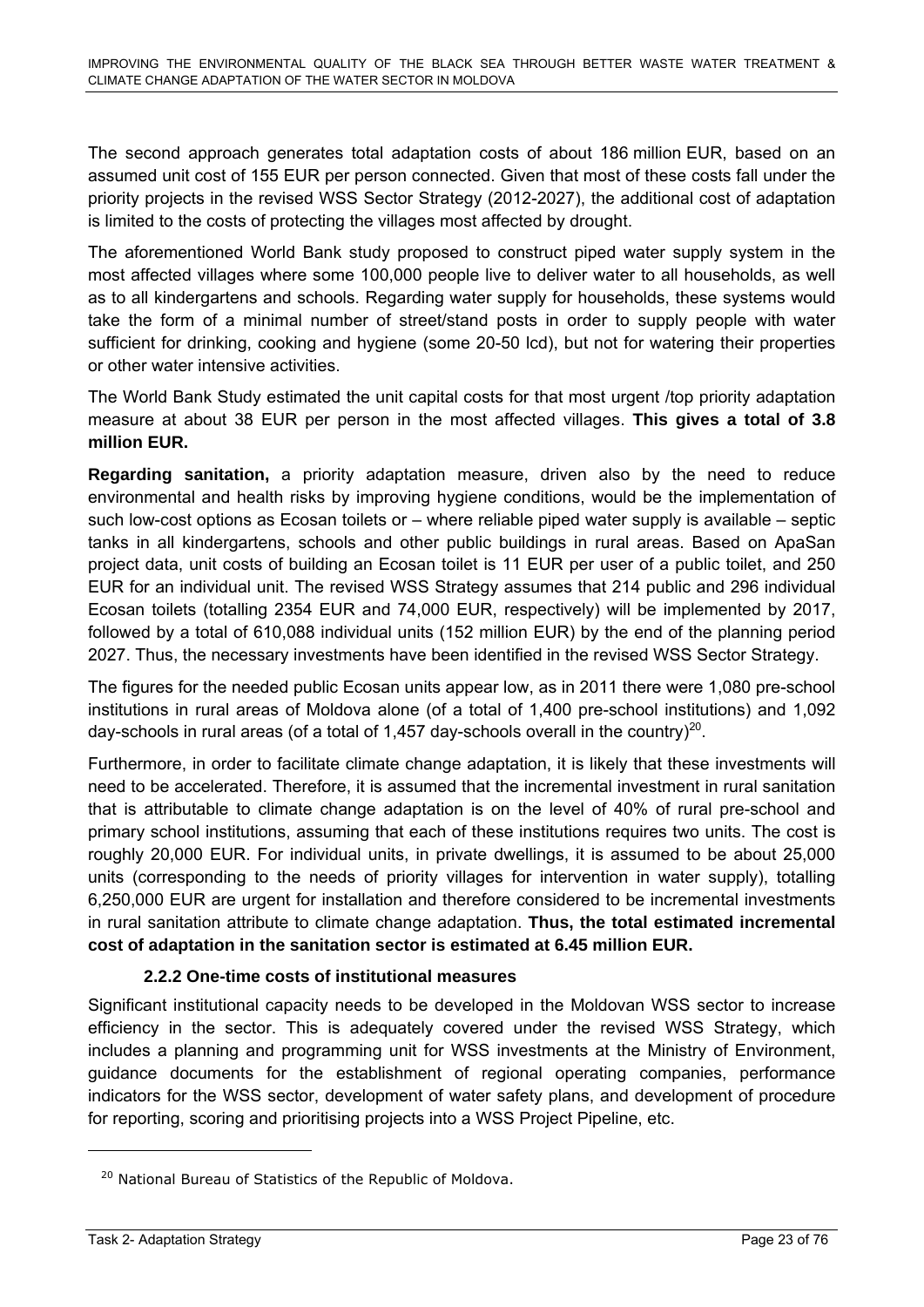The second approach generates total adaptation costs of about 186 million EUR, based on an assumed unit cost of 155 EUR per person connected. Given that most of these costs fall under the priority projects in the revised WSS Sector Strategy (2012-2027), the additional cost of adaptation is limited to the costs of protecting the villages most affected by drought.

The aforementioned World Bank study proposed to construct piped water supply system in the most affected villages where some 100,000 people live to deliver water to all households, as well as to all kindergartens and schools. Regarding water supply for households, these systems would take the form of a minimal number of street/stand posts in order to supply people with water sufficient for drinking, cooking and hygiene (some 20-50 lcd), but not for watering their properties or other water intensive activities.

The World Bank Study estimated the unit capital costs for that most urgent /top priority adaptation measure at about 38 EUR per person in the most affected villages. **This gives a total of 3.8 million EUR.**

**Regarding sanitation,** a priority adaptation measure, driven also by the need to reduce environmental and health risks by improving hygiene conditions, would be the implementation of such low-cost options as Ecosan toilets or – where reliable piped water supply is available – septic tanks in all kindergartens, schools and other public buildings in rural areas. Based on ApaSan project data, unit costs of building an Ecosan toilet is 11 EUR per user of a public toilet, and 250 EUR for an individual unit. The revised WSS Strategy assumes that 214 public and 296 individual Ecosan toilets (totalling 2354 EUR and 74,000 EUR, respectively) will be implemented by 2017, followed by a total of 610,088 individual units (152 million EUR) by the end of the planning period 2027. Thus, the necessary investments have been identified in the revised WSS Sector Strategy.

The figures for the needed public Ecosan units appear low, as in 2011 there were 1,080 pre-school institutions in rural areas of Moldova alone (of a total of 1,400 pre-school institutions) and 1,092 day-schools in rural areas (of a total of 1,457 day-schools overall in the country)[20].

Furthermore, in order to facilitate climate change adaptation, it is likely that these investments will need to be accelerated. Therefore, it is assumed that the incremental investment in rural sanitation that is attributable to climate change adaptation is on the level of 40% of rural pre-school and primary school institutions, assuming that each of these institutions requires two units. The cost is roughly 20,000 EUR. For individual units, in private dwellings, it is assumed to be about 25,000 units (corresponding to the needs of priority villages for intervention in water supply), totalling 6,250,000 EUR are urgent for installation and therefore considered to be incremental investments in rural sanitation attribute to climate change adaptation. **Thus, the total estimated incremental cost of adaptation in the sanitation sector is estimated at 6.45 million EUR.**

### 2.2.2 One-time costs of institutional measures

Significant institutional capacity needs to be developed in the Moldovan WSS sector to increase efficiency in the sector. This is adequately covered under the revised WSS Strategy, which includes a planning and programming unit for WSS investments at the Ministry of Environment, guidance documents for the establishment of regional operating companies, performance indicators for the WSS sector, development of water safety plans, and development of procedure for reporting, scoring and prioritising projects into a WSS Project Pipeline, etc.

---

[20] National Bureau of Statistics of the Republic of Moldova.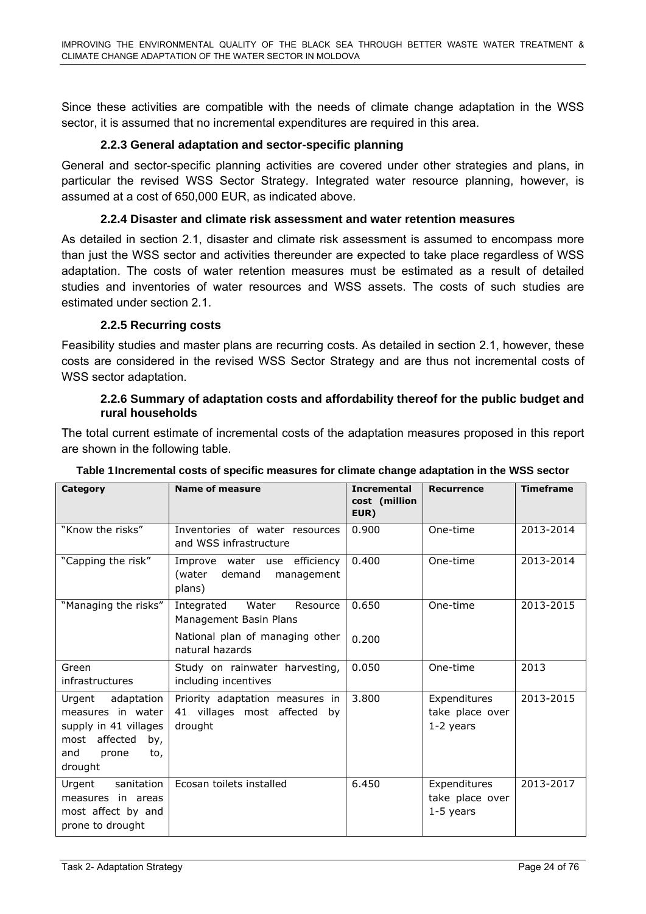Since these activities are compatible with the needs of climate change adaptation in the WSS sector, it is assumed that no incremental expenditures are required in this area.

### 2.2.3 General adaptation and sector-specific planning

General and sector-specific planning activities are covered under other strategies and plans, in particular the revised WSS Sector Strategy. Integrated water resource planning, however, is assumed at a cost of 650,000 EUR, as indicated above.

### 2.2.4 Disaster and climate risk assessment and water retention measures

As detailed in section 2.1, disaster and climate risk assessment is assumed to encompass more than just the WSS sector and activities thereunder are expected to take place regardless of WSS adaptation. The costs of water retention measures must be estimated as a result of detailed studies and inventories of water resources and WSS assets. The costs of such studies are estimated under section 2.1.

### 2.2.5 Recurring costs

Feasibility studies and master plans are recurring costs. As detailed in section 2.1, however, these costs are considered in the revised WSS Sector Strategy and are thus not incremental costs of WSS sector adaptation.

### 2.2.6 Summary of adaptation costs and affordability thereof for the public budget and rural households

The total current estimate of incremental costs of the adaptation measures proposed in this report are shown in the following table.

**Table 1 Incremental costs of specific measures for climate change adaptation in the WSS sector**

| Category | Name of measure | Incremental cost (million EUR) | Recurrence | Timeframe |
|---|---|---|---|---|
| "Know the risks" | Inventories of water resources and WSS infrastructure | 0.900 | One-time | 2013-2014 |
| "Capping the risk" | Improve water use efficiency (water demand management plans) | 0.400 | One-time | 2013-2014 |
| "Managing the risks" | Integrated Water Resource Management Basin Plans | 0.650 | One-time | 2013-2015 |
| | National plan of managing other natural hazards | 0.200 | | |
| Green infrastructures | Study on rainwater harvesting, including incentives | 0.050 | One-time | 2013 |
| Urgent adaptation measures in water supply in 41 villages most affected by, and prone to, drought | Priority adaptation measures in 41 villages most affected by drought | 3.800 | Expenditures take place over 1-2 years | 2013-2015 |
| Urgent sanitation measures in areas most affect by and prone to drought | Ecosan toilets installed | 6.450 | Expenditures take place over 1-5 years | 2013-2017 |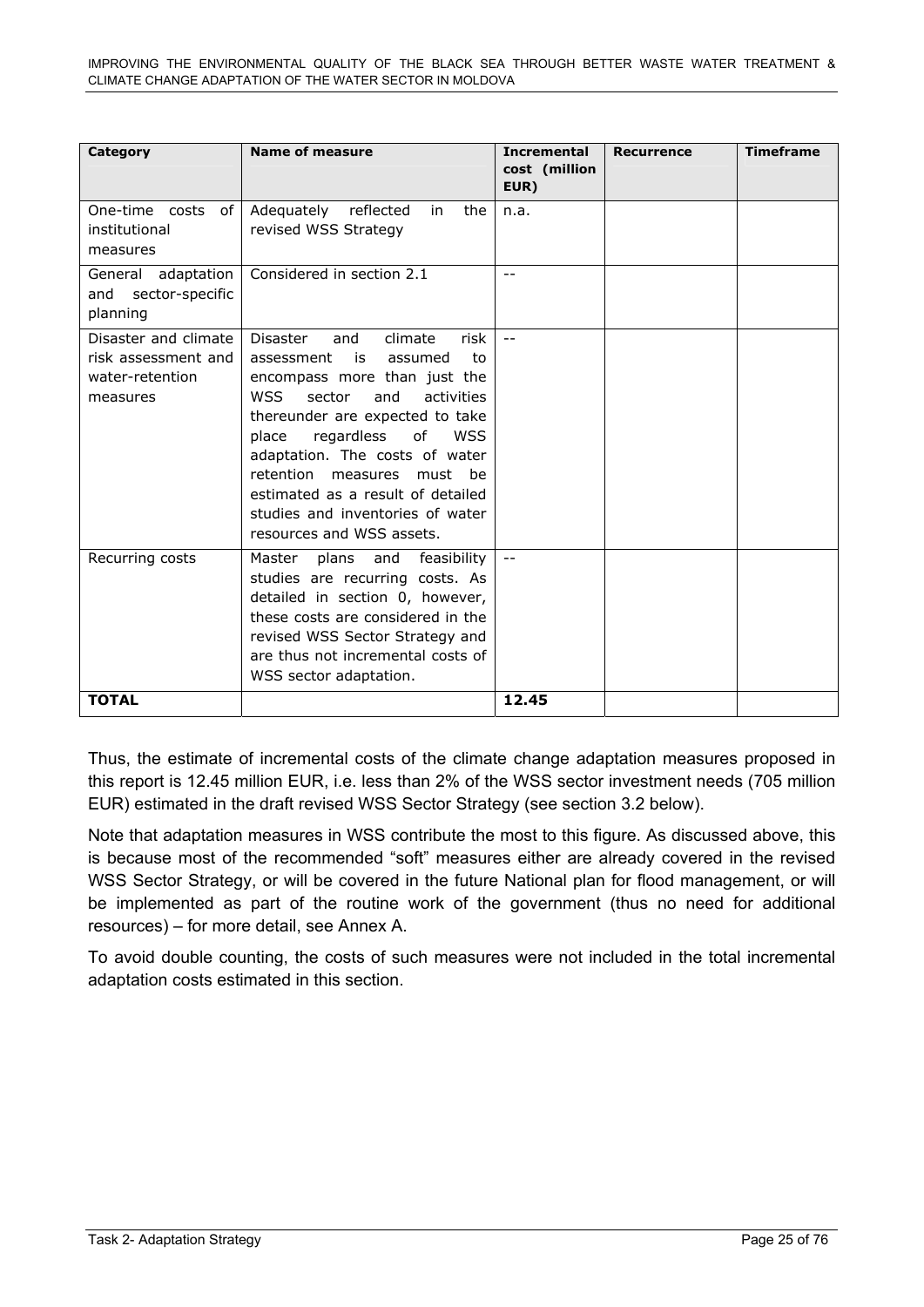| Category | Name of measure | Incremental cost (million EUR) | Recurrence | Timeframe |
|---|---|---|---|---|
| One-time costs of institutional measures | Adequately reflected in the revised WSS Strategy | n.a. | | |
| General adaptation and sector-specific planning | Considered in section 2.1 | -- | | |
| Disaster and climate risk assessment and water-retention measures | Disaster and climate risk assessment is assumed to encompass more than just the WSS sector and activities thereunder are expected to take place regardless of WSS adaptation. The costs of water retention measures must be estimated as a result of detailed studies and inventories of water resources and WSS assets. | -- | | |
| Recurring costs | Master plans and feasibility studies are recurring costs. As detailed in section 0, however, these costs are considered in the revised WSS Sector Strategy and are thus not incremental costs of WSS sector adaptation. | -- | | |
| **TOTAL** | | **12.45** | | |

Thus, the estimate of incremental costs of the climate change adaptation measures proposed in this report is 12.45 million EUR, i.e. less than 2% of the WSS sector investment needs (705 million EUR) estimated in the draft revised WSS Sector Strategy (see section 3.2 below).

Note that adaptation measures in WSS contribute the most to this figure. As discussed above, this is because most of the recommended "soft" measures either are already covered in the revised WSS Sector Strategy, or will be covered in the future National plan for flood management, or will be implemented as part of the routine work of the government (thus no need for additional resources) – for more detail, see Annex A.

To avoid double counting, the costs of such measures were not included in the total incremental adaptation costs estimated in this section.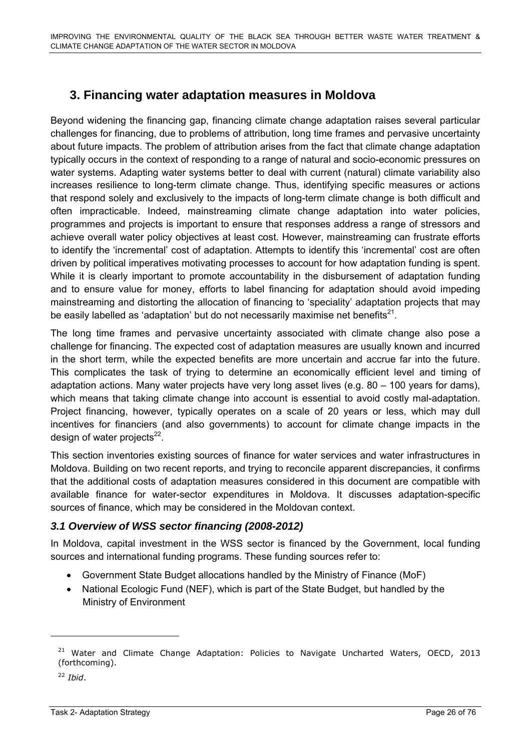# 3. Financing water adaptation measures in Moldova

Beyond widening the financing gap, financing climate change adaptation raises several particular challenges for financing, due to problems of attribution, long time frames and pervasive uncertainty about future impacts. The problem of attribution arises from the fact that climate change adaptation typically occurs in the context of responding to a range of natural and socio-economic pressures on water systems. Adapting water systems better to deal with current (natural) climate variability also increases resilience to long-term climate change. Thus, identifying specific measures or actions that respond solely and exclusively to the impacts of long-term climate change is both difficult and often impracticable. Indeed, mainstreaming climate change adaptation into water policies, programmes and projects is important to ensure that responses address a range of stressors and achieve overall water policy objectives at least cost. However, mainstreaming can frustrate efforts to identify the 'incremental' cost of adaptation. Attempts to identify this 'incremental' cost are often driven by political imperatives motivating processes to account for how adaptation funding is spent. While it is clearly important to promote accountability in the disbursement of adaptation funding and to ensure value for money, efforts to label financing for adaptation should avoid impeding mainstreaming and distorting the allocation of financing to 'speciality' adaptation projects that may be easily labelled as 'adaptation' but do not necessarily maximise net benefits[21].

The long time frames and pervasive uncertainty associated with climate change also pose a challenge for financing. The expected cost of adaptation measures are usually known and incurred in the short term, while the expected benefits are more uncertain and accrue far into the future. This complicates the task of trying to determine an economically efficient level and timing of adaptation actions. Many water projects have very long asset lives (e.g. 80 – 100 years for dams), which means that taking climate change into account is essential to avoid costly mal-adaptation. Project financing, however, typically operates on a scale of 20 years or less, which may dull incentives for financiers (and also governments) to account for climate change impacts in the design of water projects[22].

This section inventories existing sources of finance for water services and water infrastructures in Moldova. Building on two recent reports, and trying to reconcile apparent discrepancies, it confirms that the additional costs of adaptation measures considered in this document are compatible with available finance for water-sector expenditures in Moldova. It discusses adaptation-specific sources of finance, which may be considered in the Moldovan context.

## *3.1 Overview of WSS sector financing (2008-2012)*

In Moldova, capital investment in the WSS sector is financed by the Government, local funding sources and international funding programs. These funding sources refer to:

- Government State Budget allocations handled by the Ministry of Finance (MoF)
- National Ecologic Fund (NEF), which is part of the State Budget, but handled by the Ministry of Environment

---

[21] Water and Climate Change Adaptation: Policies to Navigate Uncharted Waters, OECD, 2013 (forthcoming).

[22] *Ibid*.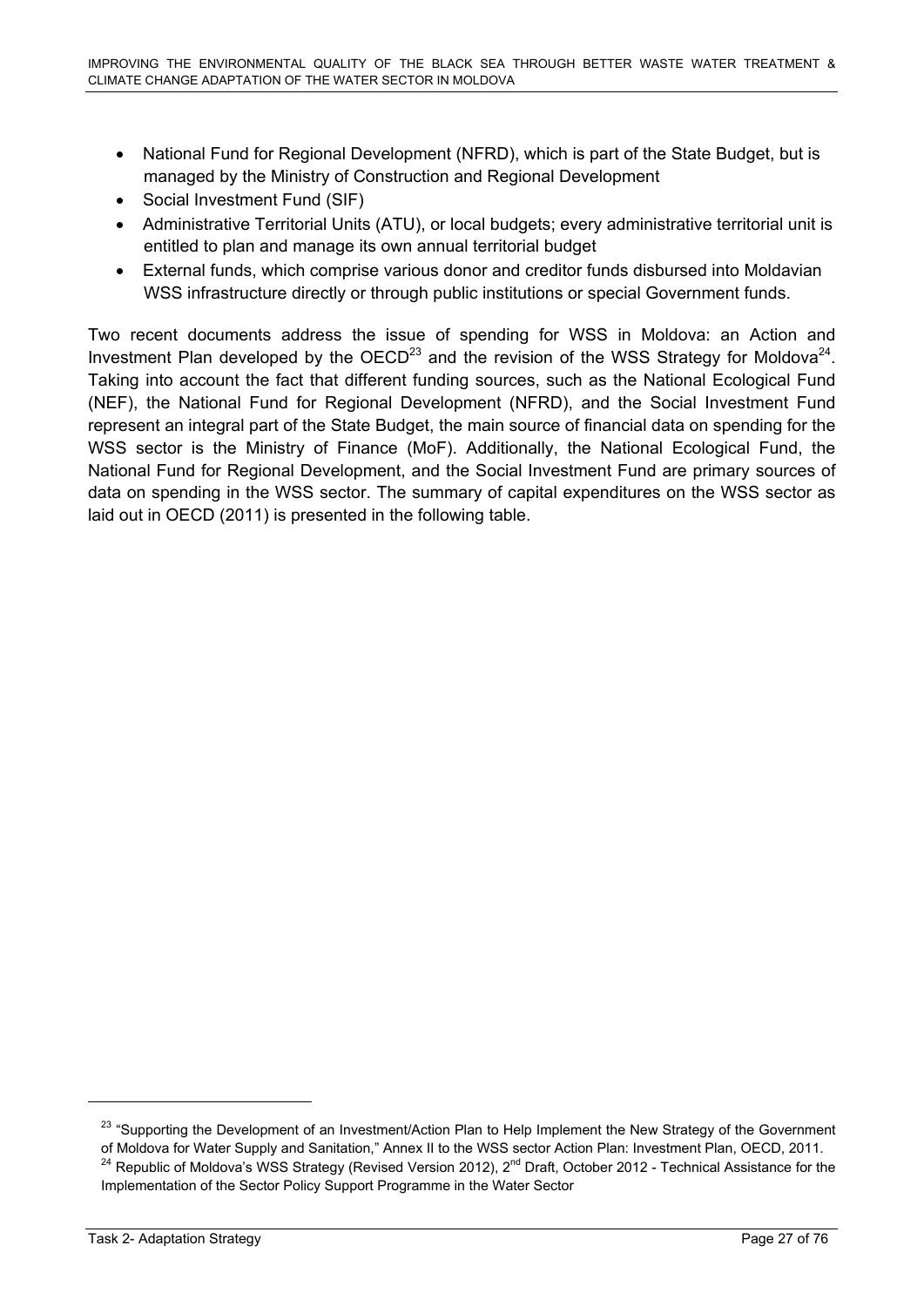- National Fund for Regional Development (NFRD), which is part of the State Budget, but is managed by the Ministry of Construction and Regional Development
- Social Investment Fund (SIF)
- Administrative Territorial Units (ATU), or local budgets; every administrative territorial unit is entitled to plan and manage its own annual territorial budget
- External funds, which comprise various donor and creditor funds disbursed into Moldavian WSS infrastructure directly or through public institutions or special Government funds.

Two recent documents address the issue of spending for WSS in Moldova: an Action and Investment Plan developed by the OECD[23] and the revision of the WSS Strategy for Moldova[24]. Taking into account the fact that different funding sources, such as the National Ecological Fund (NEF), the National Fund for Regional Development (NFRD), and the Social Investment Fund represent an integral part of the State Budget, the main source of financial data on spending for the WSS sector is the Ministry of Finance (MoF). Additionally, the National Ecological Fund, the National Fund for Regional Development, and the Social Investment Fund are primary sources of data on spending in the WSS sector. The summary of capital expenditures on the WSS sector as laid out in OECD (2011) is presented in the following table.

---

[23] "Supporting the Development of an Investment/Action Plan to Help Implement the New Strategy of the Government of Moldova for Water Supply and Sanitation," Annex II to the WSS sector Action Plan: Investment Plan, OECD, 2011.

[24] Republic of Moldova's WSS Strategy (Revised Version 2012), 2nd Draft, October 2012 - Technical Assistance for the Implementation of the Sector Policy Support Programme in the Water Sector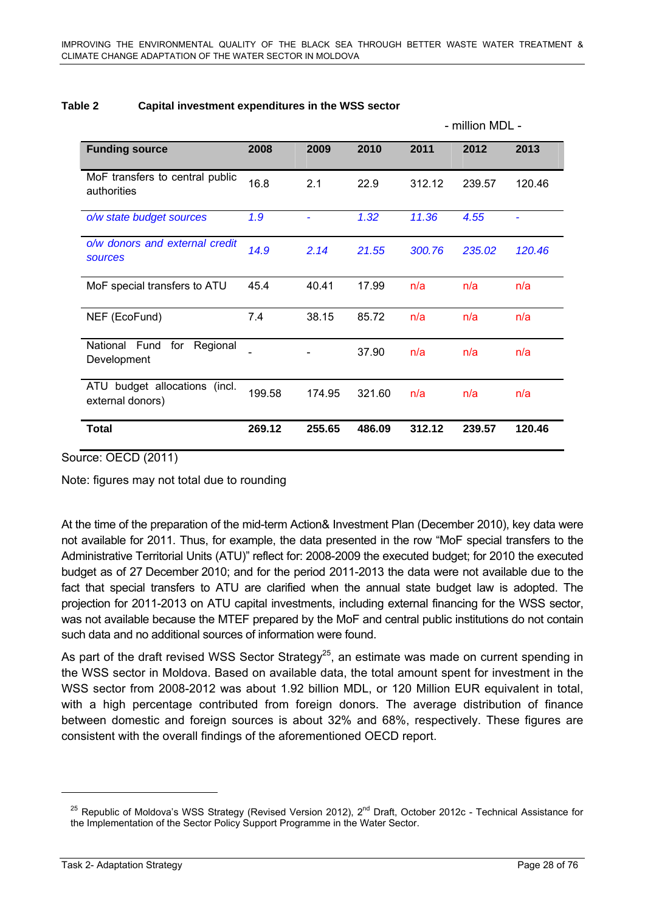**Table 2 Capital investment expenditures in the WSS sector**

- million MDL -

| Funding source | 2008 | 2009 | 2010 | 2011 | 2012 | 2013 |
|---|---|---|---|---|---|---|
| MoF transfers to central public authorities | 16.8 | 2.1 | 22.9 | 312.12 | 239.57 | 120.46 |
| *o/w state budget sources* | *1.9* | *-* | *1.32* | *11.36* | *4.55* | *-* |
| *o/w donors and external credit sources* | *14.9* | *2.14* | *21.55* | *300.76* | *235.02* | *120.46* |
| MoF special transfers to ATU | 45.4 | 40.41 | 17.99 | n/a | n/a | n/a |
| NEF (EcoFund) | 7.4 | 38.15 | 85.72 | n/a | n/a | n/a |
| National Fund for Regional Development | - | - | 37.90 | n/a | n/a | n/a |
| ATU budget allocations (incl. external donors) | 199.58 | 174.95 | 321.60 | n/a | n/a | n/a |
| **Total** | **269.12** | **255.65** | **486.09** | **312.12** | **239.57** | **120.46** |

Source: OECD (2011)

Note: figures may not total due to rounding

At the time of the preparation of the mid-term Action& Investment Plan (December 2010), key data were not available for 2011. Thus, for example, the data presented in the row "MoF special transfers to the Administrative Territorial Units (ATU)" reflect for: 2008-2009 the executed budget; for 2010 the executed budget as of 27 December 2010; and for the period 2011-2013 the data were not available due to the fact that special transfers to ATU are clarified when the annual state budget law is adopted. The projection for 2011-2013 on ATU capital investments, including external financing for the WSS sector, was not available because the MTEF prepared by the MoF and central public institutions do not contain such data and no additional sources of information were found.

As part of the draft revised WSS Sector Strategy[25], an estimate was made on current spending in the WSS sector in Moldova. Based on available data, the total amount spent for investment in the WSS sector from 2008-2012 was about 1.92 billion MDL, or 120 Million EUR equivalent in total, with a high percentage contributed from foreign donors. The average distribution of finance between domestic and foreign sources is about 32% and 68%, respectively. These figures are consistent with the overall findings of the aforementioned OECD report.

[25] Republic of Moldova's WSS Strategy (Revised Version 2012), 2nd Draft, October 2012c - Technical Assistance for the Implementation of the Sector Policy Support Programme in the Water Sector.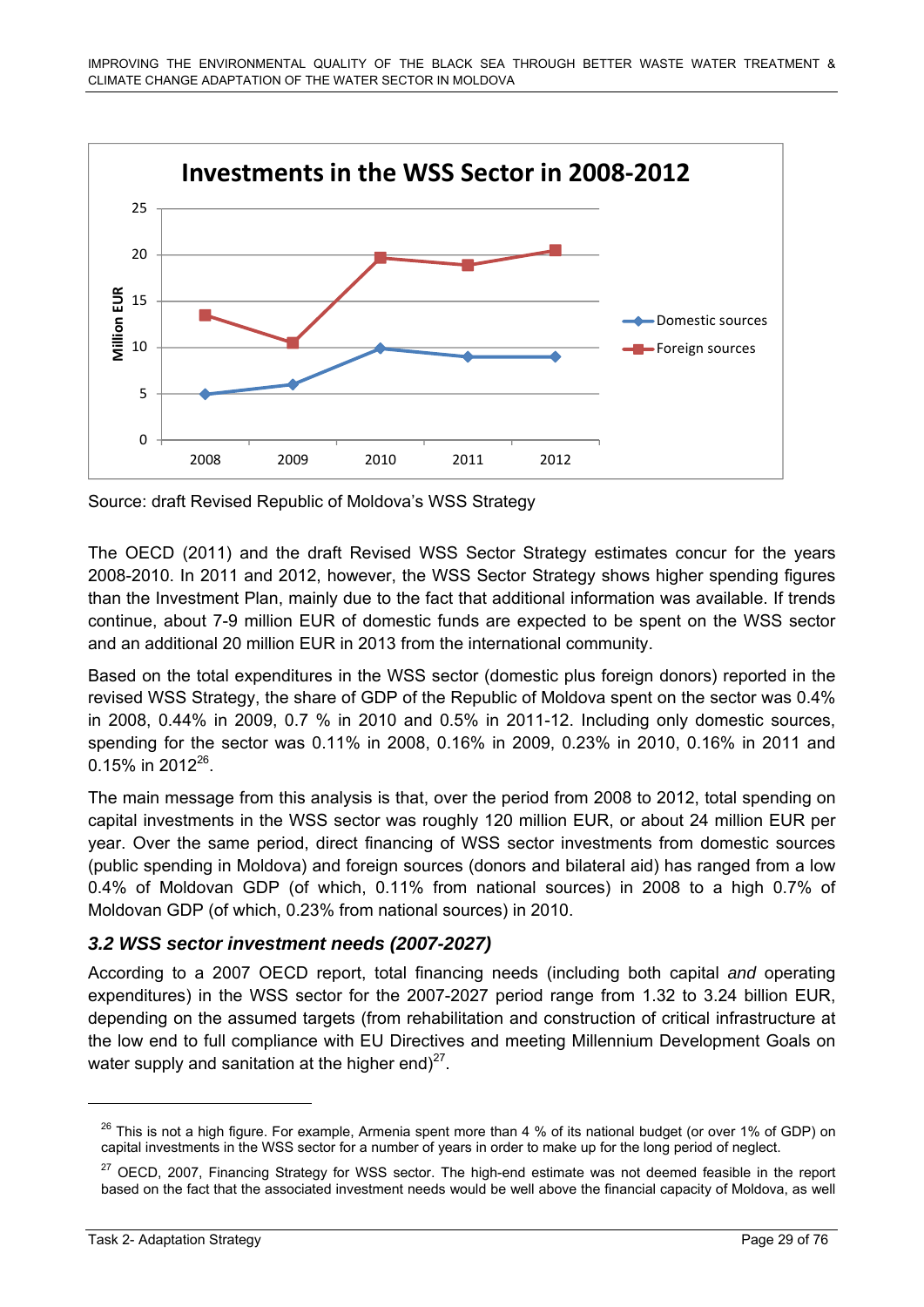Source: draft Revised Republic of Moldova's WSS Strategy

The OECD (2011) and the draft Revised WSS Sector Strategy estimates concur for the years 2008-2010. In 2011 and 2012, however, the WSS Sector Strategy shows higher spending figures than the Investment Plan, mainly due to the fact that additional information was available. If trends continue, about 7-9 million EUR of domestic funds are expected to be spent on the WSS sector and an additional 20 million EUR in 2013 from the international community.

Based on the total expenditures in the WSS sector (domestic plus foreign donors) reported in the revised WSS Strategy, the share of GDP of the Republic of Moldova spent on the sector was 0.4% in 2008, 0.44% in 2009, 0.7 % in 2010 and 0.5% in 2011-12. Including only domestic sources, spending for the sector was 0.11% in 2008, 0.16% in 2009, 0.23% in 2010, 0.16% in 2011 and 0.15% in 2012[26].

The main message from this analysis is that, over the period from 2008 to 2012, total spending on capital investments in the WSS sector was roughly 120 million EUR, or about 24 million EUR per year. Over the same period, direct financing of WSS sector investments from domestic sources (public spending in Moldova) and foreign sources (donors and bilateral aid) has ranged from a low 0.4% of Moldovan GDP (of which, 0.11% from national sources) in 2008 to a high 0.7% of Moldovan GDP (of which, 0.23% from national sources) in 2010.

### *3.2 WSS sector investment needs (2007-2027)*

According to a 2007 OECD report, total financing needs (including both capital *and* operating expenditures) in the WSS sector for the 2007-2027 period range from 1.32 to 3.24 billion EUR, depending on the assumed targets (from rehabilitation and construction of critical infrastructure at the low end to full compliance with EU Directives and meeting Millennium Development Goals on water supply and sanitation at the higher end)[27].

---

[26] This is not a high figure. For example, Armenia spent more than 4 % of its national budget (or over 1% of GDP) on capital investments in the WSS sector for a number of years in order to make up for the long period of neglect.

[27] OECD, 2007, Financing Strategy for WSS sector. The high-end estimate was not deemed feasible in the report based on the fact that the associated investment needs would be well above the financial capacity of Moldova, as well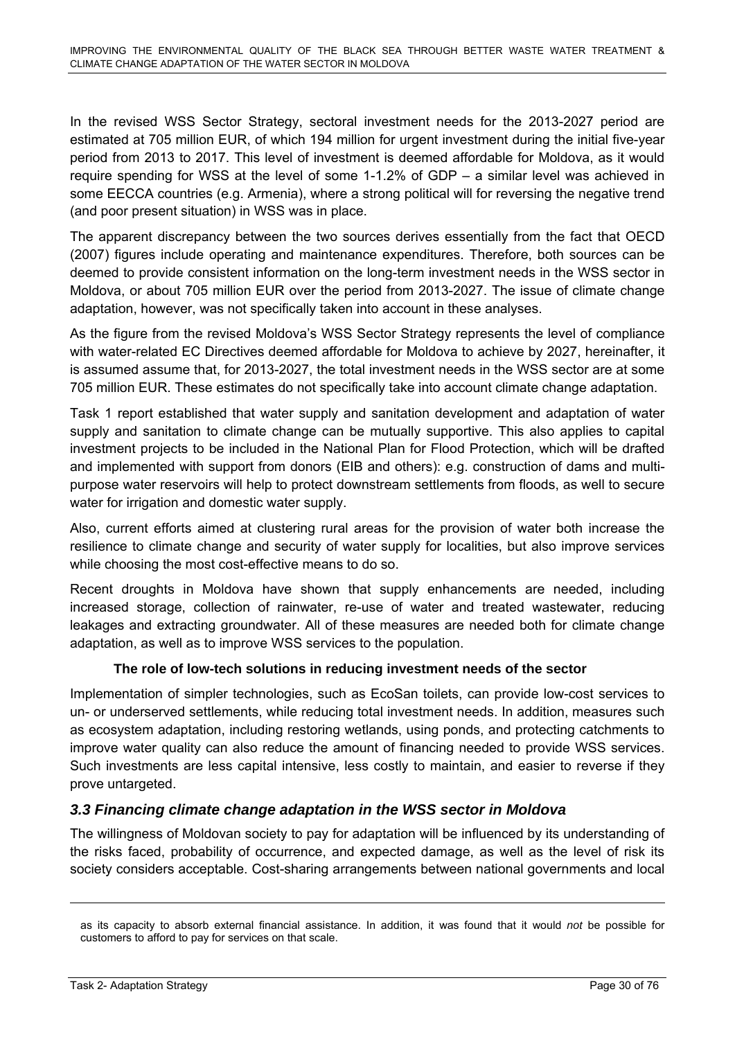In the revised WSS Sector Strategy, sectoral investment needs for the 2013-2027 period are estimated at 705 million EUR, of which 194 million for urgent investment during the initial five-year period from 2013 to 2017. This level of investment is deemed affordable for Moldova, as it would require spending for WSS at the level of some 1-1.2% of GDP – a similar level was achieved in some EECCA countries (e.g. Armenia), where a strong political will for reversing the negative trend (and poor present situation) in WSS was in place.

The apparent discrepancy between the two sources derives essentially from the fact that OECD (2007) figures include operating and maintenance expenditures. Therefore, both sources can be deemed to provide consistent information on the long-term investment needs in the WSS sector in Moldova, or about 705 million EUR over the period from 2013-2027. The issue of climate change adaptation, however, was not specifically taken into account in these analyses.

As the figure from the revised Moldova's WSS Sector Strategy represents the level of compliance with water-related EC Directives deemed affordable for Moldova to achieve by 2027, hereinafter, it is assumed assume that, for 2013-2027, the total investment needs in the WSS sector are at some 705 million EUR. These estimates do not specifically take into account climate change adaptation.

Task 1 report established that water supply and sanitation development and adaptation of water supply and sanitation to climate change can be mutually supportive. This also applies to capital investment projects to be included in the National Plan for Flood Protection, which will be drafted and implemented with support from donors (EIB and others): e.g. construction of dams and multi-purpose water reservoirs will help to protect downstream settlements from floods, as well to secure water for irrigation and domestic water supply.

Also, current efforts aimed at clustering rural areas for the provision of water both increase the resilience to climate change and security of water supply for localities, but also improve services while choosing the most cost-effective means to do so.

Recent droughts in Moldova have shown that supply enhancements are needed, including increased storage, collection of rainwater, re-use of water and treated wastewater, reducing leakages and extracting groundwater. All of these measures are needed both for climate change adaptation, as well as to improve WSS services to the population.

**The role of low-tech solutions in reducing investment needs of the sector**

Implementation of simpler technologies, such as EcoSan toilets, can provide low-cost services to un- or underserved settlements, while reducing total investment needs. In addition, measures such as ecosystem adaptation, including restoring wetlands, using ponds, and protecting catchments to improve water quality can also reduce the amount of financing needed to provide WSS services. Such investments are less capital intensive, less costly to maintain, and easier to reverse if they prove untargeted.

### *3.3 Financing climate change adaptation in the WSS sector in Moldova*

The willingness of Moldovan society to pay for adaptation will be influenced by its understanding of the risks faced, probability of occurrence, and expected damage, as well as the level of risk its society considers acceptable. Cost-sharing arrangements between national governments and local

---

as its capacity to absorb external financial assistance. In addition, it was found that it would *not* be possible for customers to afford to pay for services on that scale.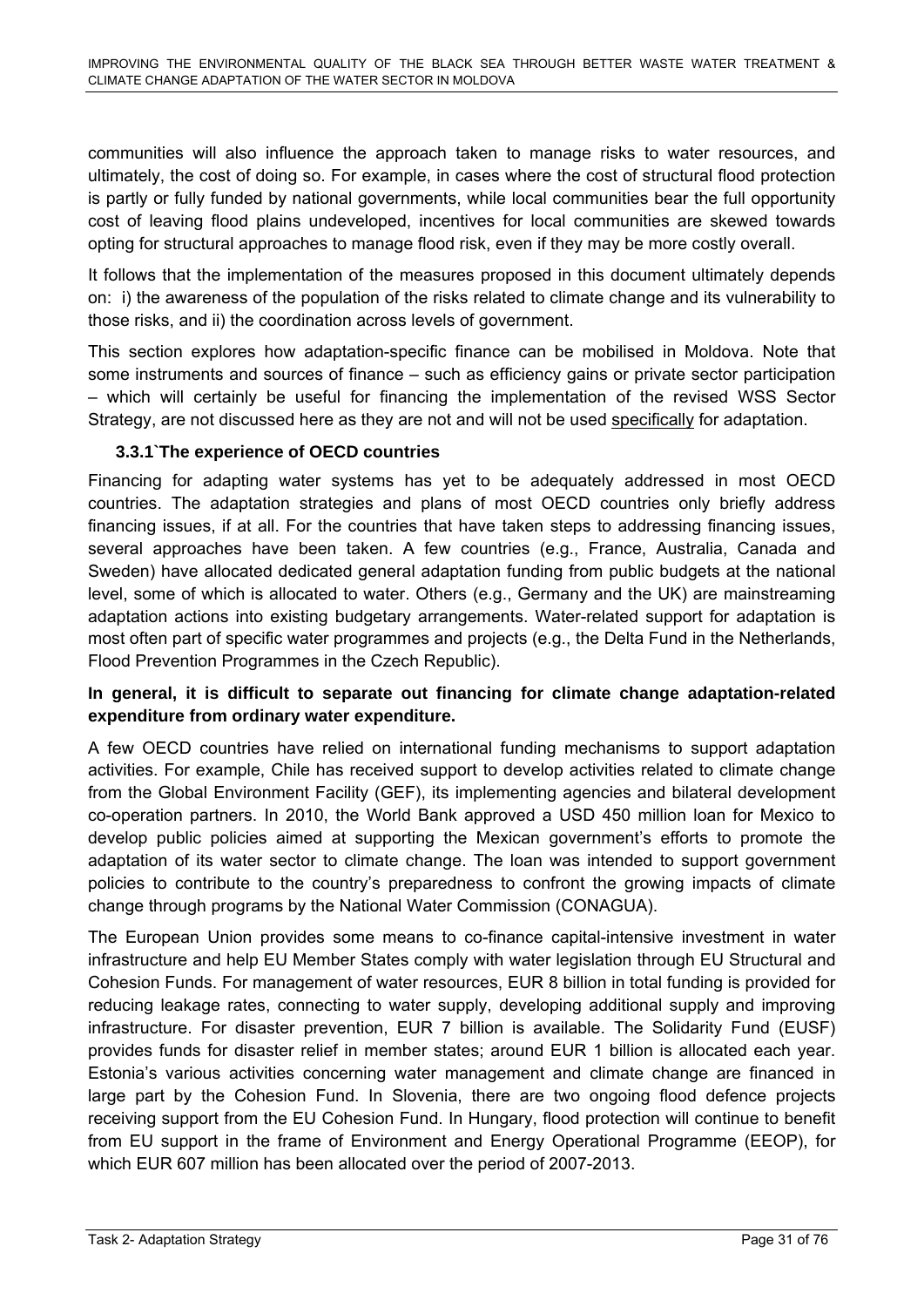communities will also influence the approach taken to manage risks to water resources, and ultimately, the cost of doing so. For example, in cases where the cost of structural flood protection is partly or fully funded by national governments, while local communities bear the full opportunity cost of leaving flood plains undeveloped, incentives for local communities are skewed towards opting for structural approaches to manage flood risk, even if they may be more costly overall.

It follows that the implementation of the measures proposed in this document ultimately depends on: i) the awareness of the population of the risks related to climate change and its vulnerability to those risks, and ii) the coordination across levels of government.

This section explores how adaptation-specific finance can be mobilised in Moldova. Note that some instruments and sources of finance – such as efficiency gains or private sector participation – which will certainly be useful for financing the implementation of the revised WSS Sector Strategy, are not discussed here as they are not and will not be used specifically for adaptation.

### 3.3.1`The experience of OECD countries

Financing for adapting water systems has yet to be adequately addressed in most OECD countries. The adaptation strategies and plans of most OECD countries only briefly address financing issues, if at all. For the countries that have taken steps to addressing financing issues, several approaches have been taken. A few countries (e.g., France, Australia, Canada and Sweden) have allocated dedicated general adaptation funding from public budgets at the national level, some of which is allocated to water. Others (e.g., Germany and the UK) are mainstreaming adaptation actions into existing budgetary arrangements. Water-related support for adaptation is most often part of specific water programmes and projects (e.g., the Delta Fund in the Netherlands, Flood Prevention Programmes in the Czech Republic).

**In general, it is difficult to separate out financing for climate change adaptation-related expenditure from ordinary water expenditure.**

A few OECD countries have relied on international funding mechanisms to support adaptation activities. For example, Chile has received support to develop activities related to climate change from the Global Environment Facility (GEF), its implementing agencies and bilateral development co-operation partners. In 2010, the World Bank approved a USD 450 million loan for Mexico to develop public policies aimed at supporting the Mexican government's efforts to promote the adaptation of its water sector to climate change. The loan was intended to support government policies to contribute to the country's preparedness to confront the growing impacts of climate change through programs by the National Water Commission (CONAGUA).

The European Union provides some means to co-finance capital-intensive investment in water infrastructure and help EU Member States comply with water legislation through EU Structural and Cohesion Funds. For management of water resources, EUR 8 billion in total funding is provided for reducing leakage rates, connecting to water supply, developing additional supply and improving infrastructure. For disaster prevention, EUR 7 billion is available. The Solidarity Fund (EUSF) provides funds for disaster relief in member states; around EUR 1 billion is allocated each year. Estonia's various activities concerning water management and climate change are financed in large part by the Cohesion Fund. In Slovenia, there are two ongoing flood defence projects receiving support from the EU Cohesion Fund. In Hungary, flood protection will continue to benefit from EU support in the frame of Environment and Energy Operational Programme (EEOP), for which EUR 607 million has been allocated over the period of 2007-2013.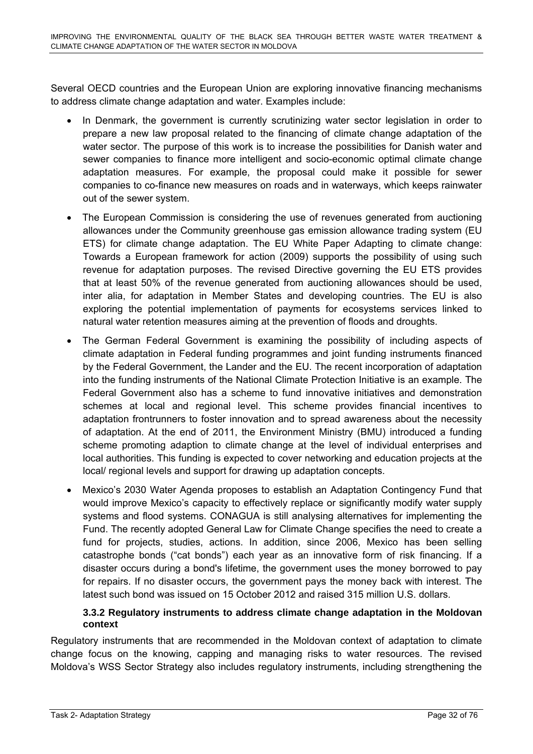Several OECD countries and the European Union are exploring innovative financing mechanisms to address climate change adaptation and water. Examples include:

- In Denmark, the government is currently scrutinizing water sector legislation in order to prepare a new law proposal related to the financing of climate change adaptation of the water sector. The purpose of this work is to increase the possibilities for Danish water and sewer companies to finance more intelligent and socio-economic optimal climate change adaptation measures. For example, the proposal could make it possible for sewer companies to co-finance new measures on roads and in waterways, which keeps rainwater out of the sewer system.
- The European Commission is considering the use of revenues generated from auctioning allowances under the Community greenhouse gas emission allowance trading system (EU ETS) for climate change adaptation. The EU White Paper Adapting to climate change: Towards a European framework for action (2009) supports the possibility of using such revenue for adaptation purposes. The revised Directive governing the EU ETS provides that at least 50% of the revenue generated from auctioning allowances should be used, inter alia, for adaptation in Member States and developing countries. The EU is also exploring the potential implementation of payments for ecosystems services linked to natural water retention measures aiming at the prevention of floods and droughts.
- The German Federal Government is examining the possibility of including aspects of climate adaptation in Federal funding programmes and joint funding instruments financed by the Federal Government, the Lander and the EU. The recent incorporation of adaptation into the funding instruments of the National Climate Protection Initiative is an example. The Federal Government also has a scheme to fund innovative initiatives and demonstration schemes at local and regional level. This scheme provides financial incentives to adaptation frontrunners to foster innovation and to spread awareness about the necessity of adaptation. At the end of 2011, the Environment Ministry (BMU) introduced a funding scheme promoting adaption to climate change at the level of individual enterprises and local authorities. This funding is expected to cover networking and education projects at the local/ regional levels and support for drawing up adaptation concepts.
- Mexico's 2030 Water Agenda proposes to establish an Adaptation Contingency Fund that would improve Mexico's capacity to effectively replace or significantly modify water supply systems and flood systems. CONAGUA is still analysing alternatives for implementing the Fund. The recently adopted General Law for Climate Change specifies the need to create a fund for projects, studies, actions. In addition, since 2006, Mexico has been selling catastrophe bonds ("cat bonds") each year as an innovative form of risk financing. If a disaster occurs during a bond's lifetime, the government uses the money borrowed to pay for repairs. If no disaster occurs, the government pays the money back with interest. The latest such bond was issued on 15 October 2012 and raised 315 million U.S. dollars.

### 3.3.2 Regulatory instruments to address climate change adaptation in the Moldovan context

Regulatory instruments that are recommended in the Moldovan context of adaptation to climate change focus on the knowing, capping and managing risks to water resources. The revised Moldova's WSS Sector Strategy also includes regulatory instruments, including strengthening the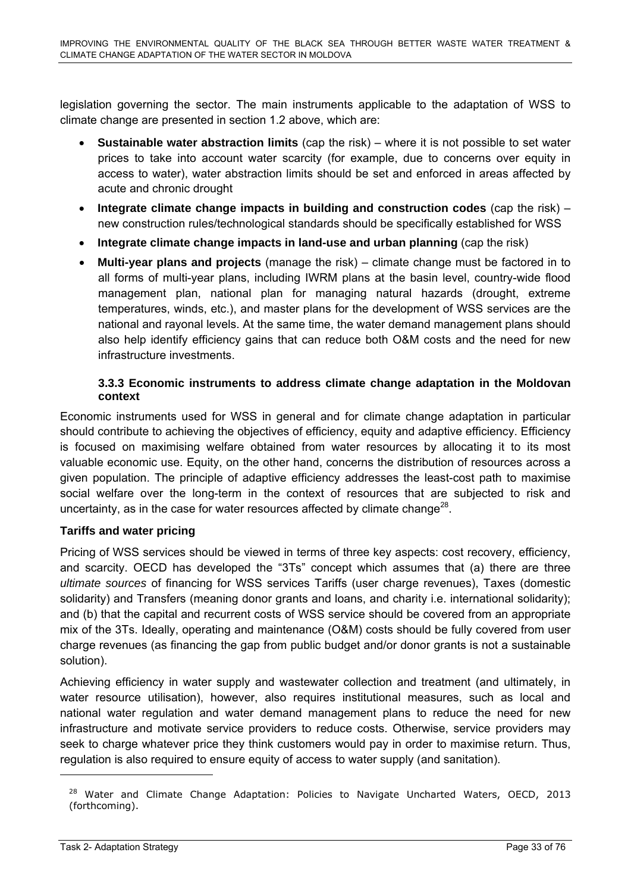legislation governing the sector. The main instruments applicable to the adaptation of WSS to climate change are presented in section 1.2 above, which are:

- **Sustainable water abstraction limits** (cap the risk) – where it is not possible to set water prices to take into account water scarcity (for example, due to concerns over equity in access to water), water abstraction limits should be set and enforced in areas affected by acute and chronic drought
- **Integrate climate change impacts in building and construction codes** (cap the risk) – new construction rules/technological standards should be specifically established for WSS
- **Integrate climate change impacts in land-use and urban planning** (cap the risk)
- **Multi-year plans and projects** (manage the risk) – climate change must be factored in to all forms of multi-year plans, including IWRM plans at the basin level, country-wide flood management plan, national plan for managing natural hazards (drought, extreme temperatures, winds, etc.), and master plans for the development of WSS services are the national and rayonal levels. At the same time, the water demand management plans should also help identify efficiency gains that can reduce both O&M costs and the need for new infrastructure investments.

### 3.3.3 Economic instruments to address climate change adaptation in the Moldovan context

Economic instruments used for WSS in general and for climate change adaptation in particular should contribute to achieving the objectives of efficiency, equity and adaptive efficiency. Efficiency is focused on maximising welfare obtained from water resources by allocating it to its most valuable economic use. Equity, on the other hand, concerns the distribution of resources across a given population. The principle of adaptive efficiency addresses the least-cost path to maximise social welfare over the long-term in the context of resources that are subjected to risk and uncertainty, as in the case for water resources affected by climate change[28].

**Tariffs and water pricing**

Pricing of WSS services should be viewed in terms of three key aspects: cost recovery, efficiency, and scarcity. OECD has developed the "3Ts" concept which assumes that (a) there are three *ultimate sources* of financing for WSS services Tariffs (user charge revenues), Taxes (domestic solidarity) and Transfers (meaning donor grants and loans, and charity i.e. international solidarity); and (b) that the capital and recurrent costs of WSS service should be covered from an appropriate mix of the 3Ts. Ideally, operating and maintenance (O&M) costs should be fully covered from user charge revenues (as financing the gap from public budget and/or donor grants is not a sustainable solution).

Achieving efficiency in water supply and wastewater collection and treatment (and ultimately, in water resource utilisation), however, also requires institutional measures, such as local and national water regulation and water demand management plans to reduce the need for new infrastructure and motivate service providers to reduce costs. Otherwise, service providers may seek to charge whatever price they think customers would pay in order to maximise return. Thus, regulation is also required to ensure equity of access to water supply (and sanitation).

[28] Water and Climate Change Adaptation: Policies to Navigate Uncharted Waters, OECD, 2013 (forthcoming).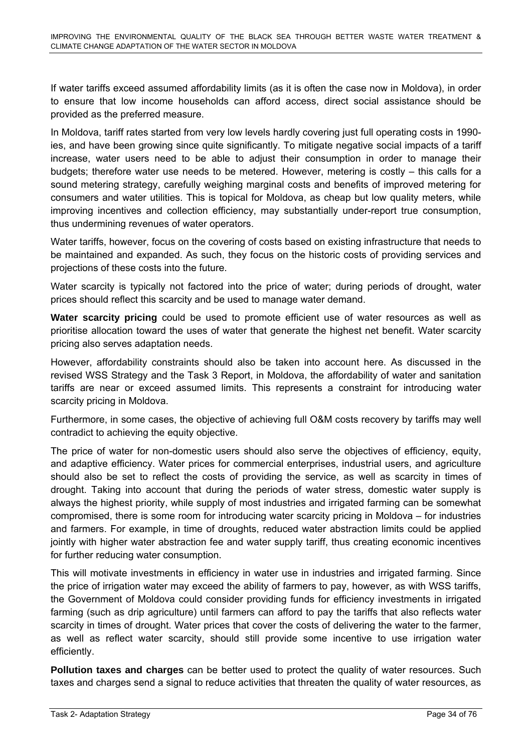If water tariffs exceed assumed affordability limits (as it is often the case now in Moldova), in order to ensure that low income households can afford access, direct social assistance should be provided as the preferred measure.

In Moldova, tariff rates started from very low levels hardly covering just full operating costs in 1990-ies, and have been growing since quite significantly. To mitigate negative social impacts of a tariff increase, water users need to be able to adjust their consumption in order to manage their budgets; therefore water use needs to be metered. However, metering is costly – this calls for a sound metering strategy, carefully weighing marginal costs and benefits of improved metering for consumers and water utilities. This is topical for Moldova, as cheap but low quality meters, while improving incentives and collection efficiency, may substantially under-report true consumption, thus undermining revenues of water operators.

Water tariffs, however, focus on the covering of costs based on existing infrastructure that needs to be maintained and expanded. As such, they focus on the historic costs of providing services and projections of these costs into the future.

Water scarcity is typically not factored into the price of water; during periods of drought, water prices should reflect this scarcity and be used to manage water demand.

**Water scarcity pricing** could be used to promote efficient use of water resources as well as prioritise allocation toward the uses of water that generate the highest net benefit. Water scarcity pricing also serves adaptation needs.

However, affordability constraints should also be taken into account here. As discussed in the revised WSS Strategy and the Task 3 Report, in Moldova, the affordability of water and sanitation tariffs are near or exceed assumed limits. This represents a constraint for introducing water scarcity pricing in Moldova.

Furthermore, in some cases, the objective of achieving full O&M costs recovery by tariffs may well contradict to achieving the equity objective.

The price of water for non-domestic users should also serve the objectives of efficiency, equity, and adaptive efficiency. Water prices for commercial enterprises, industrial users, and agriculture should also be set to reflect the costs of providing the service, as well as scarcity in times of drought. Taking into account that during the periods of water stress, domestic water supply is always the highest priority, while supply of most industries and irrigated farming can be somewhat compromised, there is some room for introducing water scarcity pricing in Moldova – for industries and farmers. For example, in time of droughts, reduced water abstraction limits could be applied jointly with higher water abstraction fee and water supply tariff, thus creating economic incentives for further reducing water consumption.

This will motivate investments in efficiency in water use in industries and irrigated farming. Since the price of irrigation water may exceed the ability of farmers to pay, however, as with WSS tariffs, the Government of Moldova could consider providing funds for efficiency investments in irrigated farming (such as drip agriculture) until farmers can afford to pay the tariffs that also reflects water scarcity in times of drought. Water prices that cover the costs of delivering the water to the farmer, as well as reflect water scarcity, should still provide some incentive to use irrigation water efficiently.

**Pollution taxes and charges** can be better used to protect the quality of water resources. Such taxes and charges send a signal to reduce activities that threaten the quality of water resources, as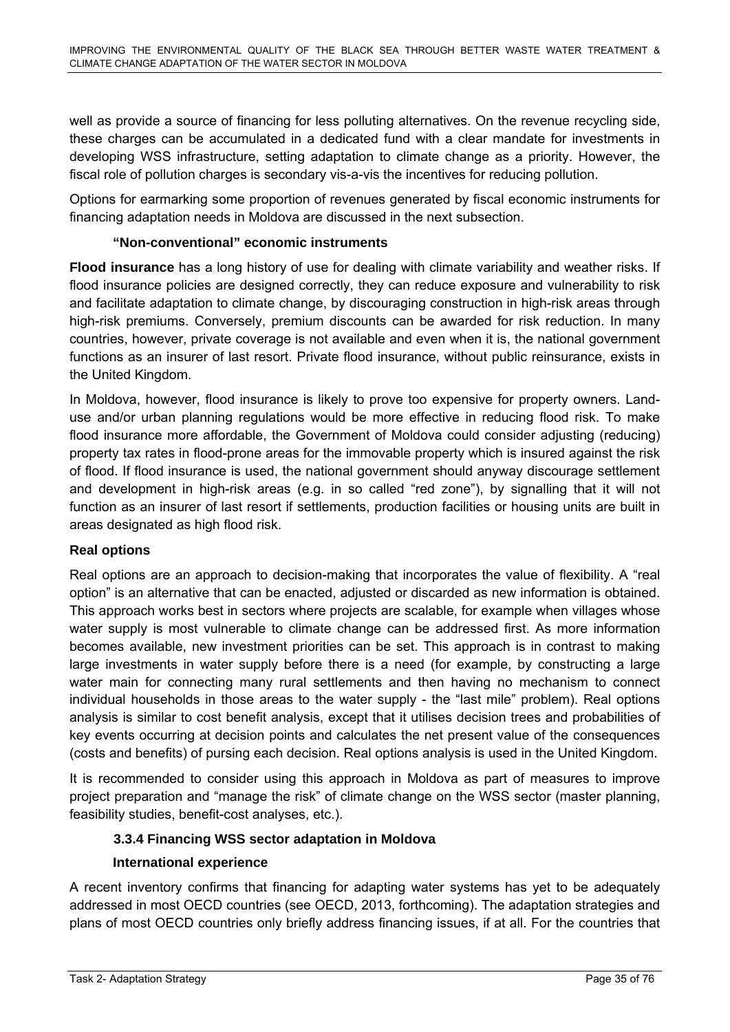well as provide a source of financing for less polluting alternatives. On the revenue recycling side, these charges can be accumulated in a dedicated fund with a clear mandate for investments in developing WSS infrastructure, setting adaptation to climate change as a priority. However, the fiscal role of pollution charges is secondary vis-a-vis the incentives for reducing pollution.

Options for earmarking some proportion of revenues generated by fiscal economic instruments for financing adaptation needs in Moldova are discussed in the next subsection.

#### "Non-conventional" economic instruments

**Flood insurance** has a long history of use for dealing with climate variability and weather risks. If flood insurance policies are designed correctly, they can reduce exposure and vulnerability to risk and facilitate adaptation to climate change, by discouraging construction in high-risk areas through high-risk premiums. Conversely, premium discounts can be awarded for risk reduction. In many countries, however, private coverage is not available and even when it is, the national government functions as an insurer of last resort. Private flood insurance, without public reinsurance, exists in the United Kingdom.

In Moldova, however, flood insurance is likely to prove too expensive for property owners. Land-use and/or urban planning regulations would be more effective in reducing flood risk. To make flood insurance more affordable, the Government of Moldova could consider adjusting (reducing) property tax rates in flood-prone areas for the immovable property which is insured against the risk of flood. If flood insurance is used, the national government should anyway discourage settlement and development in high-risk areas (e.g. in so called "red zone"), by signalling that it will not function as an insurer of last resort if settlements, production facilities or housing units are built in areas designated as high flood risk.

**Real options**

Real options are an approach to decision-making that incorporates the value of flexibility. A "real option" is an alternative that can be enacted, adjusted or discarded as new information is obtained. This approach works best in sectors where projects are scalable, for example when villages whose water supply is most vulnerable to climate change can be addressed first. As more information becomes available, new investment priorities can be set. This approach is in contrast to making large investments in water supply before there is a need (for example, by constructing a large water main for connecting many rural settlements and then having no mechanism to connect individual households in those areas to the water supply - the "last mile" problem). Real options analysis is similar to cost benefit analysis, except that it utilises decision trees and probabilities of key events occurring at decision points and calculates the net present value of the consequences (costs and benefits) of pursing each decision. Real options analysis is used in the United Kingdom.

It is recommended to consider using this approach in Moldova as part of measures to improve project preparation and "manage the risk" of climate change on the WSS sector (master planning, feasibility studies, benefit-cost analyses, etc.).

### 3.3.4 Financing WSS sector adaptation in Moldova

#### International experience

A recent inventory confirms that financing for adapting water systems has yet to be adequately addressed in most OECD countries (see OECD, 2013, forthcoming). The adaptation strategies and plans of most OECD countries only briefly address financing issues, if at all. For the countries that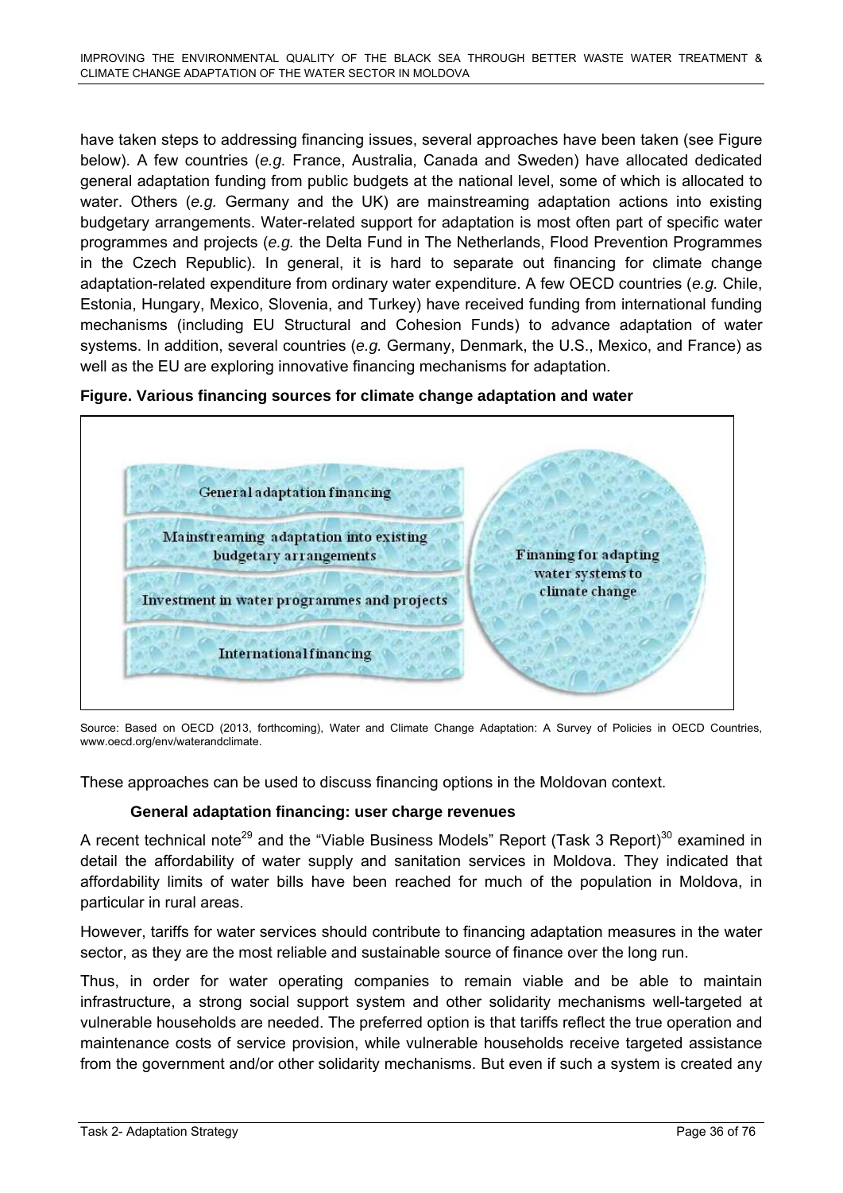have taken steps to addressing financing issues, several approaches have been taken (see Figure below). A few countries (*e.g.* France, Australia, Canada and Sweden) have allocated dedicated general adaptation funding from public budgets at the national level, some of which is allocated to water. Others (*e.g.* Germany and the UK) are mainstreaming adaptation actions into existing budgetary arrangements. Water-related support for adaptation is most often part of specific water programmes and projects (*e.g.* the Delta Fund in The Netherlands, Flood Prevention Programmes in the Czech Republic). In general, it is hard to separate out financing for climate change adaptation-related expenditure from ordinary water expenditure. A few OECD countries (*e.g.* Chile, Estonia, Hungary, Mexico, Slovenia, and Turkey) have received funding from international funding mechanisms (including EU Structural and Cohesion Funds) to advance adaptation of water systems. In addition, several countries (*e.g.* Germany, Denmark, the U.S., Mexico, and France) as well as the EU are exploring innovative financing mechanisms for adaptation.

**Figure. Various financing sources for climate change adaptation and water**

General adaptation financing

Mainstreaming adaptation into existing budgetary arrangements

Investment in water programmes and projects

International financing

Finaning for adapting water systems to climate change

Source: Based on OECD (2013, forthcoming), Water and Climate Change Adaptation: A Survey of Policies in OECD Countries, www.oecd.org/env/waterandclimate.

These approaches can be used to discuss financing options in the Moldovan context.

#### General adaptation financing: user charge revenues

A recent technical note[29] and the "Viable Business Models" Report (Task 3 Report)[30] examined in detail the affordability of water supply and sanitation services in Moldova. They indicated that affordability limits of water bills have been reached for much of the population in Moldova, in particular in rural areas.

However, tariffs for water services should contribute to financing adaptation measures in the water sector, as they are the most reliable and sustainable source of finance over the long run.

Thus, in order for water operating companies to remain viable and be able to maintain infrastructure, a strong social support system and other solidarity mechanisms well-targeted at vulnerable households are needed. The preferred option is that tariffs reflect the true operation and maintenance costs of service provision, while vulnerable households receive targeted assistance from the government and/or other solidarity mechanisms. But even if such a system is created any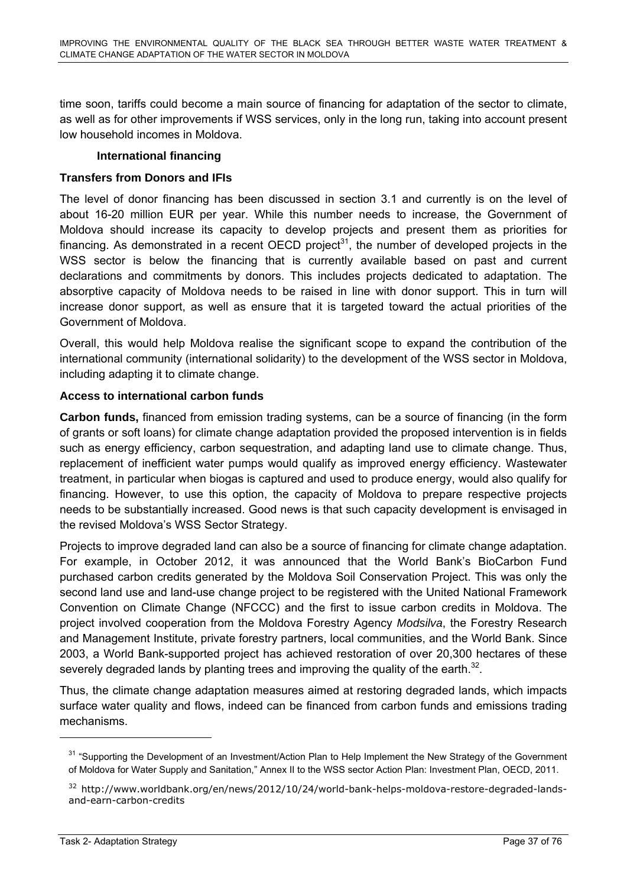time soon, tariffs could become a main source of financing for adaptation of the sector to climate, as well as for other improvements if WSS services, only in the long run, taking into account present low household incomes in Moldova.

### International financing

**Transfers from Donors and IFIs**

The level of donor financing has been discussed in section 3.1 and currently is on the level of about 16-20 million EUR per year. While this number needs to increase, the Government of Moldova should increase its capacity to develop projects and present them as priorities for financing. As demonstrated in a recent OECD project[31], the number of developed projects in the WSS sector is below the financing that is currently available based on past and current declarations and commitments by donors. This includes projects dedicated to adaptation. The absorptive capacity of Moldova needs to be raised in line with donor support. This in turn will increase donor support, as well as ensure that it is targeted toward the actual priorities of the Government of Moldova.

Overall, this would help Moldova realise the significant scope to expand the contribution of the international community (international solidarity) to the development of the WSS sector in Moldova, including adapting it to climate change.

**Access to international carbon funds**

**Carbon funds,** financed from emission trading systems, can be a source of financing (in the form of grants or soft loans) for climate change adaptation provided the proposed intervention is in fields such as energy efficiency, carbon sequestration, and adapting land use to climate change. Thus, replacement of inefficient water pumps would qualify as improved energy efficiency. Wastewater treatment, in particular when biogas is captured and used to produce energy, would also qualify for financing. However, to use this option, the capacity of Moldova to prepare respective projects needs to be substantially increased. Good news is that such capacity development is envisaged in the revised Moldova's WSS Sector Strategy.

Projects to improve degraded land can also be a source of financing for climate change adaptation. For example, in October 2012, it was announced that the World Bank's BioCarbon Fund purchased carbon credits generated by the Moldova Soil Conservation Project. This was only the second land use and land-use change project to be registered with the United National Framework Convention on Climate Change (NFCCC) and the first to issue carbon credits in Moldova. The project involved cooperation from the Moldova Forestry Agency *Modsilva*, the Forestry Research and Management Institute, private forestry partners, local communities, and the World Bank. Since 2003, a World Bank-supported project has achieved restoration of over 20,300 hectares of these severely degraded lands by planting trees and improving the quality of the earth.[32].

Thus, the climate change adaptation measures aimed at restoring degraded lands, which impacts surface water quality and flows, indeed can be financed from carbon funds and emissions trading mechanisms.

---

[31] "Supporting the Development of an Investment/Action Plan to Help Implement the New Strategy of the Government of Moldova for Water Supply and Sanitation," Annex II to the WSS sector Action Plan: Investment Plan, OECD, 2011.

[32] http://www.worldbank.org/en/news/2012/10/24/world-bank-helps-moldova-restore-degraded-lands-and-earn-carbon-credits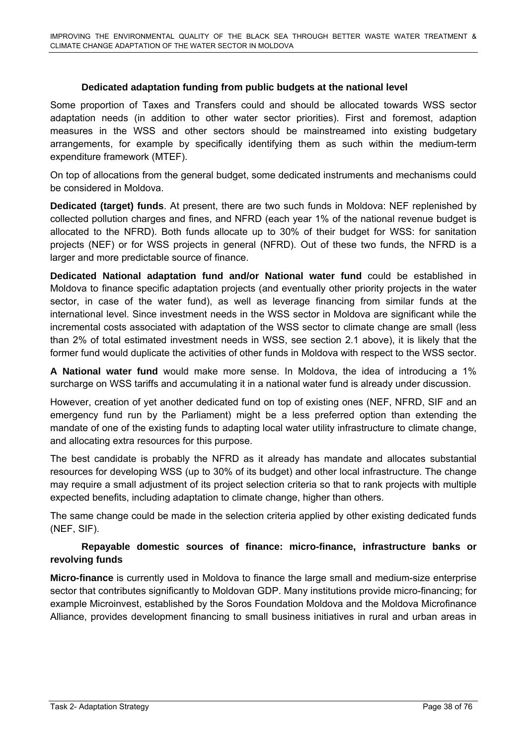### Dedicated adaptation funding from public budgets at the national level

Some proportion of Taxes and Transfers could and should be allocated towards WSS sector adaptation needs (in addition to other water sector priorities). First and foremost, adaption measures in the WSS and other sectors should be mainstreamed into existing budgetary arrangements, for example by specifically identifying them as such within the medium-term expenditure framework (MTEF).

On top of allocations from the general budget, some dedicated instruments and mechanisms could be considered in Moldova.

**Dedicated (target) funds**. At present, there are two such funds in Moldova: NEF replenished by collected pollution charges and fines, and NFRD (each year 1% of the national revenue budget is allocated to the NFRD). Both funds allocate up to 30% of their budget for WSS: for sanitation projects (NEF) or for WSS projects in general (NFRD). Out of these two funds, the NFRD is a larger and more predictable source of finance.

**Dedicated National adaptation fund and/or National water fund** could be established in Moldova to finance specific adaptation projects (and eventually other priority projects in the water sector, in case of the water fund), as well as leverage financing from similar funds at the international level. Since investment needs in the WSS sector in Moldova are significant while the incremental costs associated with adaptation of the WSS sector to climate change are small (less than 2% of total estimated investment needs in WSS, see section 2.1 above), it is likely that the former fund would duplicate the activities of other funds in Moldova with respect to the WSS sector.

**A National water fund** would make more sense. In Moldova, the idea of introducing a 1% surcharge on WSS tariffs and accumulating it in a national water fund is already under discussion.

However, creation of yet another dedicated fund on top of existing ones (NEF, NFRD, SIF and an emergency fund run by the Parliament) might be a less preferred option than extending the mandate of one of the existing funds to adapting local water utility infrastructure to climate change, and allocating extra resources for this purpose.

The best candidate is probably the NFRD as it already has mandate and allocates substantial resources for developing WSS (up to 30% of its budget) and other local infrastructure. The change may require a small adjustment of its project selection criteria so that to rank projects with multiple expected benefits, including adaptation to climate change, higher than others.

The same change could be made in the selection criteria applied by other existing dedicated funds (NEF, SIF).

### Repayable domestic sources of finance: micro-finance, infrastructure banks or revolving funds

**Micro-finance** is currently used in Moldova to finance the large small and medium-size enterprise sector that contributes significantly to Moldovan GDP. Many institutions provide micro-financing; for example Microinvest, established by the Soros Foundation Moldova and the Moldova Microfinance Alliance, provides development financing to small business initiatives in rural and urban areas in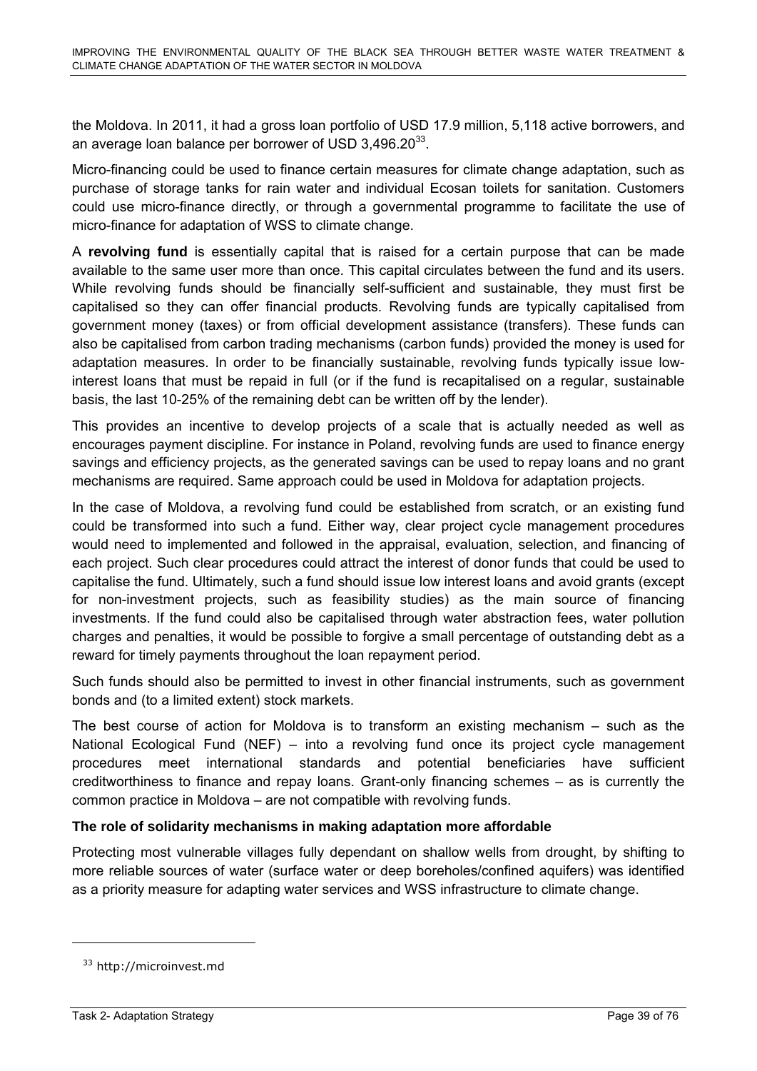the Moldova. In 2011, it had a gross loan portfolio of USD 17.9 million, 5,118 active borrowers, and an average loan balance per borrower of USD 3,496.20[33].

Micro-financing could be used to finance certain measures for climate change adaptation, such as purchase of storage tanks for rain water and individual Ecosan toilets for sanitation. Customers could use micro-finance directly, or through a governmental programme to facilitate the use of micro-finance for adaptation of WSS to climate change.

A **revolving fund** is essentially capital that is raised for a certain purpose that can be made available to the same user more than once. This capital circulates between the fund and its users. While revolving funds should be financially self-sufficient and sustainable, they must first be capitalised so they can offer financial products. Revolving funds are typically capitalised from government money (taxes) or from official development assistance (transfers). These funds can also be capitalised from carbon trading mechanisms (carbon funds) provided the money is used for adaptation measures. In order to be financially sustainable, revolving funds typically issue low-interest loans that must be repaid in full (or if the fund is recapitalised on a regular, sustainable basis, the last 10-25% of the remaining debt can be written off by the lender).

This provides an incentive to develop projects of a scale that is actually needed as well as encourages payment discipline. For instance in Poland, revolving funds are used to finance energy savings and efficiency projects, as the generated savings can be used to repay loans and no grant mechanisms are required. Same approach could be used in Moldova for adaptation projects.

In the case of Moldova, a revolving fund could be established from scratch, or an existing fund could be transformed into such a fund. Either way, clear project cycle management procedures would need to implemented and followed in the appraisal, evaluation, selection, and financing of each project. Such clear procedures could attract the interest of donor funds that could be used to capitalise the fund. Ultimately, such a fund should issue low interest loans and avoid grants (except for non-investment projects, such as feasibility studies) as the main source of financing investments. If the fund could also be capitalised through water abstraction fees, water pollution charges and penalties, it would be possible to forgive a small percentage of outstanding debt as a reward for timely payments throughout the loan repayment period.

Such funds should also be permitted to invest in other financial instruments, such as government bonds and (to a limited extent) stock markets.

The best course of action for Moldova is to transform an existing mechanism – such as the National Ecological Fund (NEF) – into a revolving fund once its project cycle management procedures meet international standards and potential beneficiaries have sufficient creditworthiness to finance and repay loans. Grant-only financing schemes – as is currently the common practice in Moldova – are not compatible with revolving funds.

**The role of solidarity mechanisms in making adaptation more affordable**

Protecting most vulnerable villages fully dependant on shallow wells from drought, by shifting to more reliable sources of water (surface water or deep boreholes/confined aquifers) was identified as a priority measure for adapting water services and WSS infrastructure to climate change.

---

[33] http://microinvest.md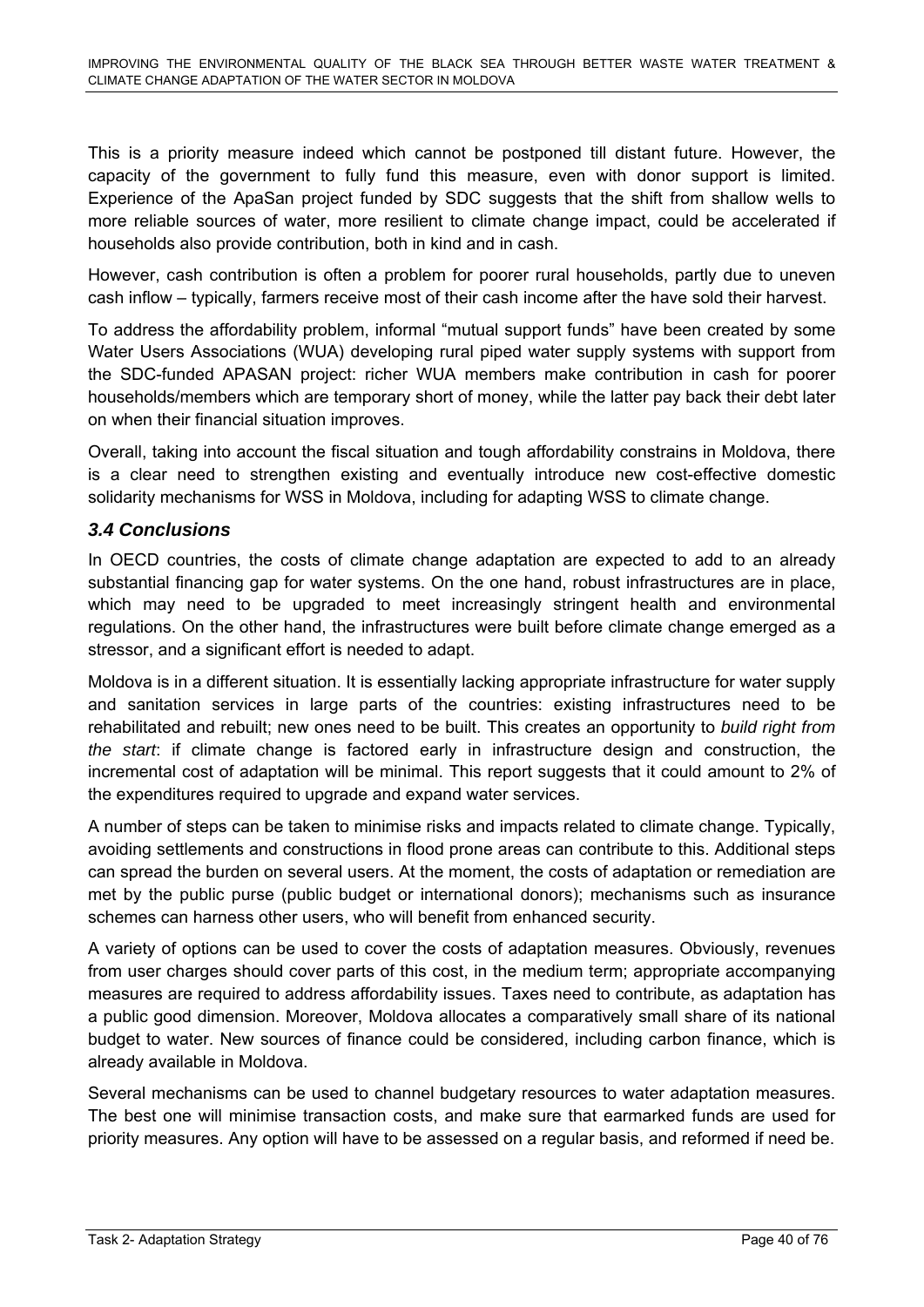This is a priority measure indeed which cannot be postponed till distant future. However, the capacity of the government to fully fund this measure, even with donor support is limited. Experience of the ApaSan project funded by SDC suggests that the shift from shallow wells to more reliable sources of water, more resilient to climate change impact, could be accelerated if households also provide contribution, both in kind and in cash.

However, cash contribution is often a problem for poorer rural households, partly due to uneven cash inflow – typically, farmers receive most of their cash income after the have sold their harvest.

To address the affordability problem, informal "mutual support funds" have been created by some Water Users Associations (WUA) developing rural piped water supply systems with support from the SDC-funded APASAN project: richer WUA members make contribution in cash for poorer households/members which are temporary short of money, while the latter pay back their debt later on when their financial situation improves.

Overall, taking into account the fiscal situation and tough affordability constrains in Moldova, there is a clear need to strengthen existing and eventually introduce new cost-effective domestic solidarity mechanisms for WSS in Moldova, including for adapting WSS to climate change.

### *3.4 Conclusions*

In OECD countries, the costs of climate change adaptation are expected to add to an already substantial financing gap for water systems. On the one hand, robust infrastructures are in place, which may need to be upgraded to meet increasingly stringent health and environmental regulations. On the other hand, the infrastructures were built before climate change emerged as a stressor, and a significant effort is needed to adapt.

Moldova is in a different situation. It is essentially lacking appropriate infrastructure for water supply and sanitation services in large parts of the countries: existing infrastructures need to be rehabilitated and rebuilt; new ones need to be built. This creates an opportunity to *build right from the start*: if climate change is factored early in infrastructure design and construction, the incremental cost of adaptation will be minimal. This report suggests that it could amount to 2% of the expenditures required to upgrade and expand water services.

A number of steps can be taken to minimise risks and impacts related to climate change. Typically, avoiding settlements and constructions in flood prone areas can contribute to this. Additional steps can spread the burden on several users. At the moment, the costs of adaptation or remediation are met by the public purse (public budget or international donors); mechanisms such as insurance schemes can harness other users, who will benefit from enhanced security.

A variety of options can be used to cover the costs of adaptation measures. Obviously, revenues from user charges should cover parts of this cost, in the medium term; appropriate accompanying measures are required to address affordability issues. Taxes need to contribute, as adaptation has a public good dimension. Moreover, Moldova allocates a comparatively small share of its national budget to water. New sources of finance could be considered, including carbon finance, which is already available in Moldova.

Several mechanisms can be used to channel budgetary resources to water adaptation measures. The best one will minimise transaction costs, and make sure that earmarked funds are used for priority measures. Any option will have to be assessed on a regular basis, and reformed if need be.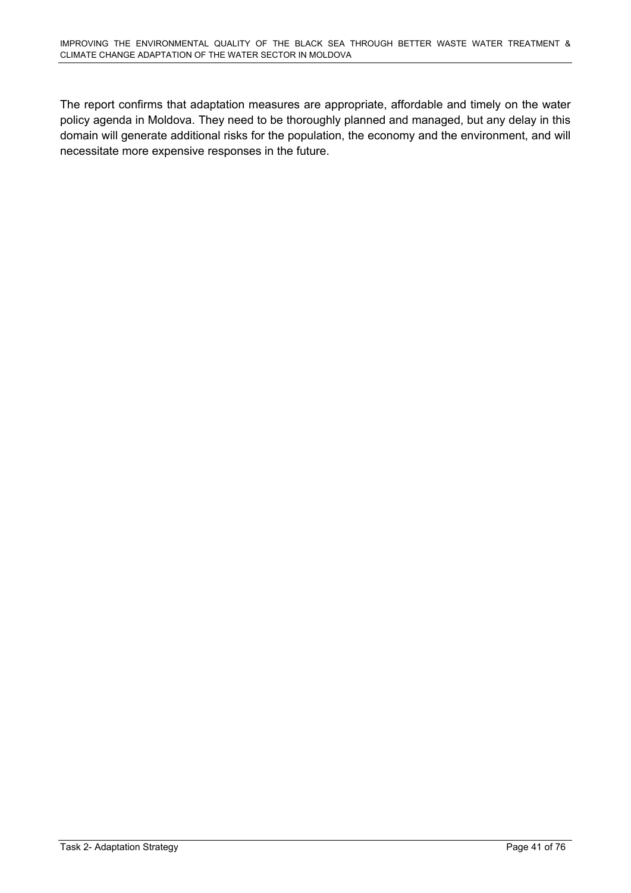The report confirms that adaptation measures are appropriate, affordable and timely on the water policy agenda in Moldova. They need to be thoroughly planned and managed, but any delay in this domain will generate additional risks for the population, the economy and the environment, and will necessitate more expensive responses in the future.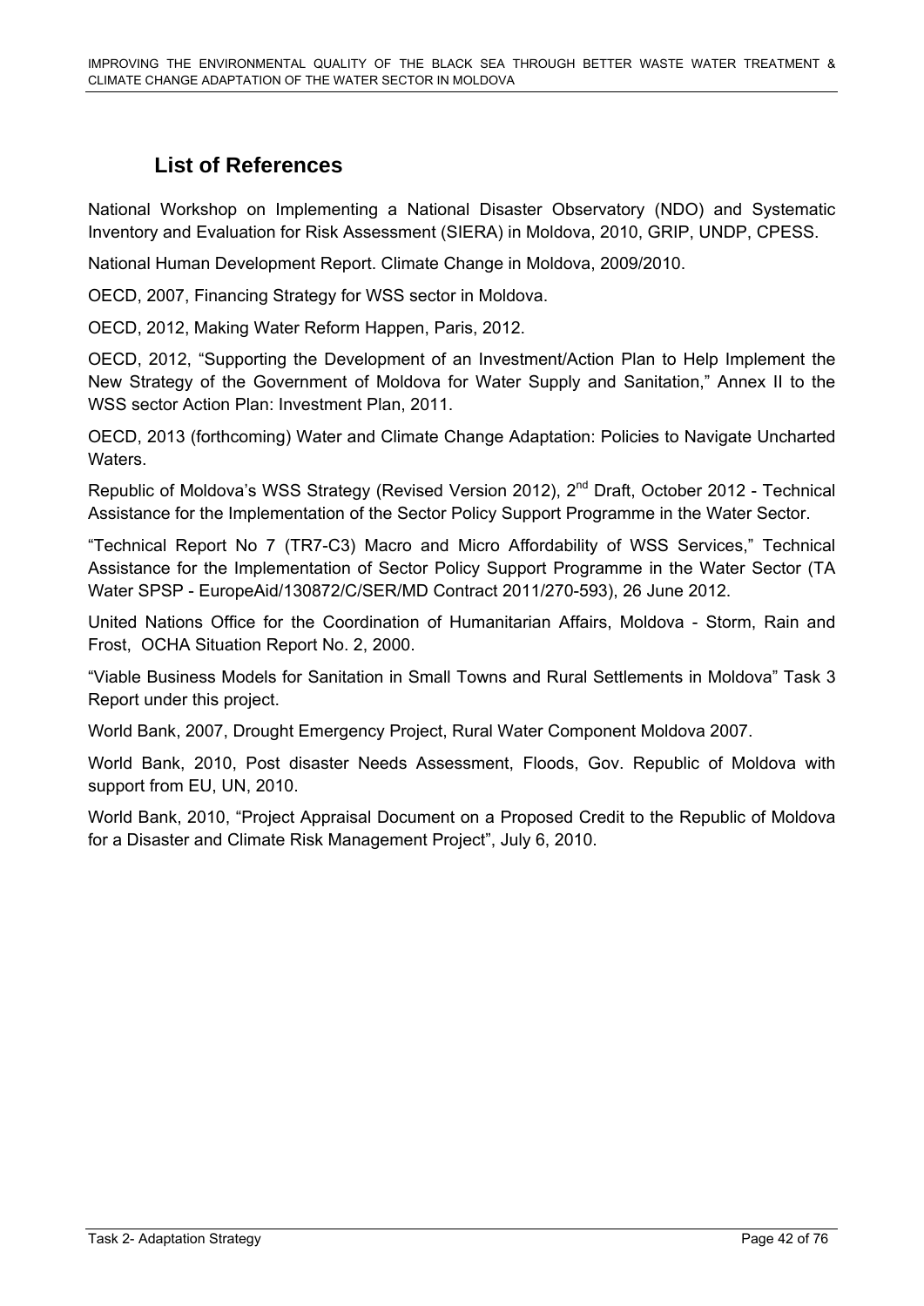## List of References

National Workshop on Implementing a National Disaster Observatory (NDO) and Systematic Inventory and Evaluation for Risk Assessment (SIERA) in Moldova, 2010, GRIP, UNDP, CPESS.

National Human Development Report. Climate Change in Moldova, 2009/2010.

OECD, 2007, Financing Strategy for WSS sector in Moldova.

OECD, 2012, Making Water Reform Happen, Paris, 2012.

OECD, 2012, "Supporting the Development of an Investment/Action Plan to Help Implement the New Strategy of the Government of Moldova for Water Supply and Sanitation," Annex II to the WSS sector Action Plan: Investment Plan, 2011.

OECD, 2013 (forthcoming) Water and Climate Change Adaptation: Policies to Navigate Uncharted Waters.

Republic of Moldova's WSS Strategy (Revised Version 2012), 2nd Draft, October 2012 - Technical Assistance for the Implementation of the Sector Policy Support Programme in the Water Sector.

"Technical Report No 7 (TR7-C3) Macro and Micro Affordability of WSS Services," Technical Assistance for the Implementation of Sector Policy Support Programme in the Water Sector (TA Water SPSP - EuropeAid/130872/C/SER/MD Contract 2011/270-593), 26 June 2012.

United Nations Office for the Coordination of Humanitarian Affairs, Moldova - Storm, Rain and Frost, OCHA Situation Report No. 2, 2000.

"Viable Business Models for Sanitation in Small Towns and Rural Settlements in Moldova" Task 3 Report under this project.

World Bank, 2007, Drought Emergency Project, Rural Water Component Moldova 2007.

World Bank, 2010, Post disaster Needs Assessment, Floods, Gov. Republic of Moldova with support from EU, UN, 2010.

World Bank, 2010, "Project Appraisal Document on a Proposed Credit to the Republic of Moldova for a Disaster and Climate Risk Management Project", July 6, 2010.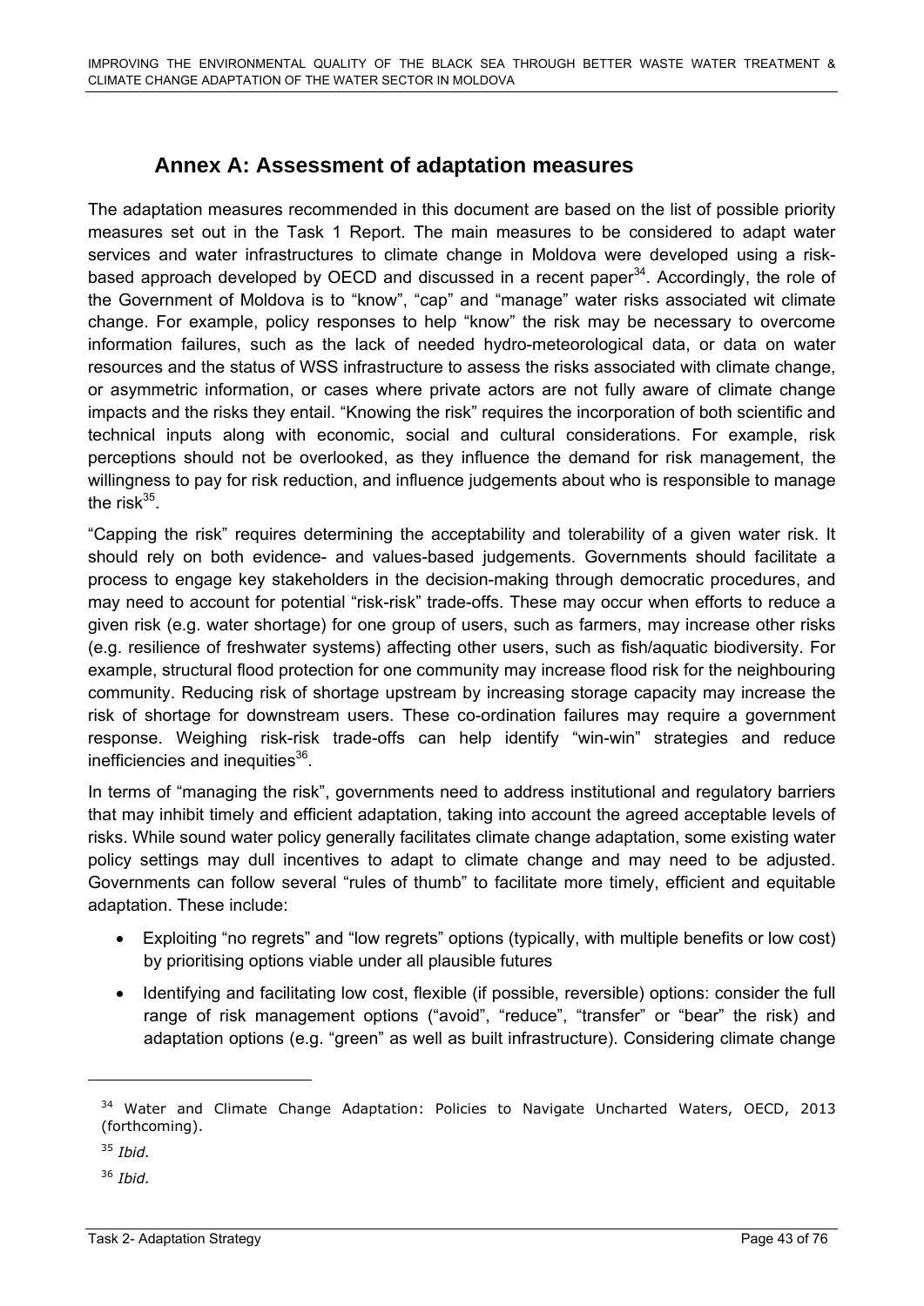# Annex A: Assessment of adaptation measures

The adaptation measures recommended in this document are based on the list of possible priority measures set out in the Task 1 Report. The main measures to be considered to adapt water services and water infrastructures to climate change in Moldova were developed using a risk-based approach developed by OECD and discussed in a recent paper[34]. Accordingly, the role of the Government of Moldova is to "know", "cap" and "manage" water risks associated wit climate change. For example, policy responses to help "know" the risk may be necessary to overcome information failures, such as the lack of needed hydro-meteorological data, or data on water resources and the status of WSS infrastructure to assess the risks associated with climate change, or asymmetric information, or cases where private actors are not fully aware of climate change impacts and the risks they entail. "Knowing the risk" requires the incorporation of both scientific and technical inputs along with economic, social and cultural considerations. For example, risk perceptions should not be overlooked, as they influence the demand for risk management, the willingness to pay for risk reduction, and influence judgements about who is responsible to manage the risk[35].

"Capping the risk" requires determining the acceptability and tolerability of a given water risk. It should rely on both evidence- and values-based judgements. Governments should facilitate a process to engage key stakeholders in the decision-making through democratic procedures, and may need to account for potential "risk-risk" trade-offs. These may occur when efforts to reduce a given risk (e.g. water shortage) for one group of users, such as farmers, may increase other risks (e.g. resilience of freshwater systems) affecting other users, such as fish/aquatic biodiversity. For example, structural flood protection for one community may increase flood risk for the neighbouring community. Reducing risk of shortage upstream by increasing storage capacity may increase the risk of shortage for downstream users. These co-ordination failures may require a government response. Weighing risk-risk trade-offs can help identify "win-win" strategies and reduce inefficiencies and inequities[36].

In terms of "managing the risk", governments need to address institutional and regulatory barriers that may inhibit timely and efficient adaptation, taking into account the agreed acceptable levels of risks. While sound water policy generally facilitates climate change adaptation, some existing water policy settings may dull incentives to adapt to climate change and may need to be adjusted. Governments can follow several "rules of thumb" to facilitate more timely, efficient and equitable adaptation. These include:

- Exploiting "no regrets" and "low regrets" options (typically, with multiple benefits or low cost) by prioritising options viable under all plausible futures
- Identifying and facilitating low cost, flexible (if possible, reversible) options: consider the full range of risk management options ("avoid", "reduce", "transfer" or "bear" the risk) and adaptation options (e.g. "green" as well as built infrastructure). Considering climate change

---

[34] Water and Climate Change Adaptation: Policies to Navigate Uncharted Waters, OECD, 2013 (forthcoming).

[35] *Ibid.*

[36] *Ibid.*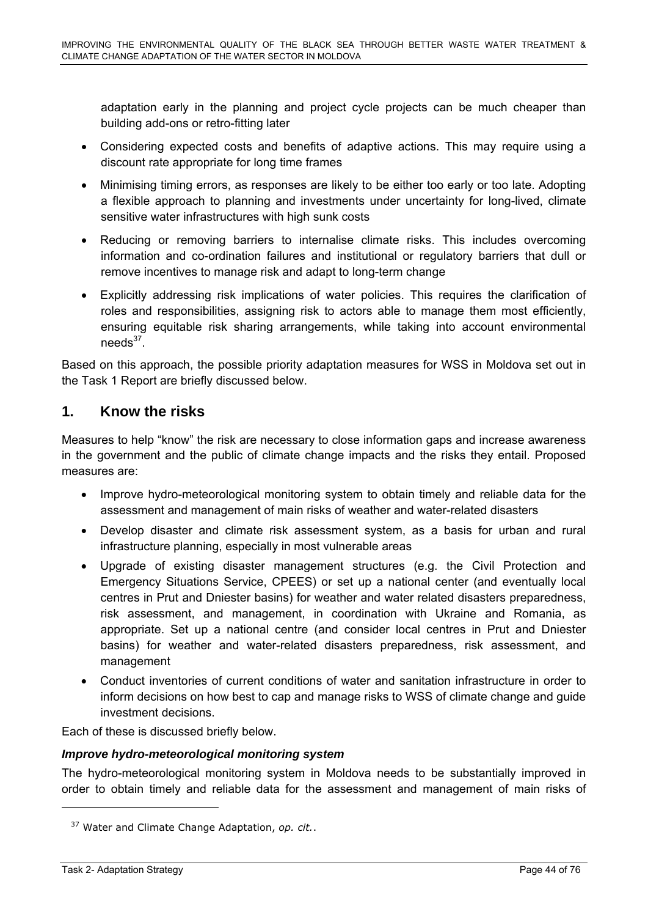adaptation early in the planning and project cycle projects can be much cheaper than building add-ons or retro-fitting later

- Considering expected costs and benefits of adaptive actions. This may require using a discount rate appropriate for long time frames
- Minimising timing errors, as responses are likely to be either too early or too late. Adopting a flexible approach to planning and investments under uncertainty for long-lived, climate sensitive water infrastructures with high sunk costs
- Reducing or removing barriers to internalise climate risks. This includes overcoming information and co-ordination failures and institutional or regulatory barriers that dull or remove incentives to manage risk and adapt to long-term change
- Explicitly addressing risk implications of water policies. This requires the clarification of roles and responsibilities, assigning risk to actors able to manage them most efficiently, ensuring equitable risk sharing arrangements, while taking into account environmental needs[37].

Based on this approach, the possible priority adaptation measures for WSS in Moldova set out in the Task 1 Report are briefly discussed below.

## 1. Know the risks

Measures to help "know" the risk are necessary to close information gaps and increase awareness in the government and the public of climate change impacts and the risks they entail. Proposed measures are:

- Improve hydro-meteorological monitoring system to obtain timely and reliable data for the assessment and management of main risks of weather and water-related disasters
- Develop disaster and climate risk assessment system, as a basis for urban and rural infrastructure planning, especially in most vulnerable areas
- Upgrade of existing disaster management structures (e.g. the Civil Protection and Emergency Situations Service, CPEES) or set up a national center (and eventually local centres in Prut and Dniester basins) for weather and water related disasters preparedness, risk assessment, and management, in coordination with Ukraine and Romania, as appropriate. Set up a national centre (and consider local centres in Prut and Dniester basins) for weather and water-related disasters preparedness, risk assessment, and management
- Conduct inventories of current conditions of water and sanitation infrastructure in order to inform decisions on how best to cap and manage risks to WSS of climate change and guide investment decisions.

Each of these is discussed briefly below.

***Improve hydro-meteorological monitoring system***

The hydro-meteorological monitoring system in Moldova needs to be substantially improved in order to obtain timely and reliable data for the assessment and management of main risks of

[37] Water and Climate Change Adaptation, *op. cit.*.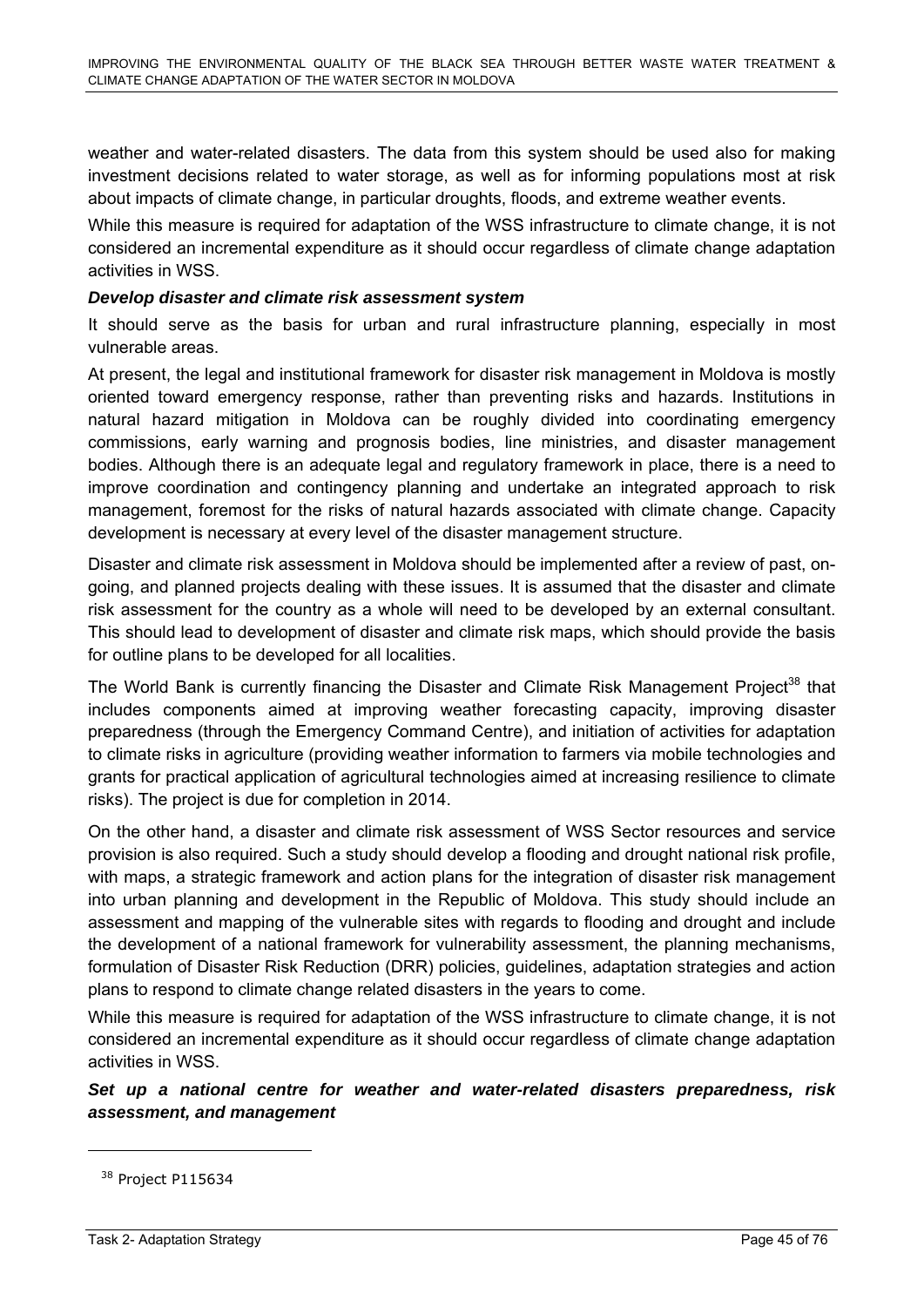weather and water-related disasters. The data from this system should be used also for making investment decisions related to water storage, as well as for informing populations most at risk about impacts of climate change, in particular droughts, floods, and extreme weather events.

While this measure is required for adaptation of the WSS infrastructure to climate change, it is not considered an incremental expenditure as it should occur regardless of climate change adaptation activities in WSS.

***Develop disaster and climate risk assessment system***

It should serve as the basis for urban and rural infrastructure planning, especially in most vulnerable areas.

At present, the legal and institutional framework for disaster risk management in Moldova is mostly oriented toward emergency response, rather than preventing risks and hazards. Institutions in natural hazard mitigation in Moldova can be roughly divided into coordinating emergency commissions, early warning and prognosis bodies, line ministries, and disaster management bodies. Although there is an adequate legal and regulatory framework in place, there is a need to improve coordination and contingency planning and undertake an integrated approach to risk management, foremost for the risks of natural hazards associated with climate change. Capacity development is necessary at every level of the disaster management structure.

Disaster and climate risk assessment in Moldova should be implemented after a review of past, on-going, and planned projects dealing with these issues. It is assumed that the disaster and climate risk assessment for the country as a whole will need to be developed by an external consultant. This should lead to development of disaster and climate risk maps, which should provide the basis for outline plans to be developed for all localities.

The World Bank is currently financing the Disaster and Climate Risk Management Project[38] that includes components aimed at improving weather forecasting capacity, improving disaster preparedness (through the Emergency Command Centre), and initiation of activities for adaptation to climate risks in agriculture (providing weather information to farmers via mobile technologies and grants for practical application of agricultural technologies aimed at increasing resilience to climate risks). The project is due for completion in 2014.

On the other hand, a disaster and climate risk assessment of WSS Sector resources and service provision is also required. Such a study should develop a flooding and drought national risk profile, with maps, a strategic framework and action plans for the integration of disaster risk management into urban planning and development in the Republic of Moldova. This study should include an assessment and mapping of the vulnerable sites with regards to flooding and drought and include the development of a national framework for vulnerability assessment, the planning mechanisms, formulation of Disaster Risk Reduction (DRR) policies, guidelines, adaptation strategies and action plans to respond to climate change related disasters in the years to come.

While this measure is required for adaptation of the WSS infrastructure to climate change, it is not considered an incremental expenditure as it should occur regardless of climate change adaptation activities in WSS.

***Set up a national centre for weather and water-related disasters preparedness, risk assessment, and management***

[38] Project P115634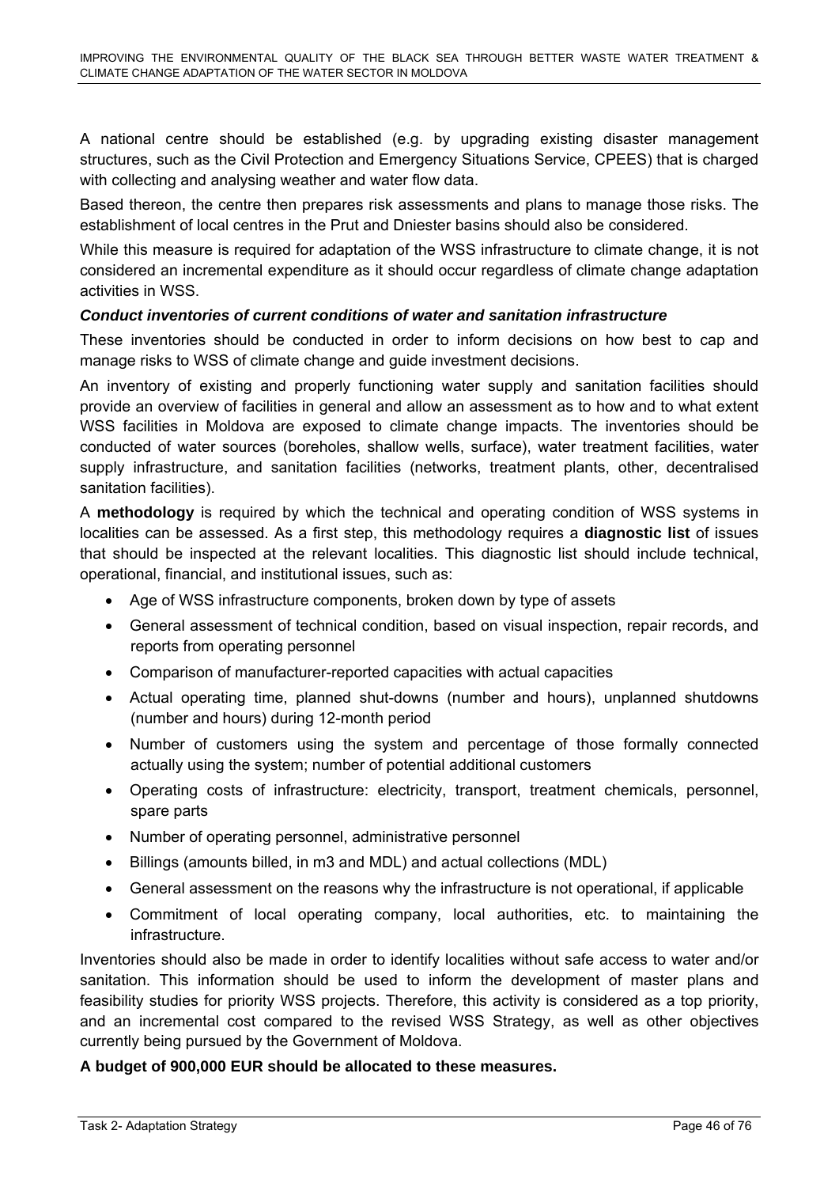A national centre should be established (e.g. by upgrading existing disaster management structures, such as the Civil Protection and Emergency Situations Service, CPEES) that is charged with collecting and analysing weather and water flow data.

Based thereon, the centre then prepares risk assessments and plans to manage those risks. The establishment of local centres in the Prut and Dniester basins should also be considered.

While this measure is required for adaptation of the WSS infrastructure to climate change, it is not considered an incremental expenditure as it should occur regardless of climate change adaptation activities in WSS.

***Conduct inventories of current conditions of water and sanitation infrastructure***

These inventories should be conducted in order to inform decisions on how best to cap and manage risks to WSS of climate change and guide investment decisions.

An inventory of existing and properly functioning water supply and sanitation facilities should provide an overview of facilities in general and allow an assessment as to how and to what extent WSS facilities in Moldova are exposed to climate change impacts. The inventories should be conducted of water sources (boreholes, shallow wells, surface), water treatment facilities, water supply infrastructure, and sanitation facilities (networks, treatment plants, other, decentralised sanitation facilities).

A **methodology** is required by which the technical and operating condition of WSS systems in localities can be assessed. As a first step, this methodology requires a **diagnostic list** of issues that should be inspected at the relevant localities. This diagnostic list should include technical, operational, financial, and institutional issues, such as:

- Age of WSS infrastructure components, broken down by type of assets
- General assessment of technical condition, based on visual inspection, repair records, and reports from operating personnel
- Comparison of manufacturer-reported capacities with actual capacities
- Actual operating time, planned shut-downs (number and hours), unplanned shutdowns (number and hours) during 12-month period
- Number of customers using the system and percentage of those formally connected actually using the system; number of potential additional customers
- Operating costs of infrastructure: electricity, transport, treatment chemicals, personnel, spare parts
- Number of operating personnel, administrative personnel
- Billings (amounts billed, in m3 and MDL) and actual collections (MDL)
- General assessment on the reasons why the infrastructure is not operational, if applicable
- Commitment of local operating company, local authorities, etc. to maintaining the infrastructure.

Inventories should also be made in order to identify localities without safe access to water and/or sanitation. This information should be used to inform the development of master plans and feasibility studies for priority WSS projects. Therefore, this activity is considered as a top priority, and an incremental cost compared to the revised WSS Strategy, as well as other objectives currently being pursued by the Government of Moldova.

**A budget of 900,000 EUR should be allocated to these measures.**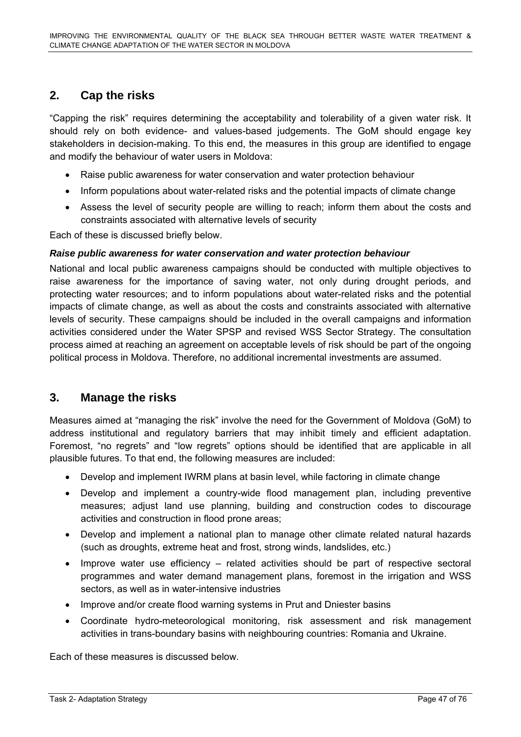## 2. Cap the risks

"Capping the risk" requires determining the acceptability and tolerability of a given water risk. It should rely on both evidence- and values-based judgements. The GoM should engage key stakeholders in decision-making. To this end, the measures in this group are identified to engage and modify the behaviour of water users in Moldova:

- Raise public awareness for water conservation and water protection behaviour
- Inform populations about water-related risks and the potential impacts of climate change
- Assess the level of security people are willing to reach; inform them about the costs and constraints associated with alternative levels of security

Each of these is discussed briefly below.

***Raise public awareness for water conservation and water protection behaviour***

National and local public awareness campaigns should be conducted with multiple objectives to raise awareness for the importance of saving water, not only during drought periods, and protecting water resources; and to inform populations about water-related risks and the potential impacts of climate change, as well as about the costs and constraints associated with alternative levels of security. These campaigns should be included in the overall campaigns and information activities considered under the Water SPSP and revised WSS Sector Strategy. The consultation process aimed at reaching an agreement on acceptable levels of risk should be part of the ongoing political process in Moldova. Therefore, no additional incremental investments are assumed.

## 3. Manage the risks

Measures aimed at "managing the risk" involve the need for the Government of Moldova (GoM) to address institutional and regulatory barriers that may inhibit timely and efficient adaptation. Foremost, "no regrets" and "low regrets" options should be identified that are applicable in all plausible futures. To that end, the following measures are included:

- Develop and implement IWRM plans at basin level, while factoring in climate change
- Develop and implement a country-wide flood management plan, including preventive measures; adjust land use planning, building and construction codes to discourage activities and construction in flood prone areas;
- Develop and implement a national plan to manage other climate related natural hazards (such as droughts, extreme heat and frost, strong winds, landslides, etc.)
- Improve water use efficiency – related activities should be part of respective sectoral programmes and water demand management plans, foremost in the irrigation and WSS sectors, as well as in water-intensive industries
- Improve and/or create flood warning systems in Prut and Dniester basins
- Coordinate hydro-meteorological monitoring, risk assessment and risk management activities in trans-boundary basins with neighbouring countries: Romania and Ukraine.

Each of these measures is discussed below.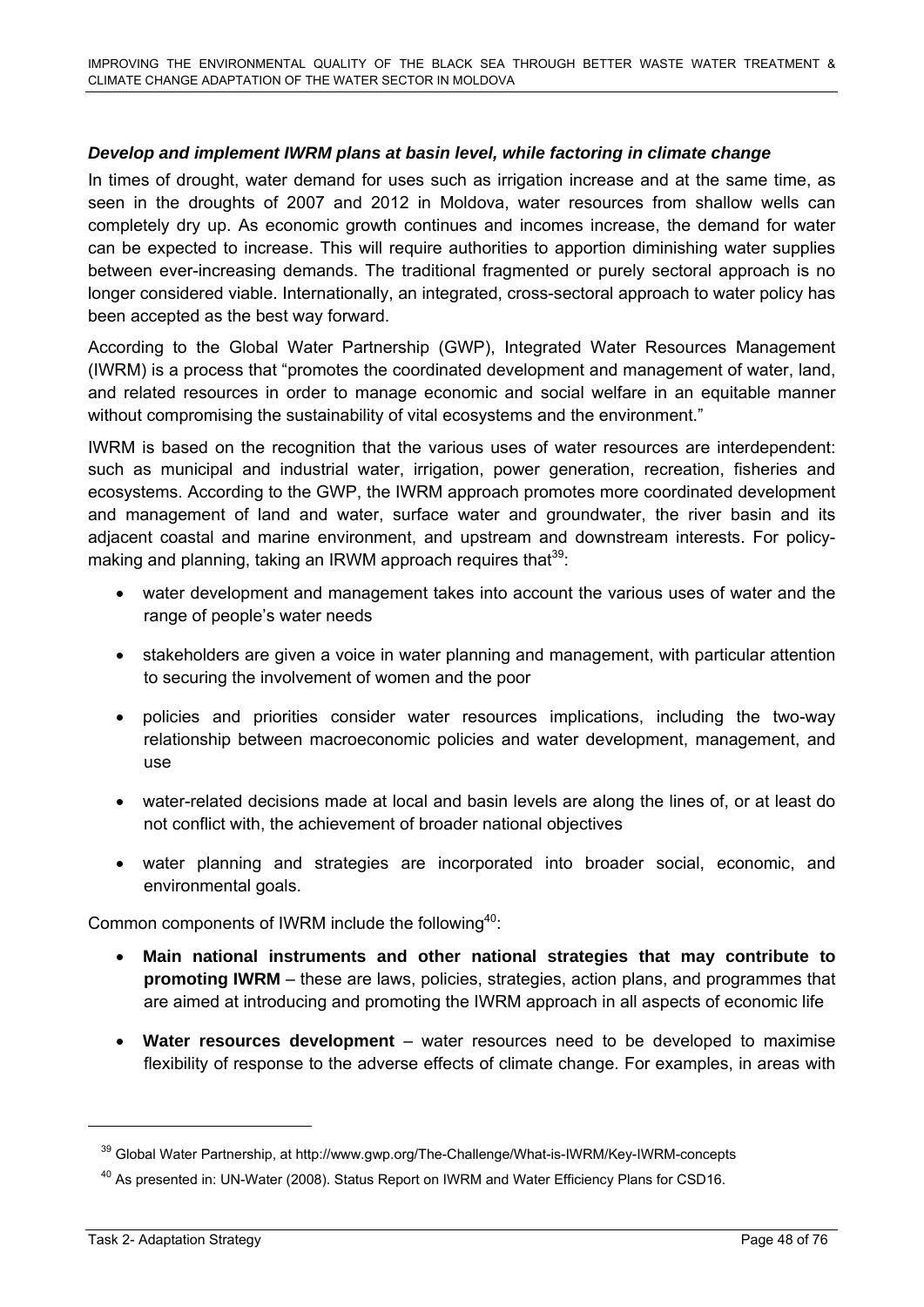***Develop and implement IWRM plans at basin level, while factoring in climate change***

In times of drought, water demand for uses such as irrigation increase and at the same time, as seen in the droughts of 2007 and 2012 in Moldova, water resources from shallow wells can completely dry up. As economic growth continues and incomes increase, the demand for water can be expected to increase. This will require authorities to apportion diminishing water supplies between ever-increasing demands. The traditional fragmented or purely sectoral approach is no longer considered viable. Internationally, an integrated, cross-sectoral approach to water policy has been accepted as the best way forward.

According to the Global Water Partnership (GWP), Integrated Water Resources Management (IWRM) is a process that "promotes the coordinated development and management of water, land, and related resources in order to manage economic and social welfare in an equitable manner without compromising the sustainability of vital ecosystems and the environment."

IWRM is based on the recognition that the various uses of water resources are interdependent: such as municipal and industrial water, irrigation, power generation, recreation, fisheries and ecosystems. According to the GWP, the IWRM approach promotes more coordinated development and management of land and water, surface water and groundwater, the river basin and its adjacent coastal and marine environment, and upstream and downstream interests. For policy-making and planning, taking an IRWM approach requires that[39]:

- water development and management takes into account the various uses of water and the range of people's water needs
- stakeholders are given a voice in water planning and management, with particular attention to securing the involvement of women and the poor
- policies and priorities consider water resources implications, including the two-way relationship between macroeconomic policies and water development, management, and use
- water-related decisions made at local and basin levels are along the lines of, or at least do not conflict with, the achievement of broader national objectives
- water planning and strategies are incorporated into broader social, economic, and environmental goals.

Common components of IWRM include the following[40]:

- **Main national instruments and other national strategies that may contribute to promoting IWRM** – these are laws, policies, strategies, action plans, and programmes that are aimed at introducing and promoting the IWRM approach in all aspects of economic life
- **Water resources development** – water resources need to be developed to maximise flexibility of response to the adverse effects of climate change. For examples, in areas with

[39] Global Water Partnership, at http://www.gwp.org/The-Challenge/What-is-IWRM/Key-IWRM-concepts

[40] As presented in: UN-Water (2008). Status Report on IWRM and Water Efficiency Plans for CSD16.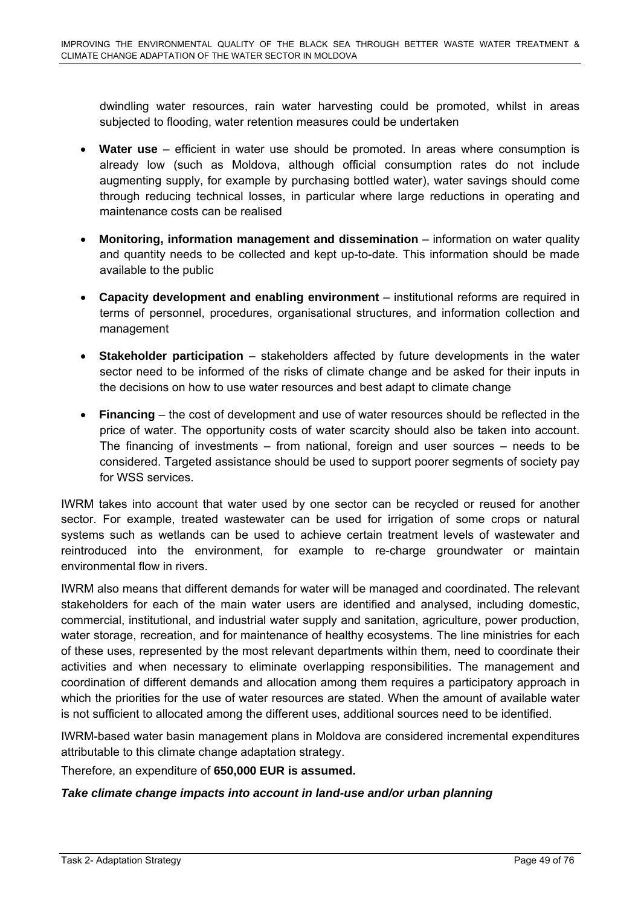dwindling water resources, rain water harvesting could be promoted, whilst in areas subjected to flooding, water retention measures could be undertaken

- **Water use** – efficient in water use should be promoted. In areas where consumption is already low (such as Moldova, although official consumption rates do not include augmenting supply, for example by purchasing bottled water), water savings should come through reducing technical losses, in particular where large reductions in operating and maintenance costs can be realised

- **Monitoring, information management and dissemination** – information on water quality and quantity needs to be collected and kept up-to-date. This information should be made available to the public

- **Capacity development and enabling environment** – institutional reforms are required in terms of personnel, procedures, organisational structures, and information collection and management

- **Stakeholder participation** – stakeholders affected by future developments in the water sector need to be informed of the risks of climate change and be asked for their inputs in the decisions on how to use water resources and best adapt to climate change

- **Financing** – the cost of development and use of water resources should be reflected in the price of water. The opportunity costs of water scarcity should also be taken into account. The financing of investments – from national, foreign and user sources – needs to be considered. Targeted assistance should be used to support poorer segments of society pay for WSS services.

IWRM takes into account that water used by one sector can be recycled or reused for another sector. For example, treated wastewater can be used for irrigation of some crops or natural systems such as wetlands can be used to achieve certain treatment levels of wastewater and reintroduced into the environment, for example to re-charge groundwater or maintain environmental flow in rivers.

IWRM also means that different demands for water will be managed and coordinated. The relevant stakeholders for each of the main water users are identified and analysed, including domestic, commercial, institutional, and industrial water supply and sanitation, agriculture, power production, water storage, recreation, and for maintenance of healthy ecosystems. The line ministries for each of these uses, represented by the most relevant departments within them, need to coordinate their activities and when necessary to eliminate overlapping responsibilities. The management and coordination of different demands and allocation among them requires a participatory approach in which the priorities for the use of water resources are stated. When the amount of available water is not sufficient to allocated among the different uses, additional sources need to be identified.

IWRM-based water basin management plans in Moldova are considered incremental expenditures attributable to this climate change adaptation strategy.

Therefore, an expenditure of **650,000 EUR is assumed.**

***Take climate change impacts into account in land-use and/or urban planning***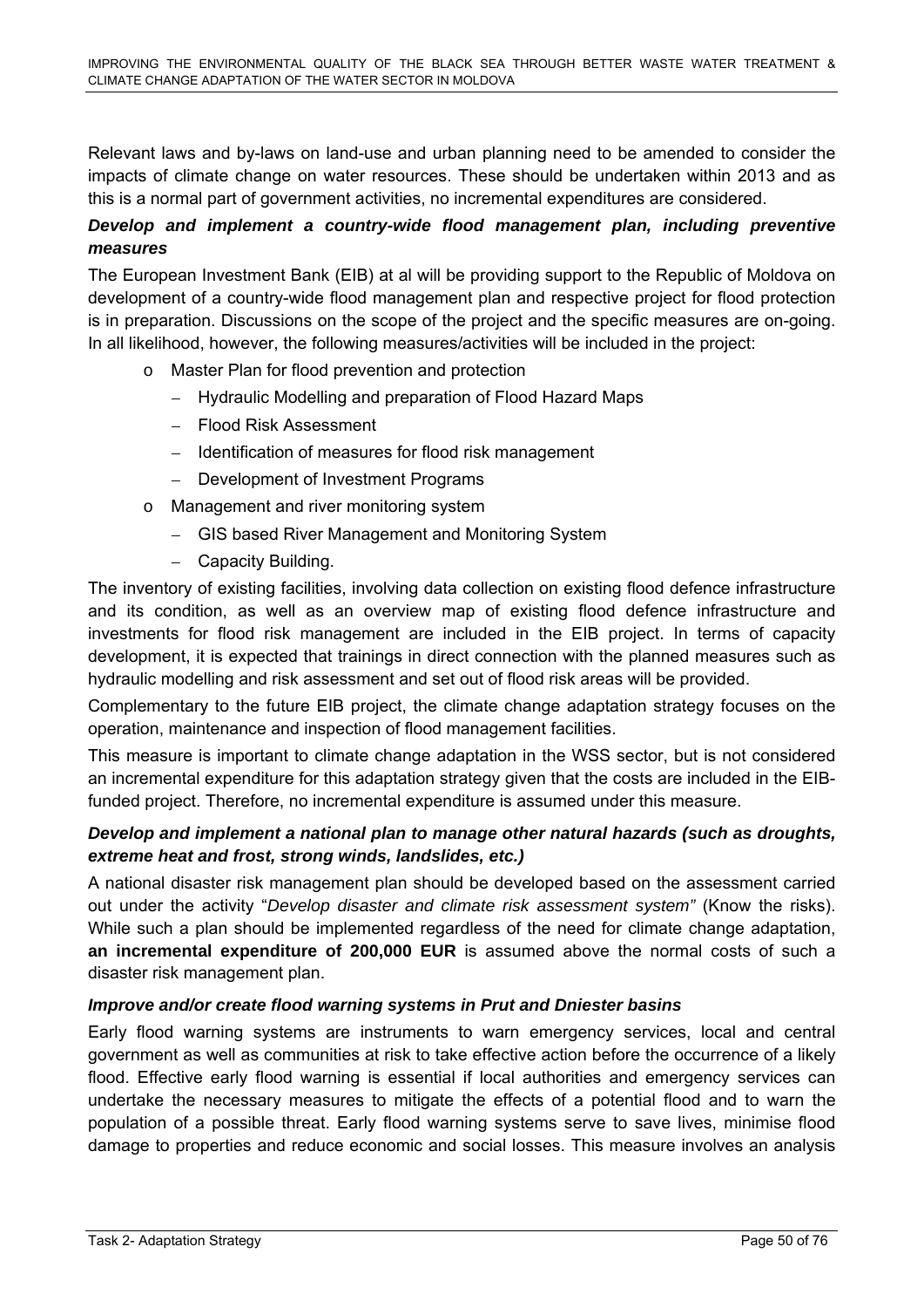Relevant laws and by-laws on land-use and urban planning need to be amended to consider the impacts of climate change on water resources. These should be undertaken within 2013 and as this is a normal part of government activities, no incremental expenditures are considered.

### *Develop and implement a country-wide flood management plan, including preventive measures*

The European Investment Bank (EIB) at al will be providing support to the Republic of Moldova on development of a country-wide flood management plan and respective project for flood protection is in preparation. Discussions on the scope of the project and the specific measures are on-going. In all likelihood, however, the following measures/activities will be included in the project:

- Master Plan for flood prevention and protection
  - Hydraulic Modelling and preparation of Flood Hazard Maps
  - Flood Risk Assessment
  - Identification of measures for flood risk management
  - Development of Investment Programs
- Management and river monitoring system
  - GIS based River Management and Monitoring System
  - Capacity Building.

The inventory of existing facilities, involving data collection on existing flood defence infrastructure and its condition, as well as an overview map of existing flood defence infrastructure and investments for flood risk management are included in the EIB project. In terms of capacity development, it is expected that trainings in direct connection with the planned measures such as hydraulic modelling and risk assessment and set out of flood risk areas will be provided.

Complementary to the future EIB project, the climate change adaptation strategy focuses on the operation, maintenance and inspection of flood management facilities.

This measure is important to climate change adaptation in the WSS sector, but is not considered an incremental expenditure for this adaptation strategy given that the costs are included in the EIB-funded project. Therefore, no incremental expenditure is assumed under this measure.

### *Develop and implement a national plan to manage other natural hazards (such as droughts, extreme heat and frost, strong winds, landslides, etc.)*

A national disaster risk management plan should be developed based on the assessment carried out under the activity "*Develop disaster and climate risk assessment system"* (Know the risks). While such a plan should be implemented regardless of the need for climate change adaptation, **an incremental expenditure of 200,000 EUR** is assumed above the normal costs of such a disaster risk management plan.

### *Improve and/or create flood warning systems in Prut and Dniester basins*

Early flood warning systems are instruments to warn emergency services, local and central government as well as communities at risk to take effective action before the occurrence of a likely flood. Effective early flood warning is essential if local authorities and emergency services can undertake the necessary measures to mitigate the effects of a potential flood and to warn the population of a possible threat. Early flood warning systems serve to save lives, minimise flood damage to properties and reduce economic and social losses. This measure involves an analysis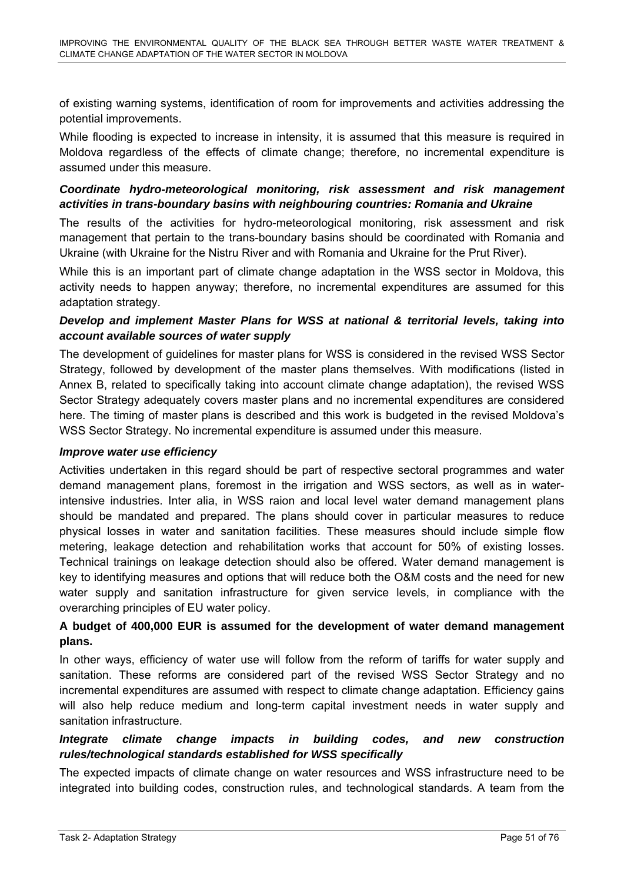of existing warning systems, identification of room for improvements and activities addressing the potential improvements.

While flooding is expected to increase in intensity, it is assumed that this measure is required in Moldova regardless of the effects of climate change; therefore, no incremental expenditure is assumed under this measure.

***Coordinate hydro-meteorological monitoring, risk assessment and risk management activities in trans-boundary basins with neighbouring countries: Romania and Ukraine***

The results of the activities for hydro-meteorological monitoring, risk assessment and risk management that pertain to the trans-boundary basins should be coordinated with Romania and Ukraine (with Ukraine for the Nistru River and with Romania and Ukraine for the Prut River).

While this is an important part of climate change adaptation in the WSS sector in Moldova, this activity needs to happen anyway; therefore, no incremental expenditures are assumed for this adaptation strategy.

***Develop and implement Master Plans for WSS at national & territorial levels, taking into account available sources of water supply***

The development of guidelines for master plans for WSS is considered in the revised WSS Sector Strategy, followed by development of the master plans themselves. With modifications (listed in Annex B, related to specifically taking into account climate change adaptation), the revised WSS Sector Strategy adequately covers master plans and no incremental expenditures are considered here. The timing of master plans is described and this work is budgeted in the revised Moldova's WSS Sector Strategy. No incremental expenditure is assumed under this measure.

***Improve water use efficiency***

Activities undertaken in this regard should be part of respective sectoral programmes and water demand management plans, foremost in the irrigation and WSS sectors, as well as in water-intensive industries. Inter alia, in WSS raion and local level water demand management plans should be mandated and prepared. The plans should cover in particular measures to reduce physical losses in water and sanitation facilities. These measures should include simple flow metering, leakage detection and rehabilitation works that account for 50% of existing losses. Technical trainings on leakage detection should also be offered. Water demand management is key to identifying measures and options that will reduce both the O&M costs and the need for new water supply and sanitation infrastructure for given service levels, in compliance with the overarching principles of EU water policy.

**A budget of 400,000 EUR is assumed for the development of water demand management plans.**

In other ways, efficiency of water use will follow from the reform of tariffs for water supply and sanitation. These reforms are considered part of the revised WSS Sector Strategy and no incremental expenditures are assumed with respect to climate change adaptation. Efficiency gains will also help reduce medium and long-term capital investment needs in water supply and sanitation infrastructure.

***Integrate climate change impacts in building codes, and new construction rules/technological standards established for WSS specifically***

The expected impacts of climate change on water resources and WSS infrastructure need to be integrated into building codes, construction rules, and technological standards. A team from the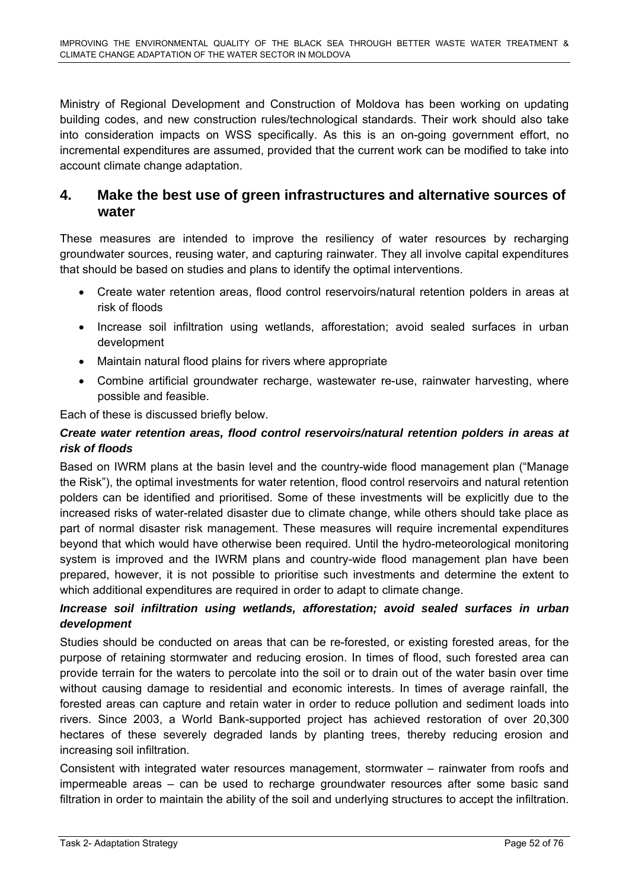Ministry of Regional Development and Construction of Moldova has been working on updating building codes, and new construction rules/technological standards. Their work should also take into consideration impacts on WSS specifically. As this is an on-going government effort, no incremental expenditures are assumed, provided that the current work can be modified to take into account climate change adaptation.

## 4. Make the best use of green infrastructures and alternative sources of water

These measures are intended to improve the resiliency of water resources by recharging groundwater sources, reusing water, and capturing rainwater. They all involve capital expenditures that should be based on studies and plans to identify the optimal interventions.

- Create water retention areas, flood control reservoirs/natural retention polders in areas at risk of floods
- Increase soil infiltration using wetlands, afforestation; avoid sealed surfaces in urban development
- Maintain natural flood plains for rivers where appropriate
- Combine artificial groundwater recharge, wastewater re-use, rainwater harvesting, where possible and feasible.

Each of these is discussed briefly below.

***Create water retention areas, flood control reservoirs/natural retention polders in areas at risk of floods***

Based on IWRM plans at the basin level and the country-wide flood management plan ("Manage the Risk"), the optimal investments for water retention, flood control reservoirs and natural retention polders can be identified and prioritised. Some of these investments will be explicitly due to the increased risks of water-related disaster due to climate change, while others should take place as part of normal disaster risk management. These measures will require incremental expenditures beyond that which would have otherwise been required. Until the hydro-meteorological monitoring system is improved and the IWRM plans and country-wide flood management plan have been prepared, however, it is not possible to prioritise such investments and determine the extent to which additional expenditures are required in order to adapt to climate change.

***Increase soil infiltration using wetlands, afforestation; avoid sealed surfaces in urban development***

Studies should be conducted on areas that can be re-forested, or existing forested areas, for the purpose of retaining stormwater and reducing erosion. In times of flood, such forested area can provide terrain for the waters to percolate into the soil or to drain out of the water basin over time without causing damage to residential and economic interests. In times of average rainfall, the forested areas can capture and retain water in order to reduce pollution and sediment loads into rivers. Since 2003, a World Bank-supported project has achieved restoration of over 20,300 hectares of these severely degraded lands by planting trees, thereby reducing erosion and increasing soil infiltration.

Consistent with integrated water resources management, stormwater – rainwater from roofs and impermeable areas – can be used to recharge groundwater resources after some basic sand filtration in order to maintain the ability of the soil and underlying structures to accept the infiltration.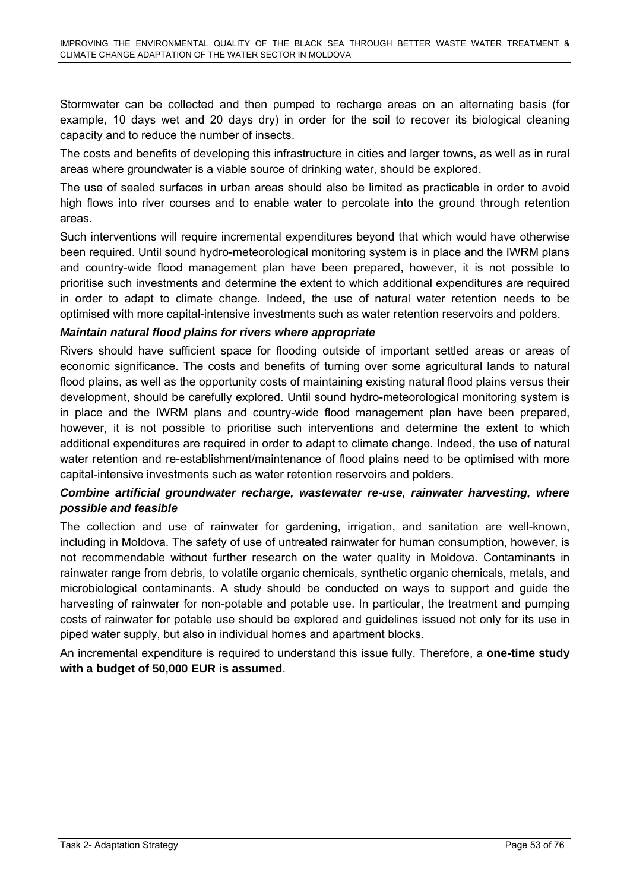Stormwater can be collected and then pumped to recharge areas on an alternating basis (for example, 10 days wet and 20 days dry) in order for the soil to recover its biological cleaning capacity and to reduce the number of insects.

The costs and benefits of developing this infrastructure in cities and larger towns, as well as in rural areas where groundwater is a viable source of drinking water, should be explored.

The use of sealed surfaces in urban areas should also be limited as practicable in order to avoid high flows into river courses and to enable water to percolate into the ground through retention areas.

Such interventions will require incremental expenditures beyond that which would have otherwise been required. Until sound hydro-meteorological monitoring system is in place and the IWRM plans and country-wide flood management plan have been prepared, however, it is not possible to prioritise such investments and determine the extent to which additional expenditures are required in order to adapt to climate change. Indeed, the use of natural water retention needs to be optimised with more capital-intensive investments such as water retention reservoirs and polders.

***Maintain natural flood plains for rivers where appropriate***

Rivers should have sufficient space for flooding outside of important settled areas or areas of economic significance. The costs and benefits of turning over some agricultural lands to natural flood plains, as well as the opportunity costs of maintaining existing natural flood plains versus their development, should be carefully explored. Until sound hydro-meteorological monitoring system is in place and the IWRM plans and country-wide flood management plan have been prepared, however, it is not possible to prioritise such interventions and determine the extent to which additional expenditures are required in order to adapt to climate change. Indeed, the use of natural water retention and re-establishment/maintenance of flood plains need to be optimised with more capital-intensive investments such as water retention reservoirs and polders.

***Combine artificial groundwater recharge, wastewater re-use, rainwater harvesting, where possible and feasible***

The collection and use of rainwater for gardening, irrigation, and sanitation are well-known, including in Moldova. The safety of use of untreated rainwater for human consumption, however, is not recommendable without further research on the water quality in Moldova. Contaminants in rainwater range from debris, to volatile organic chemicals, synthetic organic chemicals, metals, and microbiological contaminants. A study should be conducted on ways to support and guide the harvesting of rainwater for non-potable and potable use. In particular, the treatment and pumping costs of rainwater for potable use should be explored and guidelines issued not only for its use in piped water supply, but also in individual homes and apartment blocks.

An incremental expenditure is required to understand this issue fully. Therefore, a **one-time study with a budget of 50,000 EUR is assumed**.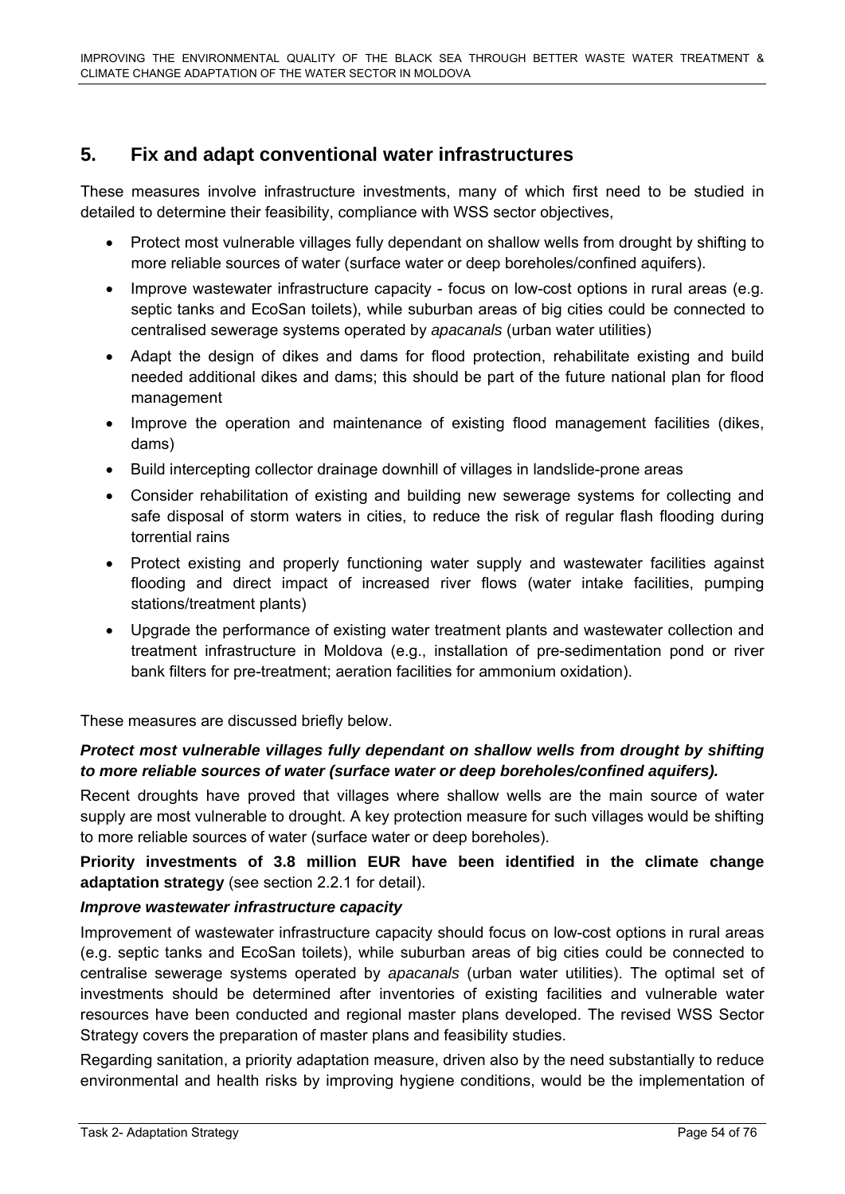## 5. Fix and adapt conventional water infrastructures

These measures involve infrastructure investments, many of which first need to be studied in detailed to determine their feasibility, compliance with WSS sector objectives,

- Protect most vulnerable villages fully dependant on shallow wells from drought by shifting to more reliable sources of water (surface water or deep boreholes/confined aquifers).
- Improve wastewater infrastructure capacity - focus on low-cost options in rural areas (e.g. septic tanks and EcoSan toilets), while suburban areas of big cities could be connected to centralised sewerage systems operated by *apacanals* (urban water utilities)
- Adapt the design of dikes and dams for flood protection, rehabilitate existing and build needed additional dikes and dams; this should be part of the future national plan for flood management
- Improve the operation and maintenance of existing flood management facilities (dikes, dams)
- Build intercepting collector drainage downhill of villages in landslide-prone areas
- Consider rehabilitation of existing and building new sewerage systems for collecting and safe disposal of storm waters in cities, to reduce the risk of regular flash flooding during torrential rains
- Protect existing and properly functioning water supply and wastewater facilities against flooding and direct impact of increased river flows (water intake facilities, pumping stations/treatment plants)
- Upgrade the performance of existing water treatment plants and wastewater collection and treatment infrastructure in Moldova (e.g., installation of pre-sedimentation pond or river bank filters for pre-treatment; aeration facilities for ammonium oxidation).

These measures are discussed briefly below.

***Protect most vulnerable villages fully dependant on shallow wells from drought by shifting to more reliable sources of water (surface water or deep boreholes/confined aquifers).***

Recent droughts have proved that villages where shallow wells are the main source of water supply are most vulnerable to drought. A key protection measure for such villages would be shifting to more reliable sources of water (surface water or deep boreholes).

**Priority investments of 3.8 million EUR have been identified in the climate change adaptation strategy** (see section 2.2.1 for detail).

***Improve wastewater infrastructure capacity***

Improvement of wastewater infrastructure capacity should focus on low-cost options in rural areas (e.g. septic tanks and EcoSan toilets), while suburban areas of big cities could be connected to centralise sewerage systems operated by *apacanals* (urban water utilities). The optimal set of investments should be determined after inventories of existing facilities and vulnerable water resources have been conducted and regional master plans developed. The revised WSS Sector Strategy covers the preparation of master plans and feasibility studies.

Regarding sanitation, a priority adaptation measure, driven also by the need substantially to reduce environmental and health risks by improving hygiene conditions, would be the implementation of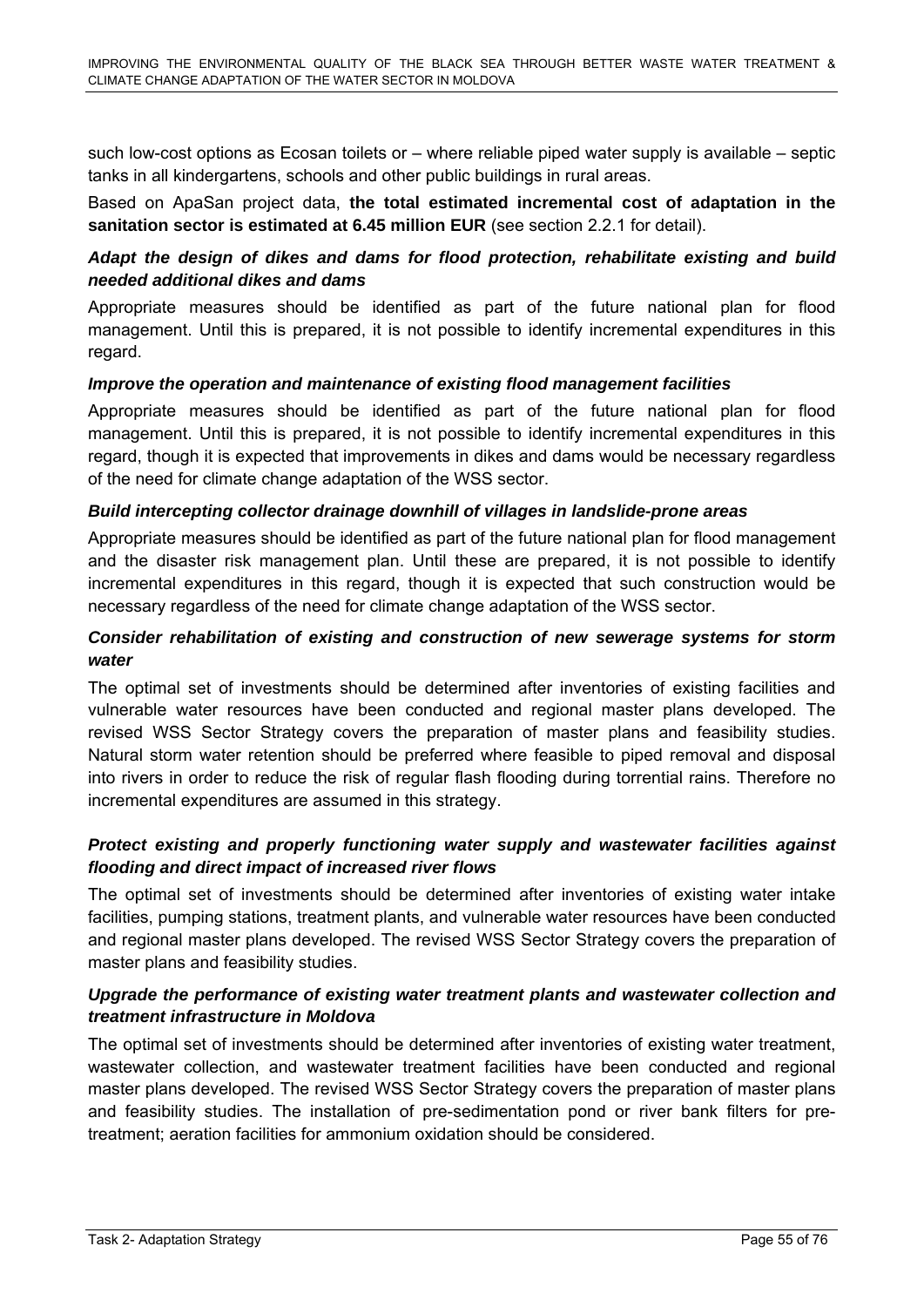such low-cost options as Ecosan toilets or – where reliable piped water supply is available – septic tanks in all kindergartens, schools and other public buildings in rural areas.

Based on ApaSan project data, **the total estimated incremental cost of adaptation in the sanitation sector is estimated at 6.45 million EUR** (see section 2.2.1 for detail).

***Adapt the design of dikes and dams for flood protection, rehabilitate existing and build needed additional dikes and dams***

Appropriate measures should be identified as part of the future national plan for flood management. Until this is prepared, it is not possible to identify incremental expenditures in this regard.

***Improve the operation and maintenance of existing flood management facilities***

Appropriate measures should be identified as part of the future national plan for flood management. Until this is prepared, it is not possible to identify incremental expenditures in this regard, though it is expected that improvements in dikes and dams would be necessary regardless of the need for climate change adaptation of the WSS sector.

***Build intercepting collector drainage downhill of villages in landslide-prone areas***

Appropriate measures should be identified as part of the future national plan for flood management and the disaster risk management plan. Until these are prepared, it is not possible to identify incremental expenditures in this regard, though it is expected that such construction would be necessary regardless of the need for climate change adaptation of the WSS sector.

***Consider rehabilitation of existing and construction of new sewerage systems for storm water***

The optimal set of investments should be determined after inventories of existing facilities and vulnerable water resources have been conducted and regional master plans developed. The revised WSS Sector Strategy covers the preparation of master plans and feasibility studies. Natural storm water retention should be preferred where feasible to piped removal and disposal into rivers in order to reduce the risk of regular flash flooding during torrential rains. Therefore no incremental expenditures are assumed in this strategy.

***Protect existing and properly functioning water supply and wastewater facilities against flooding and direct impact of increased river flows***

The optimal set of investments should be determined after inventories of existing water intake facilities, pumping stations, treatment plants, and vulnerable water resources have been conducted and regional master plans developed. The revised WSS Sector Strategy covers the preparation of master plans and feasibility studies.

***Upgrade the performance of existing water treatment plants and wastewater collection and treatment infrastructure in Moldova***

The optimal set of investments should be determined after inventories of existing water treatment, wastewater collection, and wastewater treatment facilities have been conducted and regional master plans developed. The revised WSS Sector Strategy covers the preparation of master plans and feasibility studies. The installation of pre-sedimentation pond or river bank filters for pre-treatment; aeration facilities for ammonium oxidation should be considered.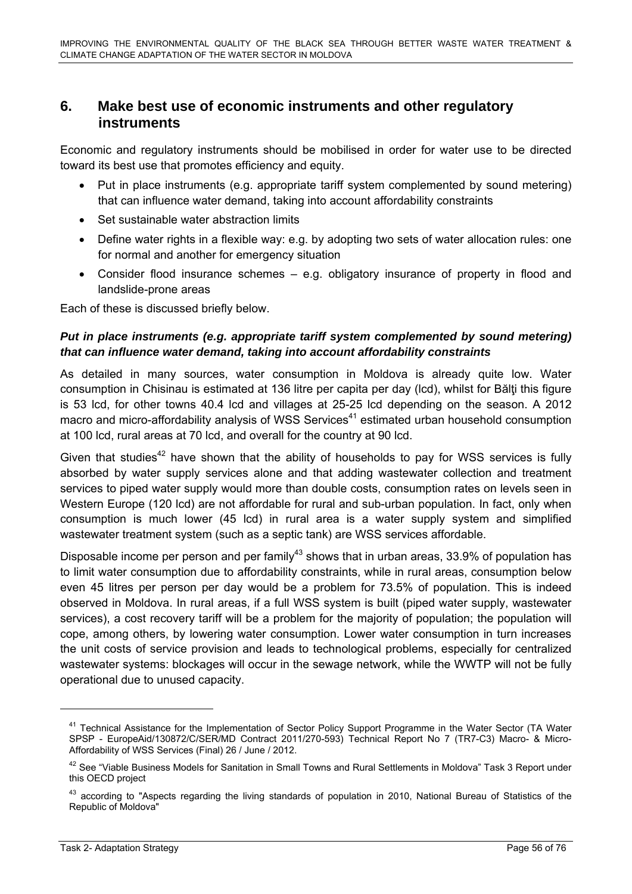## 6. Make best use of economic instruments and other regulatory instruments

Economic and regulatory instruments should be mobilised in order for water use to be directed toward its best use that promotes efficiency and equity.

- Put in place instruments (e.g. appropriate tariff system complemented by sound metering) that can influence water demand, taking into account affordability constraints
- Set sustainable water abstraction limits
- Define water rights in a flexible way: e.g. by adopting two sets of water allocation rules: one for normal and another for emergency situation
- Consider flood insurance schemes – e.g. obligatory insurance of property in flood and landslide-prone areas

Each of these is discussed briefly below.

***Put in place instruments (e.g. appropriate tariff system complemented by sound metering) that can influence water demand, taking into account affordability constraints***

As detailed in many sources, water consumption in Moldova is already quite low. Water consumption in Chisinau is estimated at 136 litre per capita per day (lcd), whilst for Bălţi this figure is 53 lcd, for other towns 40.4 lcd and villages at 25-25 lcd depending on the season. A 2012 macro and micro-affordability analysis of WSS Services[41] estimated urban household consumption at 100 lcd, rural areas at 70 lcd, and overall for the country at 90 lcd.

Given that studies[42] have shown that the ability of households to pay for WSS services is fully absorbed by water supply services alone and that adding wastewater collection and treatment services to piped water supply would more than double costs, consumption rates on levels seen in Western Europe (120 lcd) are not affordable for rural and sub-urban population. In fact, only when consumption is much lower (45 lcd) in rural area is a water supply system and simplified wastewater treatment system (such as a septic tank) are WSS services affordable.

Disposable income per person and per family[43] shows that in urban areas, 33.9% of population has to limit water consumption due to affordability constraints, while in rural areas, consumption below even 45 litres per person per day would be a problem for 73.5% of population. This is indeed observed in Moldova. In rural areas, if a full WSS system is built (piped water supply, wastewater services), a cost recovery tariff will be a problem for the majority of population; the population will cope, among others, by lowering water consumption. Lower water consumption in turn increases the unit costs of service provision and leads to technological problems, especially for centralized wastewater systems: blockages will occur in the sewage network, while the WWTP will not be fully operational due to unused capacity.

---

[41] Technical Assistance for the Implementation of Sector Policy Support Programme in the Water Sector (TA Water SPSP - EuropeAid/130872/C/SER/MD Contract 2011/270-593) Technical Report No 7 (TR7-C3) Macro- & Micro-Affordability of WSS Services (Final) 26 / June / 2012.

[42] See "Viable Business Models for Sanitation in Small Towns and Rural Settlements in Moldova" Task 3 Report under this OECD project

[43] according to "Aspects regarding the living standards of population in 2010, National Bureau of Statistics of the Republic of Moldova"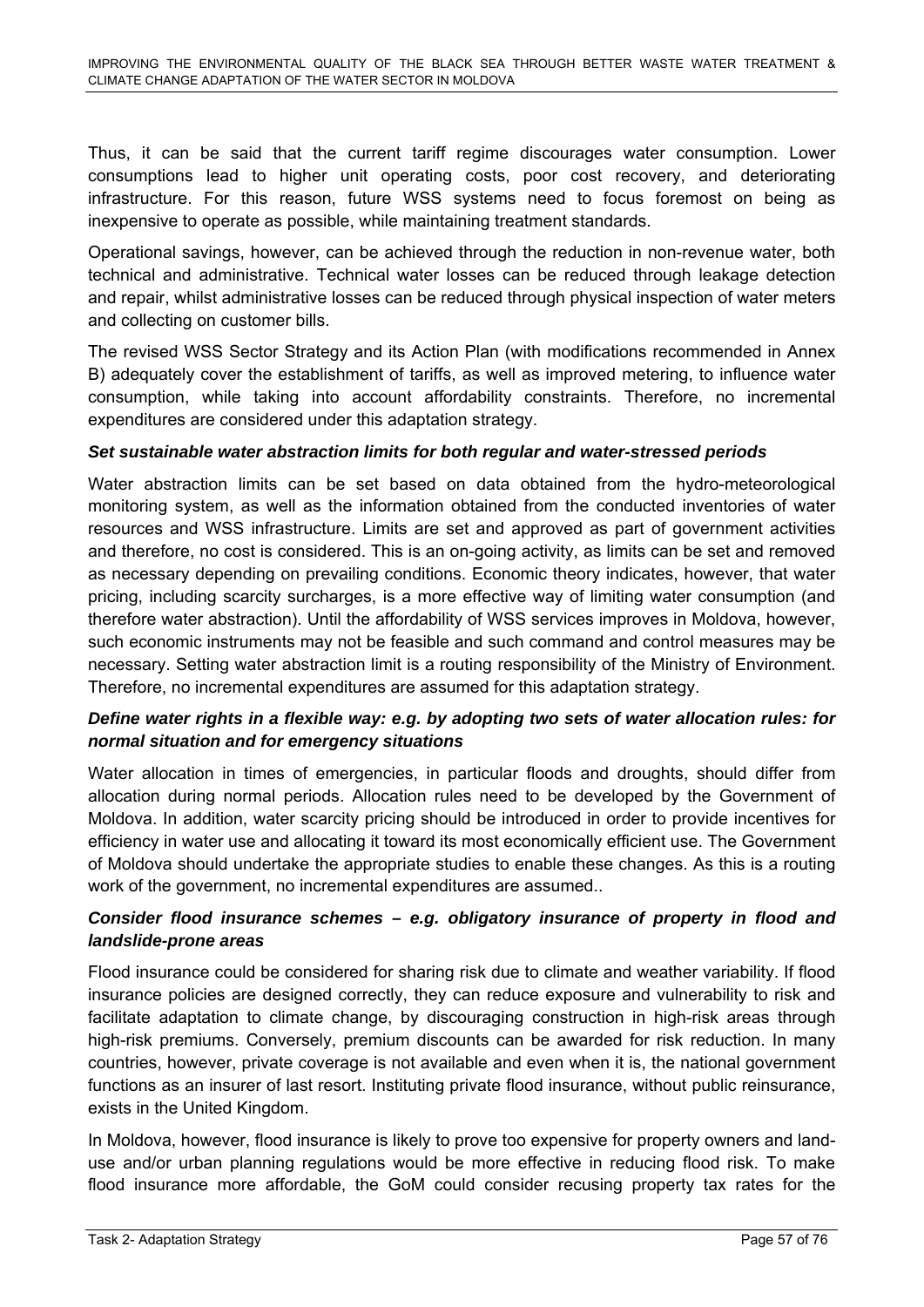Thus, it can be said that the current tariff regime discourages water consumption. Lower consumptions lead to higher unit operating costs, poor cost recovery, and deteriorating infrastructure. For this reason, future WSS systems need to focus foremost on being as inexpensive to operate as possible, while maintaining treatment standards.

Operational savings, however, can be achieved through the reduction in non-revenue water, both technical and administrative. Technical water losses can be reduced through leakage detection and repair, whilst administrative losses can be reduced through physical inspection of water meters and collecting on customer bills.

The revised WSS Sector Strategy and its Action Plan (with modifications recommended in Annex B) adequately cover the establishment of tariffs, as well as improved metering, to influence water consumption, while taking into account affordability constraints. Therefore, no incremental expenditures are considered under this adaptation strategy.

***Set sustainable water abstraction limits for both regular and water-stressed periods***

Water abstraction limits can be set based on data obtained from the hydro-meteorological monitoring system, as well as the information obtained from the conducted inventories of water resources and WSS infrastructure. Limits are set and approved as part of government activities and therefore, no cost is considered. This is an on-going activity, as limits can be set and removed as necessary depending on prevailing conditions. Economic theory indicates, however, that water pricing, including scarcity surcharges, is a more effective way of limiting water consumption (and therefore water abstraction). Until the affordability of WSS services improves in Moldova, however, such economic instruments may not be feasible and such command and control measures may be necessary. Setting water abstraction limit is a routing responsibility of the Ministry of Environment. Therefore, no incremental expenditures are assumed for this adaptation strategy.

***Define water rights in a flexible way: e.g. by adopting two sets of water allocation rules: for normal situation and for emergency situations***

Water allocation in times of emergencies, in particular floods and droughts, should differ from allocation during normal periods. Allocation rules need to be developed by the Government of Moldova. In addition, water scarcity pricing should be introduced in order to provide incentives for efficiency in water use and allocating it toward its most economically efficient use. The Government of Moldova should undertake the appropriate studies to enable these changes. As this is a routing work of the government, no incremental expenditures are assumed..

***Consider flood insurance schemes – e.g. obligatory insurance of property in flood and landslide-prone areas***

Flood insurance could be considered for sharing risk due to climate and weather variability. If flood insurance policies are designed correctly, they can reduce exposure and vulnerability to risk and facilitate adaptation to climate change, by discouraging construction in high-risk areas through high-risk premiums. Conversely, premium discounts can be awarded for risk reduction. In many countries, however, private coverage is not available and even when it is, the national government functions as an insurer of last resort. Instituting private flood insurance, without public reinsurance, exists in the United Kingdom.

In Moldova, however, flood insurance is likely to prove too expensive for property owners and land-use and/or urban planning regulations would be more effective in reducing flood risk. To make flood insurance more affordable, the GoM could consider recusing property tax rates for the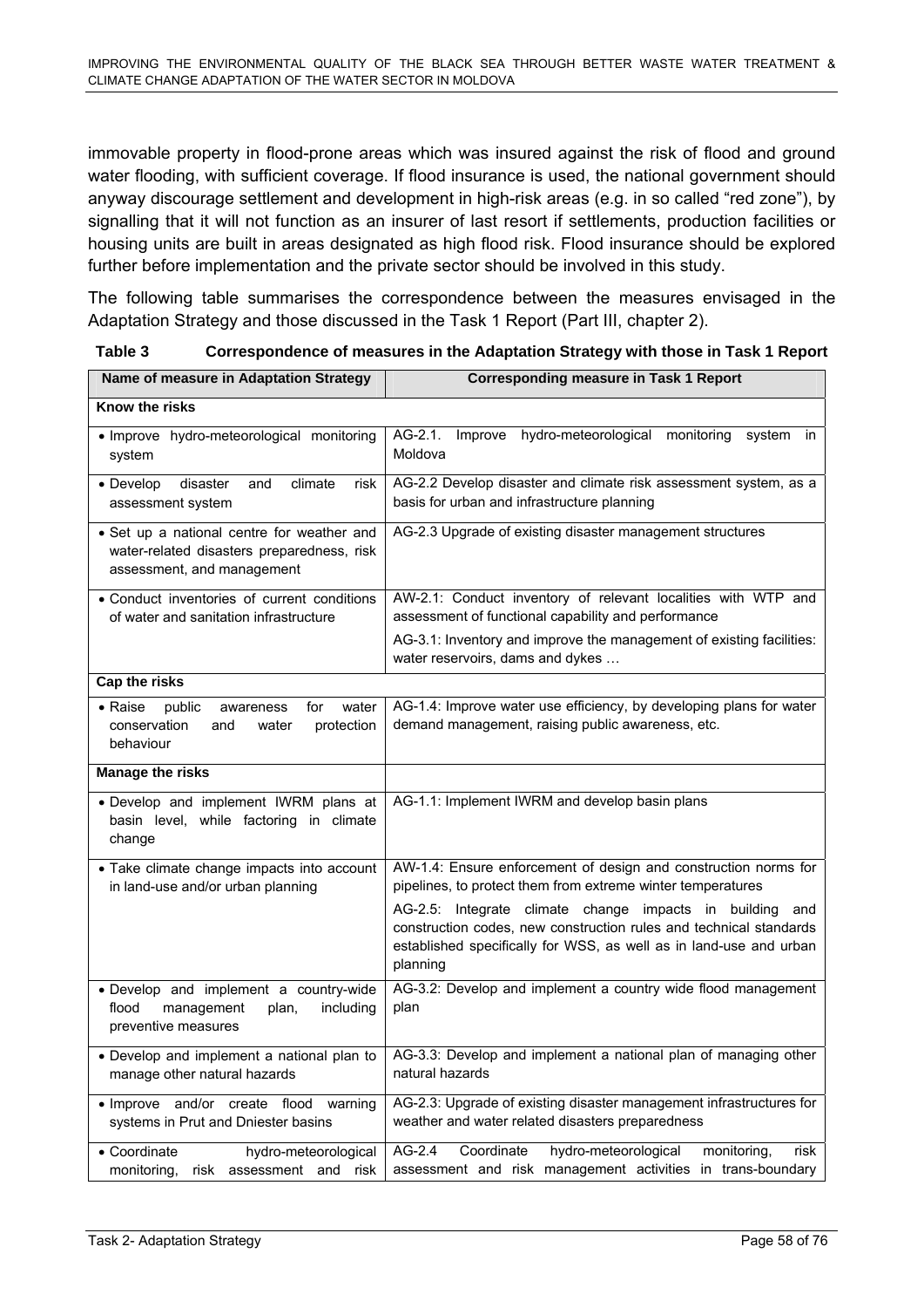immovable property in flood-prone areas which was insured against the risk of flood and ground water flooding, with sufficient coverage. If flood insurance is used, the national government should anyway discourage settlement and development in high-risk areas (e.g. in so called "red zone"), by signalling that it will not function as an insurer of last resort if settlements, production facilities or housing units are built in areas designated as high flood risk. Flood insurance should be explored further before implementation and the private sector should be involved in this study.

The following table summarises the correspondence between the measures envisaged in the Adaptation Strategy and those discussed in the Task 1 Report (Part III, chapter 2).

**Table 3 Correspondence of measures in the Adaptation Strategy with those in Task 1 Report**

| Name of measure in Adaptation Strategy | Corresponding measure in Task 1 Report |
|---|---|
| **Know the risks** | |
| • Improve hydro-meteorological monitoring system | AG-2.1. Improve hydro-meteorological monitoring system in Moldova |
| • Develop disaster and climate risk assessment system | AG-2.2 Develop disaster and climate risk assessment system, as a basis for urban and infrastructure planning |
| • Set up a national centre for weather and water-related disasters preparedness, risk assessment, and management | AG-2.3 Upgrade of existing disaster management structures |
| • Conduct inventories of current conditions of water and sanitation infrastructure | AW-2.1: Conduct inventory of relevant localities with WTP and assessment of functional capability and performance<br>AG-3.1: Inventory and improve the management of existing facilities: water reservoirs, dams and dykes … |
| **Cap the risks** | |
| • Raise public awareness for water conservation and water protection behaviour | AG-1.4: Improve water use efficiency, by developing plans for water demand management, raising public awareness, etc. |
| **Manage the risks** | |
| • Develop and implement IWRM plans at basin level, while factoring in climate change | AG-1.1: Implement IWRM and develop basin plans |
| • Take climate change impacts into account in land-use and/or urban planning | AW-1.4: Ensure enforcement of design and construction norms for pipelines, to protect them from extreme winter temperatures<br>AG-2.5: Integrate climate change impacts in building and construction codes, new construction rules and technical standards established specifically for WSS, as well as in land-use and urban planning |
| • Develop and implement a country-wide flood management plan, including preventive measures | AG-3.2: Develop and implement a country wide flood management plan |
| • Develop and implement a national plan to manage other natural hazards | AG-3.3: Develop and implement a national plan of managing other natural hazards |
| • Improve and/or create flood warning systems in Prut and Dniester basins | AG-2.3: Upgrade of existing disaster management infrastructures for weather and water related disasters preparedness |
| • Coordinate hydro-meteorological monitoring, risk assessment and risk | AG-2.4 Coordinate hydro-meteorological monitoring, risk assessment and risk management activities in trans-boundary |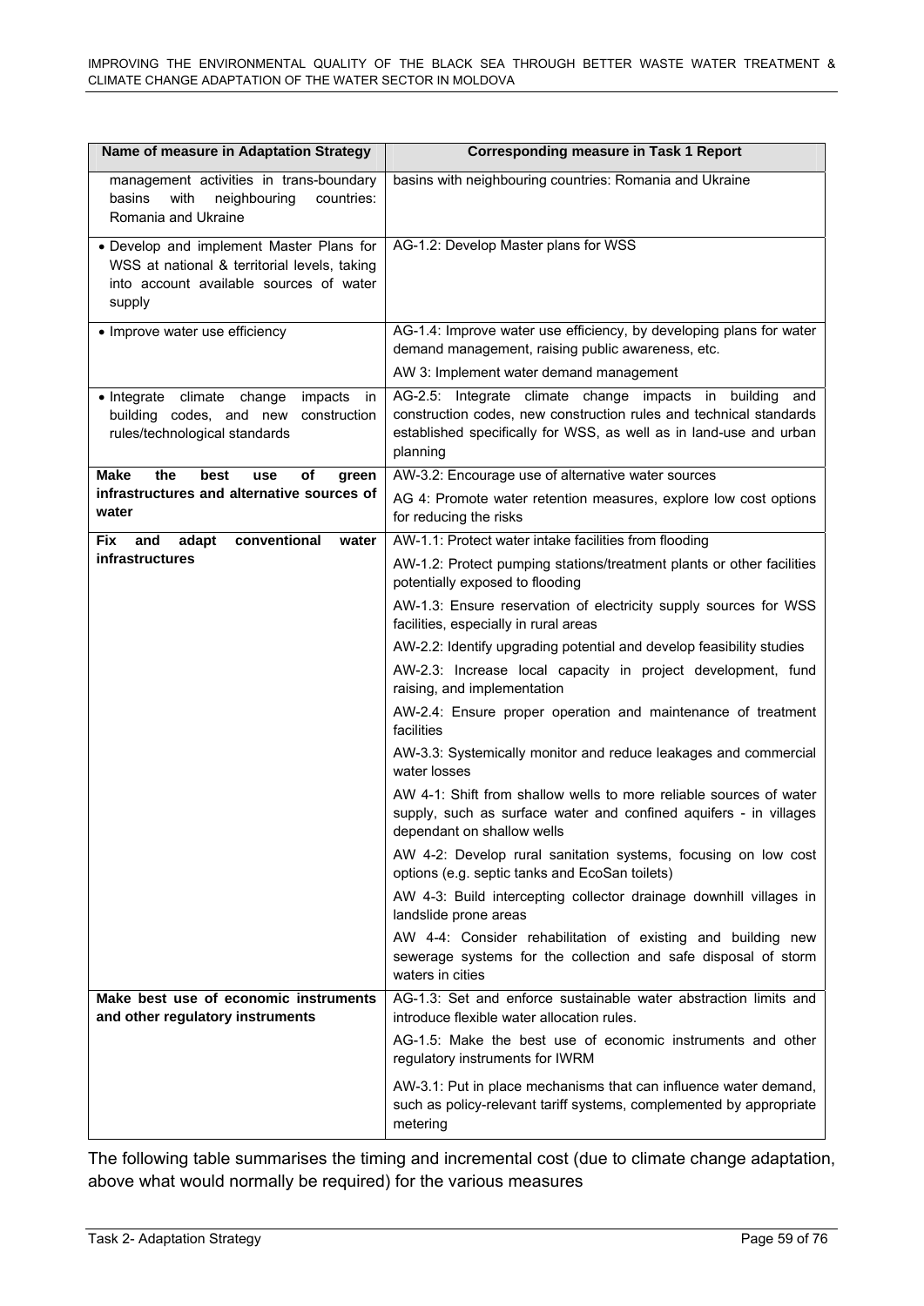| Name of measure in Adaptation Strategy | Corresponding measure in Task 1 Report |
|---|---|
| management activities in trans-boundary basins with neighbouring countries: Romania and Ukraine | basins with neighbouring countries: Romania and Ukraine |
| • Develop and implement Master Plans for WSS at national & territorial levels, taking into account available sources of water supply | AG-1.2: Develop Master plans for WSS |
| • Improve water use efficiency | AG-1.4: Improve water use efficiency, by developing plans for water demand management, raising public awareness, etc.<br>AW 3: Implement water demand management |
| • Integrate climate change impacts in building codes, and new construction rules/technological standards | AG-2.5: Integrate climate change impacts in building and construction codes, new construction rules and technical standards established specifically for WSS, as well as in land-use and urban planning |
| **Make the best use of green infrastructures and alternative sources of water** | AW-3.2: Encourage use of alternative water sources<br>AG 4: Promote water retention measures, explore low cost options for reducing the risks |
| **Fix and adapt conventional water infrastructures** | AW-1.1: Protect water intake facilities from flooding<br>AW-1.2: Protect pumping stations/treatment plants or other facilities potentially exposed to flooding<br>AW-1.3: Ensure reservation of electricity supply sources for WSS facilities, especially in rural areas<br>AW-2.2: Identify upgrading potential and develop feasibility studies<br>AW-2.3: Increase local capacity in project development, fund raising, and implementation<br>AW-2.4: Ensure proper operation and maintenance of treatment facilities<br>AW-3.3: Systemically monitor and reduce leakages and commercial water losses<br>AW 4-1: Shift from shallow wells to more reliable sources of water supply, such as surface water and confined aquifers - in villages dependant on shallow wells<br>AW 4-2: Develop rural sanitation systems, focusing on low cost options (e.g. septic tanks and EcoSan toilets)<br>AW 4-3: Build intercepting collector drainage downhill villages in landslide prone areas<br>AW 4-4: Consider rehabilitation of existing and building new sewerage systems for the collection and safe disposal of storm waters in cities |
| **Make best use of economic instruments and other regulatory instruments** | AG-1.3: Set and enforce sustainable water abstraction limits and introduce flexible water allocation rules.<br>AG-1.5: Make the best use of economic instruments and other regulatory instruments for IWRM<br>AW-3.1: Put in place mechanisms that can influence water demand, such as policy-relevant tariff systems, complemented by appropriate metering |

The following table summarises the timing and incremental cost (due to climate change adaptation, above what would normally be required) for the various measures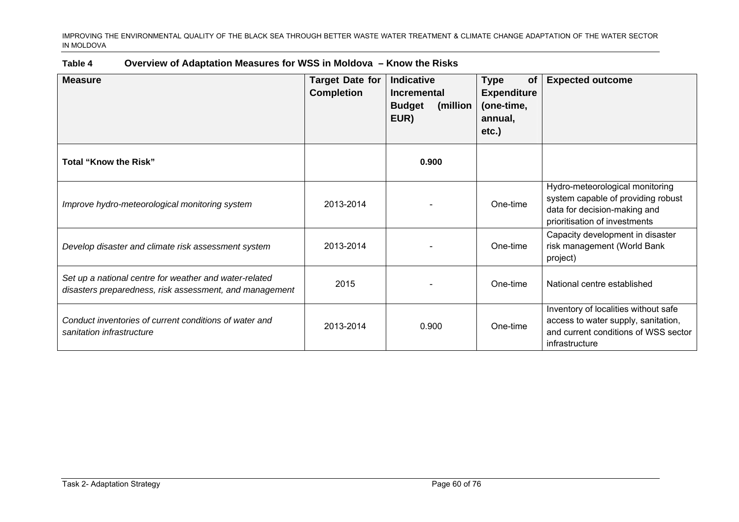**Table 4 Overview of Adaptation Measures for WSS in Moldova – Know the Risks**

| Measure | Target Date for Completion | Indicative Incremental Budget (million EUR) | Type of Expenditure (one-time, annual, etc.) | Expected outcome |
|---|---|---|---|---|
| **Total "Know the Risk"** | | **0.900** | | |
| *Improve hydro-meteorological monitoring system* | 2013-2014 | - | One-time | Hydro-meteorological monitoring system capable of providing robust data for decision-making and prioritisation of investments |
| *Develop disaster and climate risk assessment system* | 2013-2014 | - | One-time | Capacity development in disaster risk management (World Bank project) |
| *Set up a national centre for weather and water-related disasters preparedness, risk assessment, and management* | 2015 | - | One-time | National centre established |
| *Conduct inventories of current conditions of water and sanitation infrastructure* | 2013-2014 | 0.900 | One-time | Inventory of localities without safe access to water supply, sanitation, and current conditions of WSS sector infrastructure |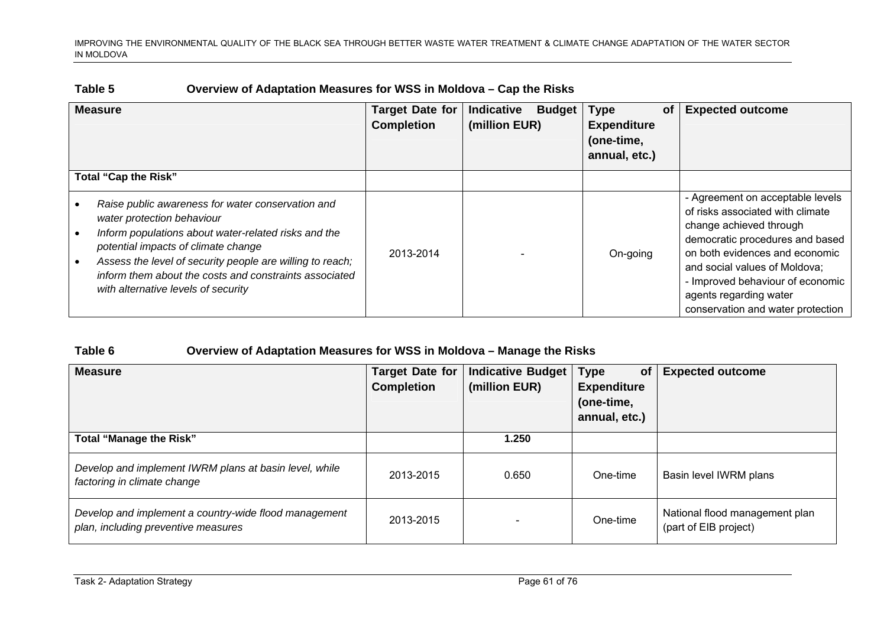**Table 5 Overview of Adaptation Measures for WSS in Moldova – Cap the Risks**

| Measure | Target Date for Completion | Indicative Budget (million EUR) | Type of Expenditure (one-time, annual, etc.) | Expected outcome |
|---|---|---|---|---|
| **Total "Cap the Risk"** | | | | |
| • *Raise public awareness for water conservation and water protection behaviour*<br>• *Inform populations about water-related risks and the potential impacts of climate change*<br>• *Assess the level of security people are willing to reach; inform them about the costs and constraints associated with alternative levels of security* | 2013-2014 | - | On-going | - Agreement on acceptable levels of risks associated with climate change achieved through democratic procedures and based on both evidences and economic and social values of Moldova;<br>- Improved behaviour of economic agents regarding water conservation and water protection |

**Table 6 Overview of Adaptation Measures for WSS in Moldova – Manage the Risks**

| Measure | Target Date for Completion | Indicative Budget (million EUR) | Type of Expenditure (one-time, annual, etc.) | Expected outcome |
|---|---|---|---|---|
| **Total "Manage the Risk"** | | **1.250** | | |
| *Develop and implement IWRM plans at basin level, while factoring in climate change* | 2013-2015 | 0.650 | One-time | Basin level IWRM plans |
| *Develop and implement a country-wide flood management plan, including preventive measures* | 2013-2015 | - | One-time | National flood management plan (part of EIB project) |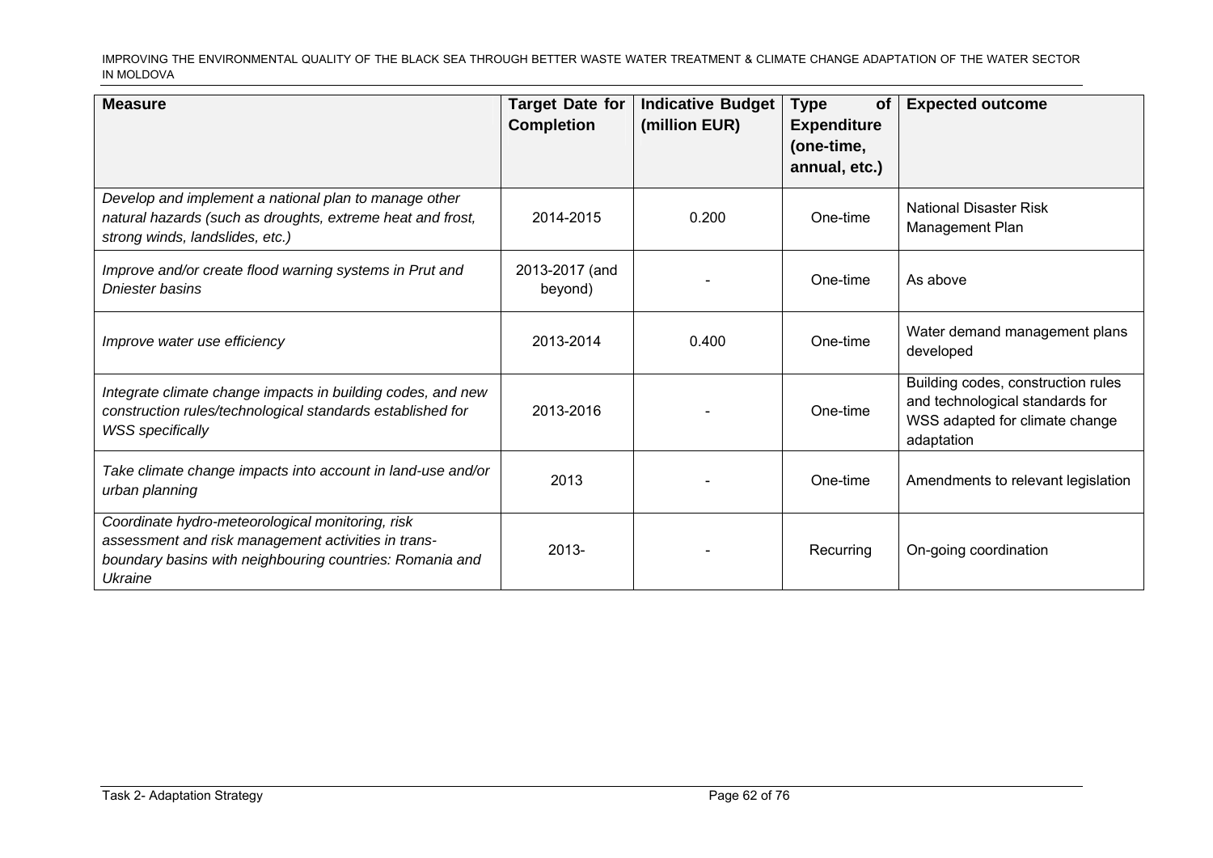| Measure | Target Date for Completion | Indicative Budget (million EUR) | Type of Expenditure (one-time, annual, etc.) | Expected outcome |
|---|---|---|---|---|
| *Develop and implement a national plan to manage other natural hazards (such as droughts, extreme heat and frost, strong winds, landslides, etc.)* | 2014-2015 | 0.200 | One-time | National Disaster Risk Management Plan |
| *Improve and/or create flood warning systems in Prut and Dniester basins* | 2013-2017 (and beyond) | - | One-time | As above |
| *Improve water use efficiency* | 2013-2014 | 0.400 | One-time | Water demand management plans developed |
| *Integrate climate change impacts in building codes, and new construction rules/technological standards established for WSS specifically* | 2013-2016 | - | One-time | Building codes, construction rules and technological standards for WSS adapted for climate change adaptation |
| *Take climate change impacts into account in land-use and/or urban planning* | 2013 | - | One-time | Amendments to relevant legislation |
| *Coordinate hydro-meteorological monitoring, risk assessment and risk management activities in trans-boundary basins with neighbouring countries: Romania and Ukraine* | 2013- | - | Recurring | On-going coordination |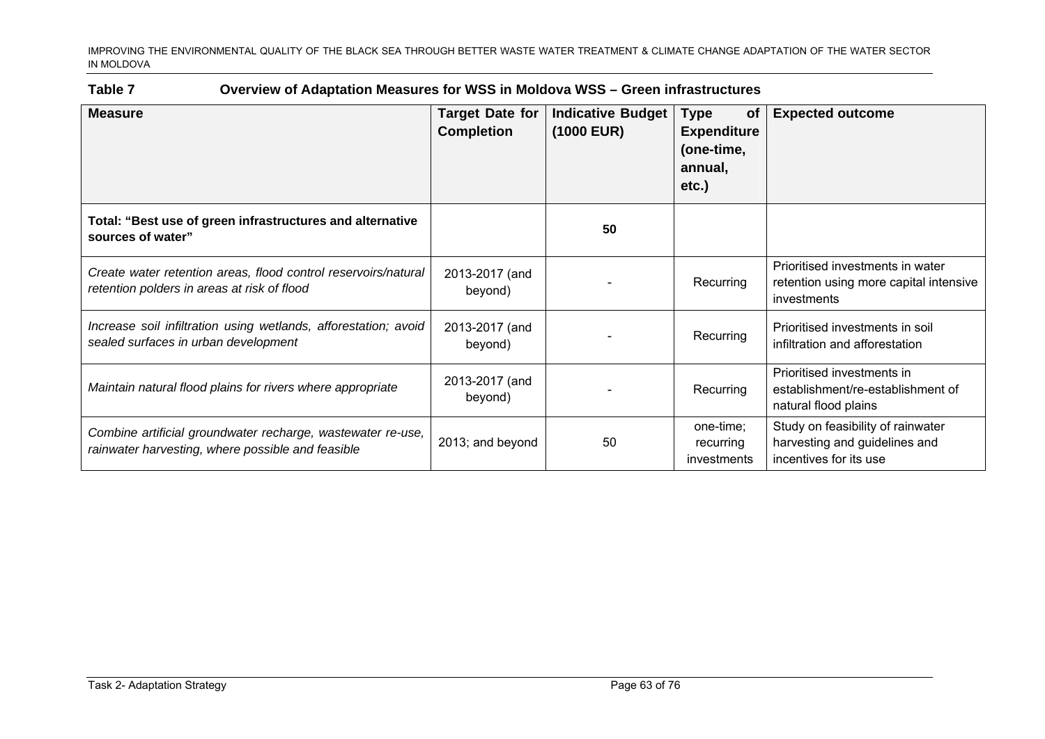**Table 7 Overview of Adaptation Measures for WSS in Moldova WSS – Green infrastructures**

| Measure | Target Date for Completion | Indicative Budget (1000 EUR) | Type of Expenditure (one-time, annual, etc.) | Expected outcome |
|---|---|---|---|---|
| **Total: "Best use of green infrastructures and alternative sources of water"** | | **50** | | |
| *Create water retention areas, flood control reservoirs/natural retention polders in areas at risk of flood* | 2013-2017 (and beyond) | - | Recurring | Prioritised investments in water retention using more capital intensive investments |
| *Increase soil infiltration using wetlands, afforestation; avoid sealed surfaces in urban development* | 2013-2017 (and beyond) | - | Recurring | Prioritised investments in soil infiltration and afforestation |
| *Maintain natural flood plains for rivers where appropriate* | 2013-2017 (and beyond) | - | Recurring | Prioritised investments in establishment/re-establishment of natural flood plains |
| *Combine artificial groundwater recharge, wastewater re-use, rainwater harvesting, where possible and feasible* | 2013; and beyond | 50 | one-time; recurring investments | Study on feasibility of rainwater harvesting and guidelines and incentives for its use |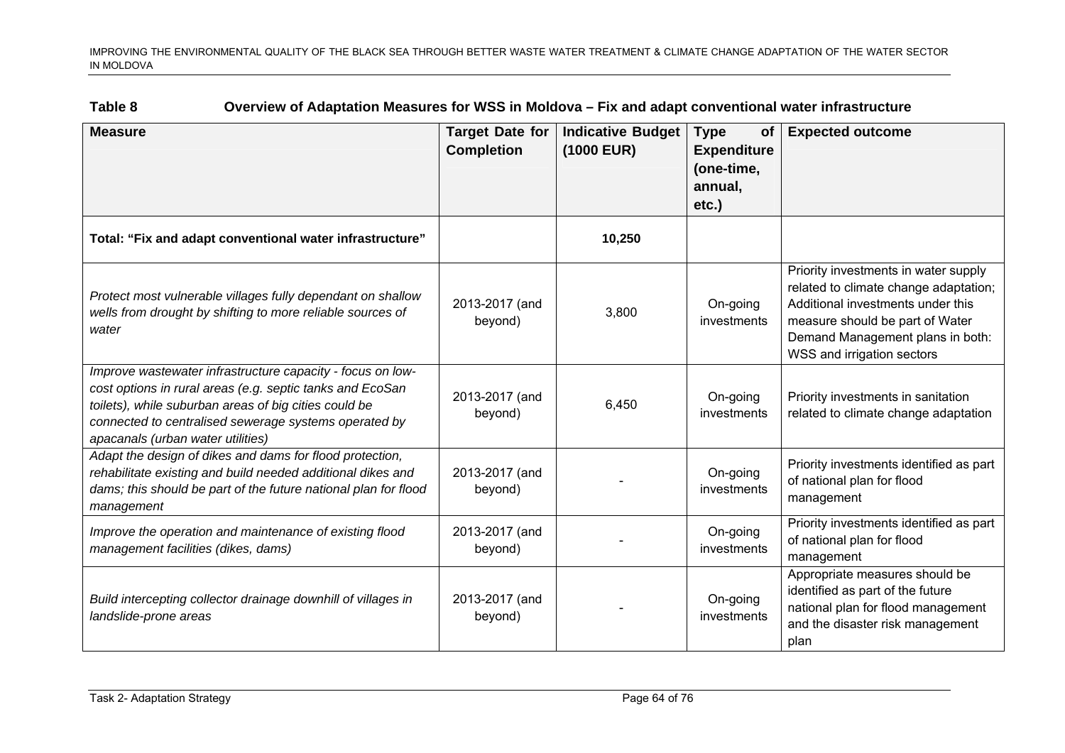**Table 8 Overview of Adaptation Measures for WSS in Moldova – Fix and adapt conventional water infrastructure**

| Measure | Target Date for Completion | Indicative Budget (1000 EUR) | Type of Expenditure (one-time, annual, etc.) | Expected outcome |
|---|---|---|---|---|
| **Total: "Fix and adapt conventional water infrastructure"** | | **10,250** | | |
| *Protect most vulnerable villages fully dependant on shallow wells from drought by shifting to more reliable sources of water* | 2013-2017 (and beyond) | 3,800 | On-going investments | Priority investments in water supply related to climate change adaptation; Additional investments under this measure should be part of Water Demand Management plans in both: WSS and irrigation sectors |
| *Improve wastewater infrastructure capacity - focus on low-cost options in rural areas (e.g. septic tanks and EcoSan toilets), while suburban areas of big cities could be connected to centralised sewerage systems operated by apacanals (urban water utilities)* | 2013-2017 (and beyond) | 6,450 | On-going investments | Priority investments in sanitation related to climate change adaptation |
| *Adapt the design of dikes and dams for flood protection, rehabilitate existing and build needed additional dikes and dams; this should be part of the future national plan for flood management* | 2013-2017 (and beyond) | - | On-going investments | Priority investments identified as part of national plan for flood management |
| *Improve the operation and maintenance of existing flood management facilities (dikes, dams)* | 2013-2017 (and beyond) | - | On-going investments | Priority investments identified as part of national plan for flood management |
| *Build intercepting collector drainage downhill of villages in landslide-prone areas* | 2013-2017 (and beyond) | - | On-going investments | Appropriate measures should be identified as part of the future national plan for flood management and the disaster risk management plan |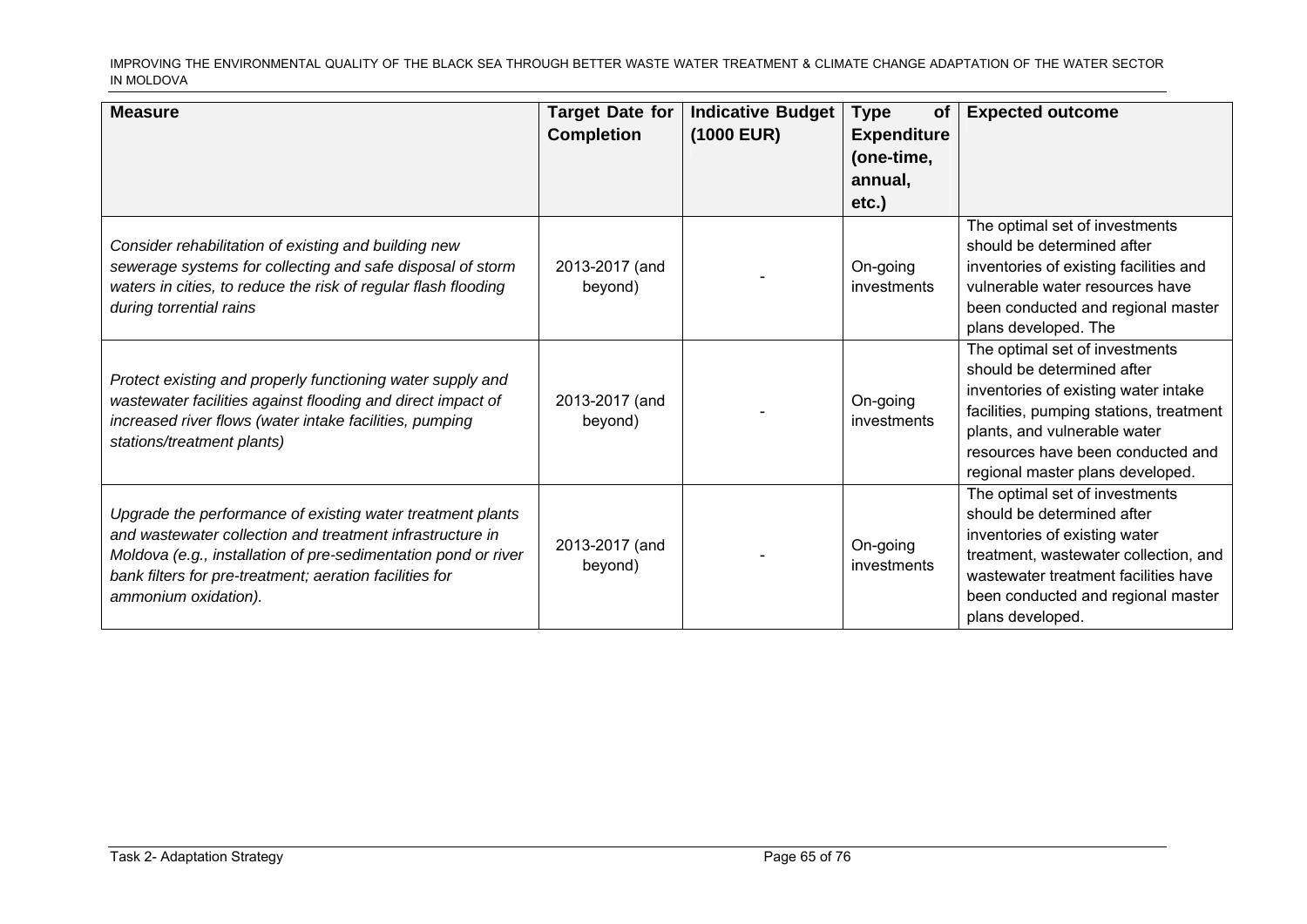| Measure | Target Date for Completion | Indicative Budget (1000 EUR) | Type of Expenditure (one-time, annual, etc.) | Expected outcome |
|---|---|---|---|---|
| *Consider rehabilitation of existing and building new sewerage systems for collecting and safe disposal of storm waters in cities, to reduce the risk of regular flash flooding during torrential rains* | 2013-2017 (and beyond) | - | On-going investments | The optimal set of investments should be determined after inventories of existing facilities and vulnerable water resources have been conducted and regional master plans developed. The |
| *Protect existing and properly functioning water supply and wastewater facilities against flooding and direct impact of increased river flows (water intake facilities, pumping stations/treatment plants)* | 2013-2017 (and beyond) | - | On-going investments | The optimal set of investments should be determined after inventories of existing water intake facilities, pumping stations, treatment plants, and vulnerable water resources have been conducted and regional master plans developed. |
| *Upgrade the performance of existing water treatment plants and wastewater collection and treatment infrastructure in Moldova (e.g., installation of pre-sedimentation pond or river bank filters for pre-treatment; aeration facilities for ammonium oxidation).* | 2013-2017 (and beyond) | - | On-going investments | The optimal set of investments should be determined after inventories of existing water treatment, wastewater collection, and wastewater treatment facilities have been conducted and regional master plans developed. |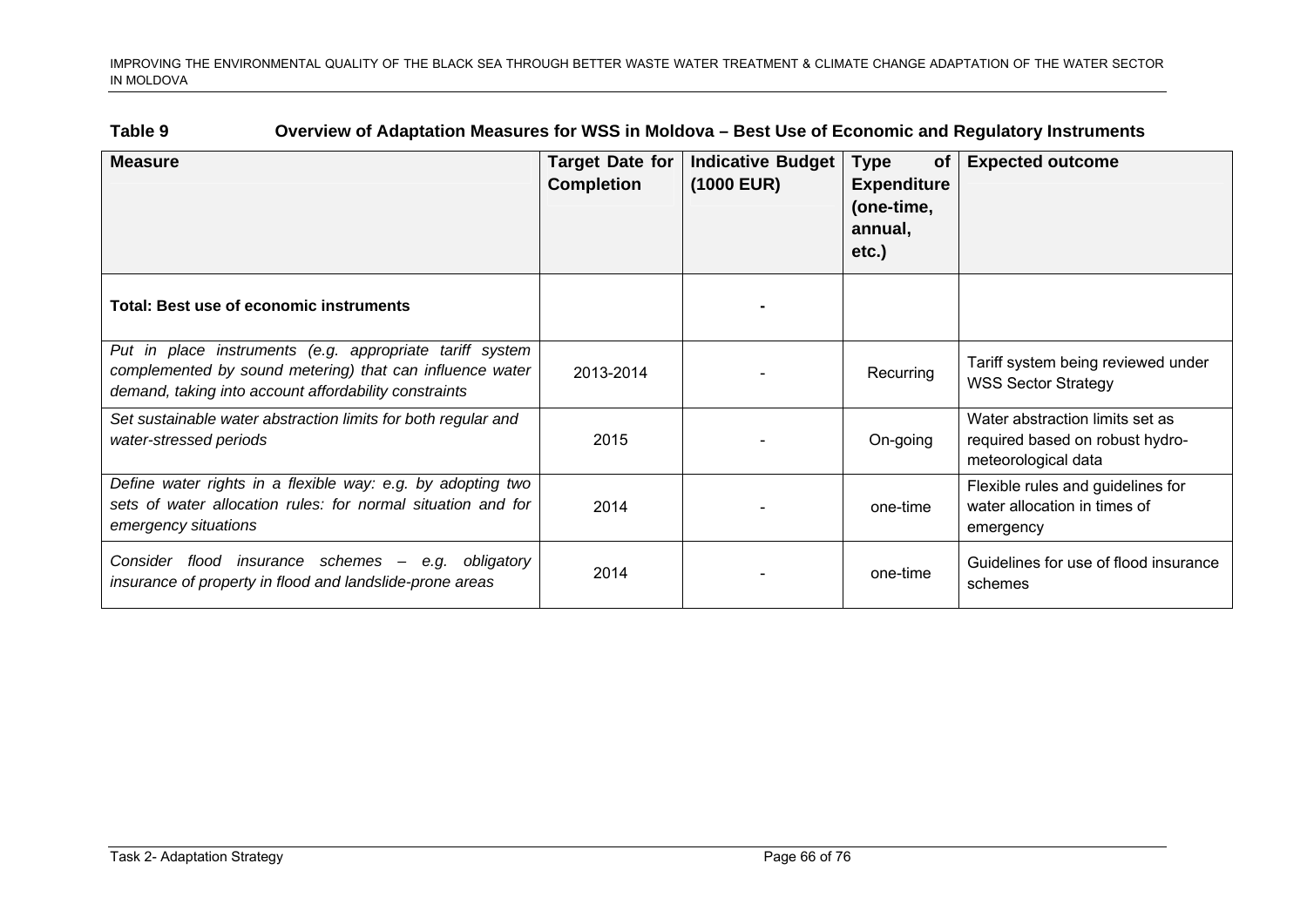**Table 9 Overview of Adaptation Measures for WSS in Moldova – Best Use of Economic and Regulatory Instruments**

| Measure | Target Date for Completion | Indicative Budget (1000 EUR) | Type of Expenditure (one-time, annual, etc.) | Expected outcome |
|---|---|---|---|---|
| **Total: Best use of economic instruments** | | - | | |
| *Put in place instruments (e.g. appropriate tariff system complemented by sound metering) that can influence water demand, taking into account affordability constraints* | 2013-2014 | - | Recurring | Tariff system being reviewed under WSS Sector Strategy |
| *Set sustainable water abstraction limits for both regular and water-stressed periods* | 2015 | - | On-going | Water abstraction limits set as required based on robust hydro-meteorological data |
| *Define water rights in a flexible way: e.g. by adopting two sets of water allocation rules: for normal situation and for emergency situations* | 2014 | - | one-time | Flexible rules and guidelines for water allocation in times of emergency |
| *Consider flood insurance schemes – e.g. obligatory insurance of property in flood and landslide-prone areas* | 2014 | - | one-time | Guidelines for use of flood insurance schemes |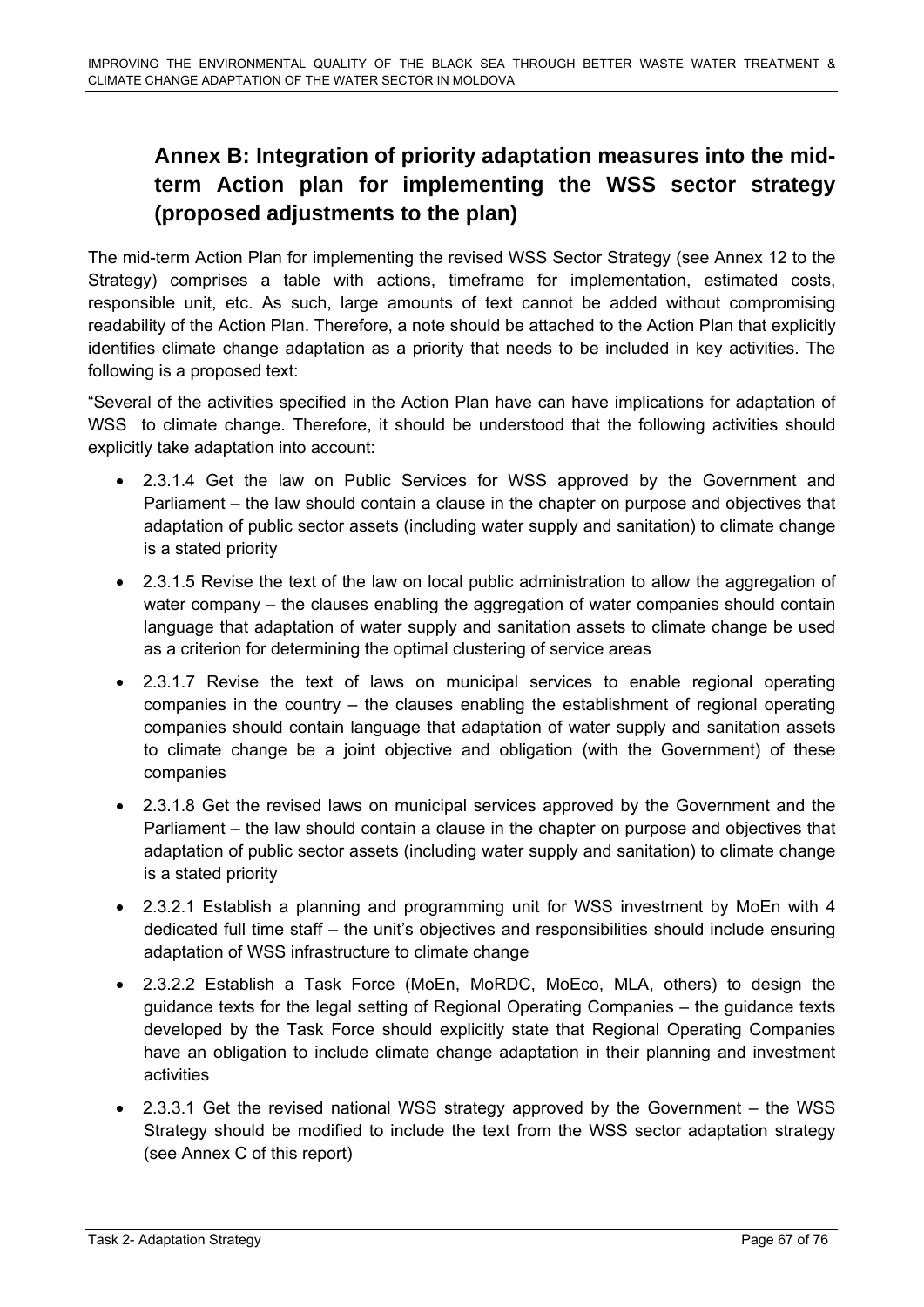## Annex B: Integration of priority adaptation measures into the mid-term Action plan for implementing the WSS sector strategy (proposed adjustments to the plan)

The mid-term Action Plan for implementing the revised WSS Sector Strategy (see Annex 12 to the Strategy) comprises a table with actions, timeframe for implementation, estimated costs, responsible unit, etc. As such, large amounts of text cannot be added without compromising readability of the Action Plan. Therefore, a note should be attached to the Action Plan that explicitly identifies climate change adaptation as a priority that needs to be included in key activities. The following is a proposed text:

"Several of the activities specified in the Action Plan have can have implications for adaptation of WSS to climate change. Therefore, it should be understood that the following activities should explicitly take adaptation into account:

- 2.3.1.4 Get the law on Public Services for WSS approved by the Government and Parliament – the law should contain a clause in the chapter on purpose and objectives that adaptation of public sector assets (including water supply and sanitation) to climate change is a stated priority
- 2.3.1.5 Revise the text of the law on local public administration to allow the aggregation of water company – the clauses enabling the aggregation of water companies should contain language that adaptation of water supply and sanitation assets to climate change be used as a criterion for determining the optimal clustering of service areas
- 2.3.1.7 Revise the text of laws on municipal services to enable regional operating companies in the country – the clauses enabling the establishment of regional operating companies should contain language that adaptation of water supply and sanitation assets to climate change be a joint objective and obligation (with the Government) of these companies
- 2.3.1.8 Get the revised laws on municipal services approved by the Government and the Parliament – the law should contain a clause in the chapter on purpose and objectives that adaptation of public sector assets (including water supply and sanitation) to climate change is a stated priority
- 2.3.2.1 Establish a planning and programming unit for WSS investment by MoEn with 4 dedicated full time staff – the unit's objectives and responsibilities should include ensuring adaptation of WSS infrastructure to climate change
- 2.3.2.2 Establish a Task Force (MoEn, MoRDC, MoEco, MLA, others) to design the guidance texts for the legal setting of Regional Operating Companies – the guidance texts developed by the Task Force should explicitly state that Regional Operating Companies have an obligation to include climate change adaptation in their planning and investment activities
- 2.3.3.1 Get the revised national WSS strategy approved by the Government – the WSS Strategy should be modified to include the text from the WSS sector adaptation strategy (see Annex C of this report)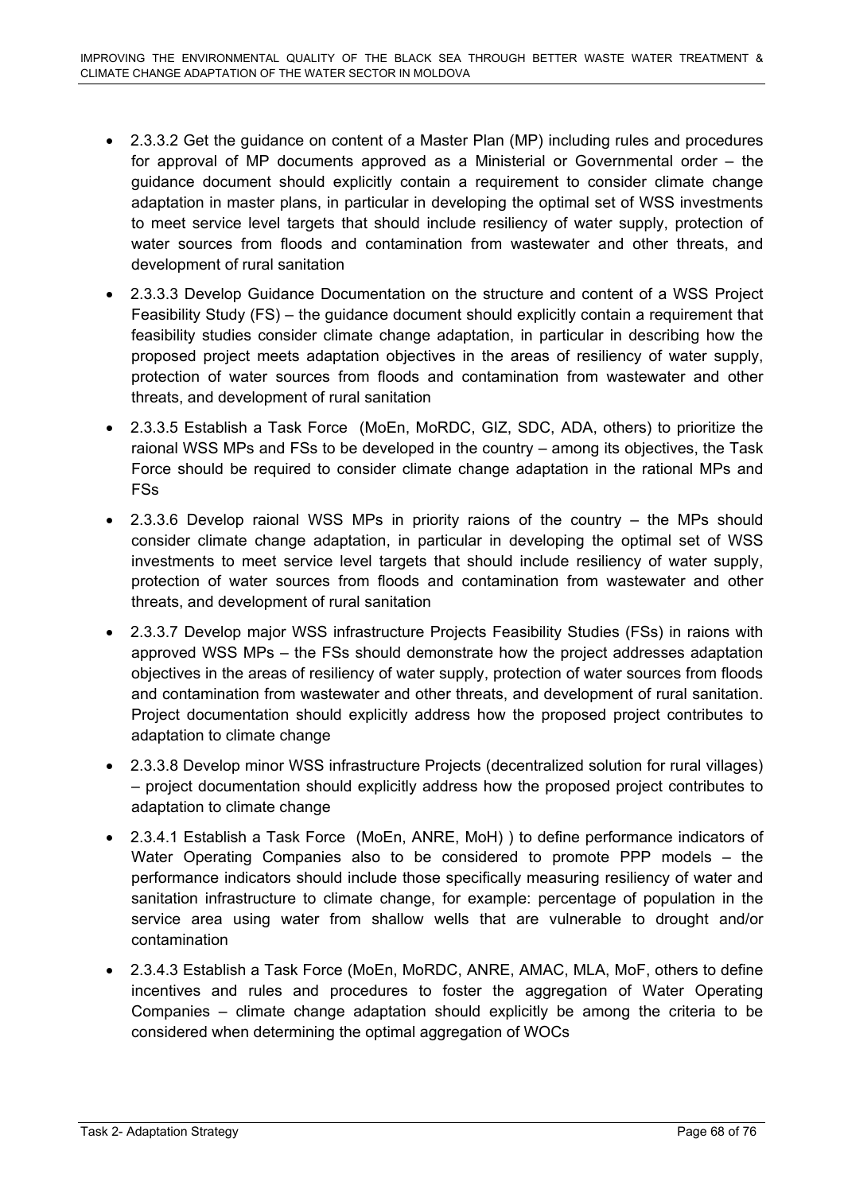- 2.3.3.2 Get the guidance on content of a Master Plan (MP) including rules and procedures for approval of MP documents approved as a Ministerial or Governmental order – the guidance document should explicitly contain a requirement to consider climate change adaptation in master plans, in particular in developing the optimal set of WSS investments to meet service level targets that should include resiliency of water supply, protection of water sources from floods and contamination from wastewater and other threats, and development of rural sanitation

- 2.3.3.3 Develop Guidance Documentation on the structure and content of a WSS Project Feasibility Study (FS) – the guidance document should explicitly contain a requirement that feasibility studies consider climate change adaptation, in particular in describing how the proposed project meets adaptation objectives in the areas of resiliency of water supply, protection of water sources from floods and contamination from wastewater and other threats, and development of rural sanitation

- 2.3.3.5 Establish a Task Force (MoEn, MoRDC, GIZ, SDC, ADA, others) to prioritize the raional WSS MPs and FSs to be developed in the country – among its objectives, the Task Force should be required to consider climate change adaptation in the rational MPs and FSs

- 2.3.3.6 Develop raional WSS MPs in priority raions of the country – the MPs should consider climate change adaptation, in particular in developing the optimal set of WSS investments to meet service level targets that should include resiliency of water supply, protection of water sources from floods and contamination from wastewater and other threats, and development of rural sanitation

- 2.3.3.7 Develop major WSS infrastructure Projects Feasibility Studies (FSs) in raions with approved WSS MPs – the FSs should demonstrate how the project addresses adaptation objectives in the areas of resiliency of water supply, protection of water sources from floods and contamination from wastewater and other threats, and development of rural sanitation. Project documentation should explicitly address how the proposed project contributes to adaptation to climate change

- 2.3.3.8 Develop minor WSS infrastructure Projects (decentralized solution for rural villages) – project documentation should explicitly address how the proposed project contributes to adaptation to climate change

- 2.3.4.1 Establish a Task Force (MoEn, ANRE, MoH) ) to define performance indicators of Water Operating Companies also to be considered to promote PPP models – the performance indicators should include those specifically measuring resiliency of water and sanitation infrastructure to climate change, for example: percentage of population in the service area using water from shallow wells that are vulnerable to drought and/or contamination

- 2.3.4.3 Establish a Task Force (MoEn, MoRDC, ANRE, AMAC, MLA, MoF, others to define incentives and rules and procedures to foster the aggregation of Water Operating Companies – climate change adaptation should explicitly be among the criteria to be considered when determining the optimal aggregation of WOCs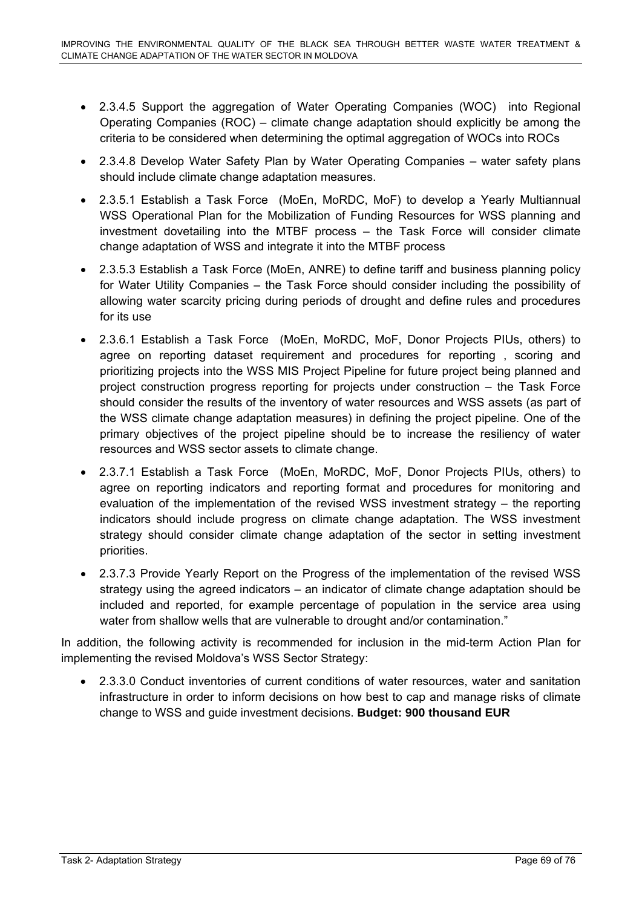- 2.3.4.5 Support the aggregation of Water Operating Companies (WOC) into Regional Operating Companies (ROC) – climate change adaptation should explicitly be among the criteria to be considered when determining the optimal aggregation of WOCs into ROCs
- 2.3.4.8 Develop Water Safety Plan by Water Operating Companies – water safety plans should include climate change adaptation measures.
- 2.3.5.1 Establish a Task Force (MoEn, MoRDC, MoF) to develop a Yearly Multiannual WSS Operational Plan for the Mobilization of Funding Resources for WSS planning and investment dovetailing into the MTBF process – the Task Force will consider climate change adaptation of WSS and integrate it into the MTBF process
- 2.3.5.3 Establish a Task Force (MoEn, ANRE) to define tariff and business planning policy for Water Utility Companies – the Task Force should consider including the possibility of allowing water scarcity pricing during periods of drought and define rules and procedures for its use
- 2.3.6.1 Establish a Task Force (MoEn, MoRDC, MoF, Donor Projects PIUs, others) to agree on reporting dataset requirement and procedures for reporting , scoring and prioritizing projects into the WSS MIS Project Pipeline for future project being planned and project construction progress reporting for projects under construction – the Task Force should consider the results of the inventory of water resources and WSS assets (as part of the WSS climate change adaptation measures) in defining the project pipeline. One of the primary objectives of the project pipeline should be to increase the resiliency of water resources and WSS sector assets to climate change.
- 2.3.7.1 Establish a Task Force (MoEn, MoRDC, MoF, Donor Projects PIUs, others) to agree on reporting indicators and reporting format and procedures for monitoring and evaluation of the implementation of the revised WSS investment strategy – the reporting indicators should include progress on climate change adaptation. The WSS investment strategy should consider climate change adaptation of the sector in setting investment priorities.
- 2.3.7.3 Provide Yearly Report on the Progress of the implementation of the revised WSS strategy using the agreed indicators – an indicator of climate change adaptation should be included and reported, for example percentage of population in the service area using water from shallow wells that are vulnerable to drought and/or contamination."

In addition, the following activity is recommended for inclusion in the mid-term Action Plan for implementing the revised Moldova's WSS Sector Strategy:

- 2.3.3.0 Conduct inventories of current conditions of water resources, water and sanitation infrastructure in order to inform decisions on how best to cap and manage risks of climate change to WSS and guide investment decisions. **Budget: 900 thousand EUR**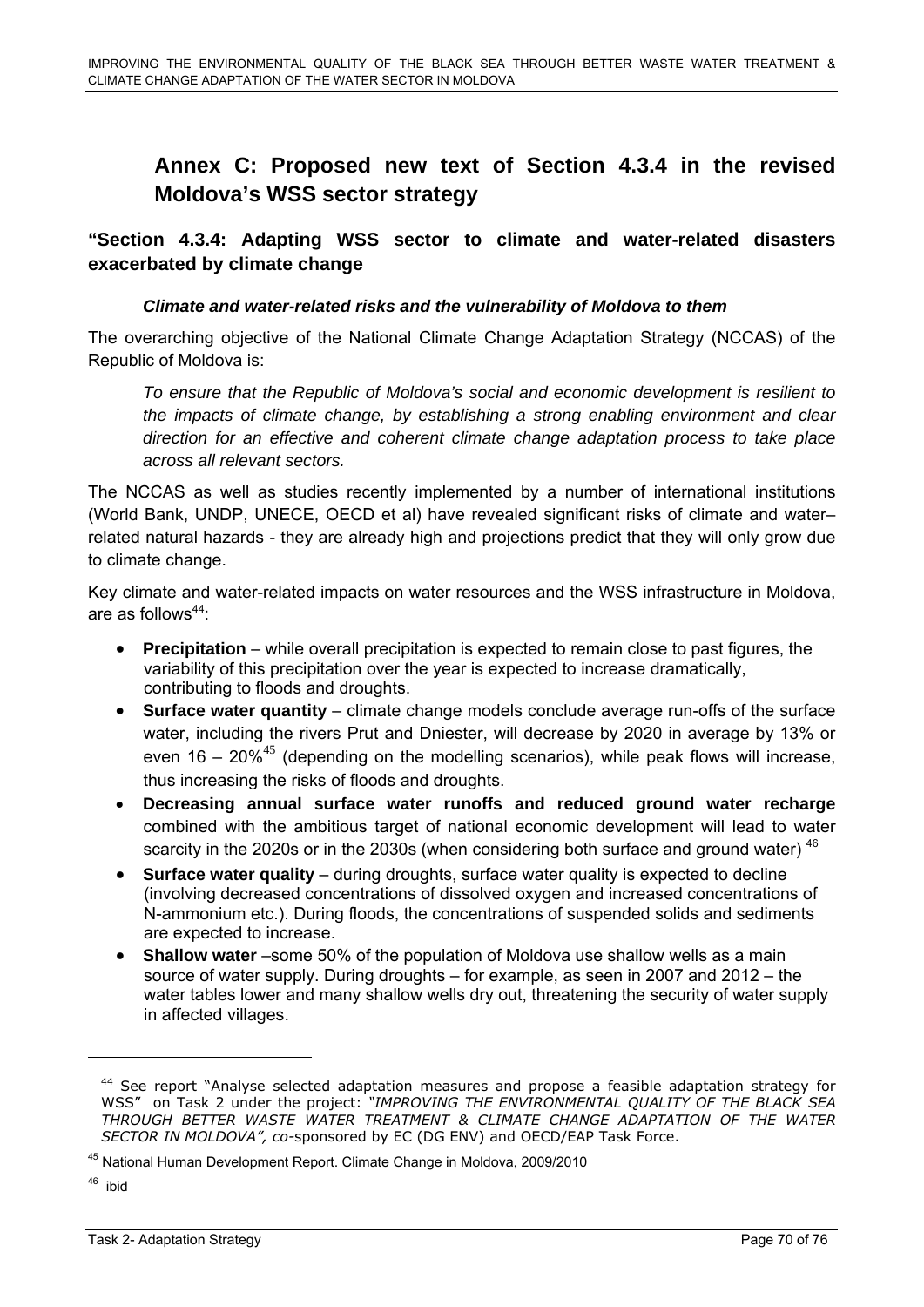# Annex C: Proposed new text of Section 4.3.4 in the revised Moldova's WSS sector strategy

## "Section 4.3.4: Adapting WSS sector to climate and water-related disasters exacerbated by climate change

### *Climate and water-related risks and the vulnerability of Moldova to them*

The overarching objective of the National Climate Change Adaptation Strategy (NCCAS) of the Republic of Moldova is:

> *To ensure that the Republic of Moldova's social and economic development is resilient to the impacts of climate change, by establishing a strong enabling environment and clear direction for an effective and coherent climate change adaptation process to take place across all relevant sectors.*

The NCCAS as well as studies recently implemented by a number of international institutions (World Bank, UNDP, UNECE, OECD et al) have revealed significant risks of climate and water–related natural hazards - they are already high and projections predict that they will only grow due to climate change.

Key climate and water-related impacts on water resources and the WSS infrastructure in Moldova, are as follows[44]:

- **Precipitation** – while overall precipitation is expected to remain close to past figures, the variability of this precipitation over the year is expected to increase dramatically, contributing to floods and droughts.
- **Surface water quantity** – climate change models conclude average run-offs of the surface water, including the rivers Prut and Dniester, will decrease by 2020 in average by 13% or even 16 – 20%[45] (depending on the modelling scenarios), while peak flows will increase, thus increasing the risks of floods and droughts.
- **Decreasing annual surface water runoffs and reduced ground water recharge** combined with the ambitious target of national economic development will lead to water scarcity in the 2020s or in the 2030s (when considering both surface and ground water) [46]
- **Surface water quality** – during droughts, surface water quality is expected to decline (involving decreased concentrations of dissolved oxygen and increased concentrations of N-ammonium etc.). During floods, the concentrations of suspended solids and sediments are expected to increase.
- **Shallow water** –some 50% of the population of Moldova use shallow wells as a main source of water supply. During droughts – for example, as seen in 2007 and 2012 – the water tables lower and many shallow wells dry out, threatening the security of water supply in affected villages.

---

[44] See report "Analyse selected adaptation measures and propose a feasible adaptation strategy for WSS" on Task 2 under the project: *"IMPROVING THE ENVIRONMENTAL QUALITY OF THE BLACK SEA THROUGH BETTER WASTE WATER TREATMENT & CLIMATE CHANGE ADAPTATION OF THE WATER SECTOR IN MOLDOVA", co*-sponsored by EC (DG ENV) and OECD/EAP Task Force.

[45] National Human Development Report. Climate Change in Moldova, 2009/2010

[46] ibid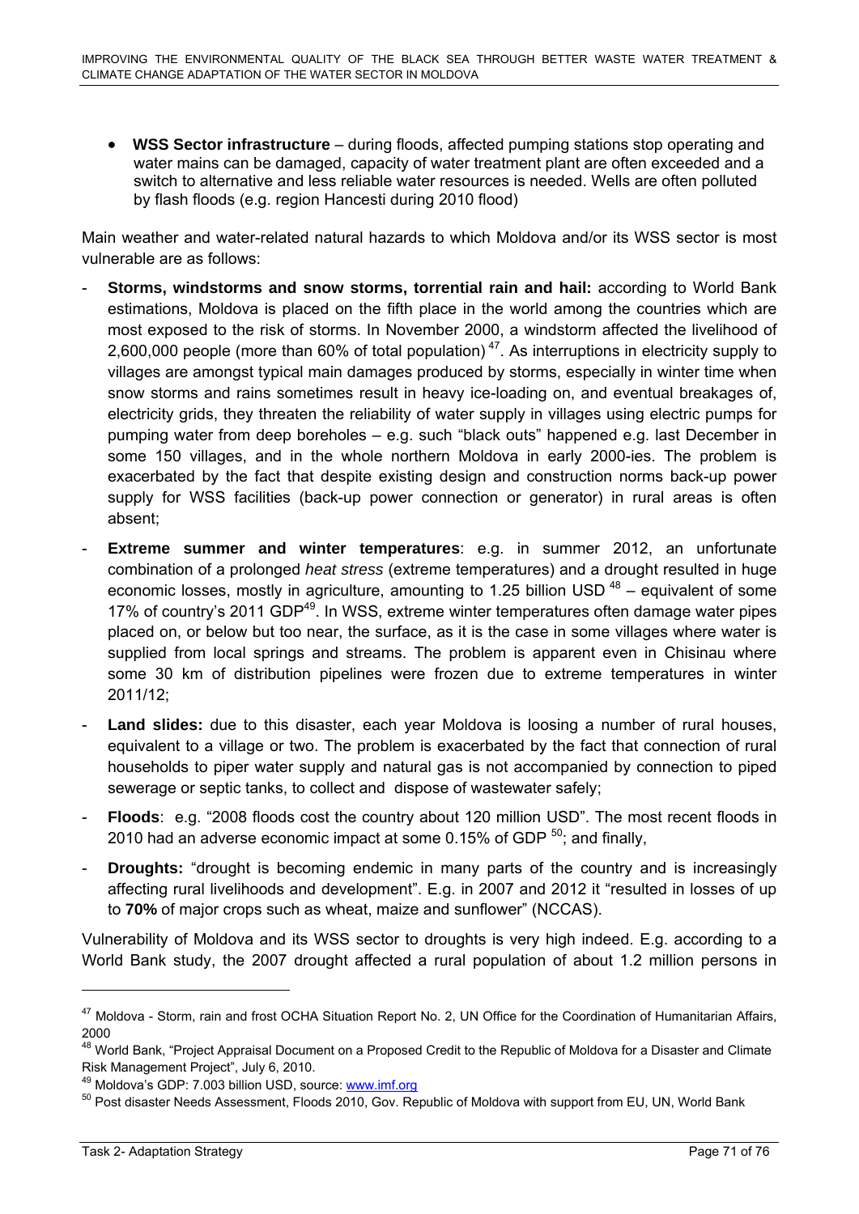- **WSS Sector infrastructure** – during floods, affected pumping stations stop operating and water mains can be damaged, capacity of water treatment plant are often exceeded and a switch to alternative and less reliable water resources is needed. Wells are often polluted by flash floods (e.g. region Hancesti during 2010 flood)

Main weather and water-related natural hazards to which Moldova and/or its WSS sector is most vulnerable are as follows:

- **Storms, windstorms and snow storms, torrential rain and hail:** according to World Bank estimations, Moldova is placed on the fifth place in the world among the countries which are most exposed to the risk of storms. In November 2000, a windstorm affected the livelihood of 2,600,000 people (more than 60% of total population)[47]. As interruptions in electricity supply to villages are amongst typical main damages produced by storms, especially in winter time when snow storms and rains sometimes result in heavy ice-loading on, and eventual breakages of, electricity grids, they threaten the reliability of water supply in villages using electric pumps for pumping water from deep boreholes – e.g. such "black outs" happened e.g. last December in some 150 villages, and in the whole northern Moldova in early 2000-ies. The problem is exacerbated by the fact that despite existing design and construction norms back-up power supply for WSS facilities (back-up power connection or generator) in rural areas is often absent;
- **Extreme summer and winter temperatures**: e.g. in summer 2012, an unfortunate combination of a prolonged *heat stress* (extreme temperatures) and a drought resulted in huge economic losses, mostly in agriculture, amounting to 1.25 billion USD [48] – equivalent of some 17% of country's 2011 GDP[49]. In WSS, extreme winter temperatures often damage water pipes placed on, or below but too near, the surface, as it is the case in some villages where water is supplied from local springs and streams. The problem is apparent even in Chisinau where some 30 km of distribution pipelines were frozen due to extreme temperatures in winter 2011/12;
- **Land slides:** due to this disaster, each year Moldova is loosing a number of rural houses, equivalent to a village or two. The problem is exacerbated by the fact that connection of rural households to piper water supply and natural gas is not accompanied by connection to piped sewerage or septic tanks, to collect and dispose of wastewater safely;
- **Floods**: e.g. "2008 floods cost the country about 120 million USD". The most recent floods in 2010 had an adverse economic impact at some 0.15% of GDP [50]; and finally,
- **Droughts:** "drought is becoming endemic in many parts of the country and is increasingly affecting rural livelihoods and development". E.g. in 2007 and 2012 it "resulted in losses of up to **70%** of major crops such as wheat, maize and sunflower" (NCCAS).

Vulnerability of Moldova and its WSS sector to droughts is very high indeed. E.g. according to a World Bank study, the 2007 drought affected a rural population of about 1.2 million persons in

---

[47] Moldova - Storm, rain and frost OCHA Situation Report No. 2, UN Office for the Coordination of Humanitarian Affairs, 2000

[48] World Bank, "Project Appraisal Document on a Proposed Credit to the Republic of Moldova for a Disaster and Climate Risk Management Project", July 6, 2010.

[49] Moldova's GDP: 7.003 billion USD, source: www.imf.org

[50] Post disaster Needs Assessment, Floods 2010, Gov. Republic of Moldova with support from EU, UN, World Bank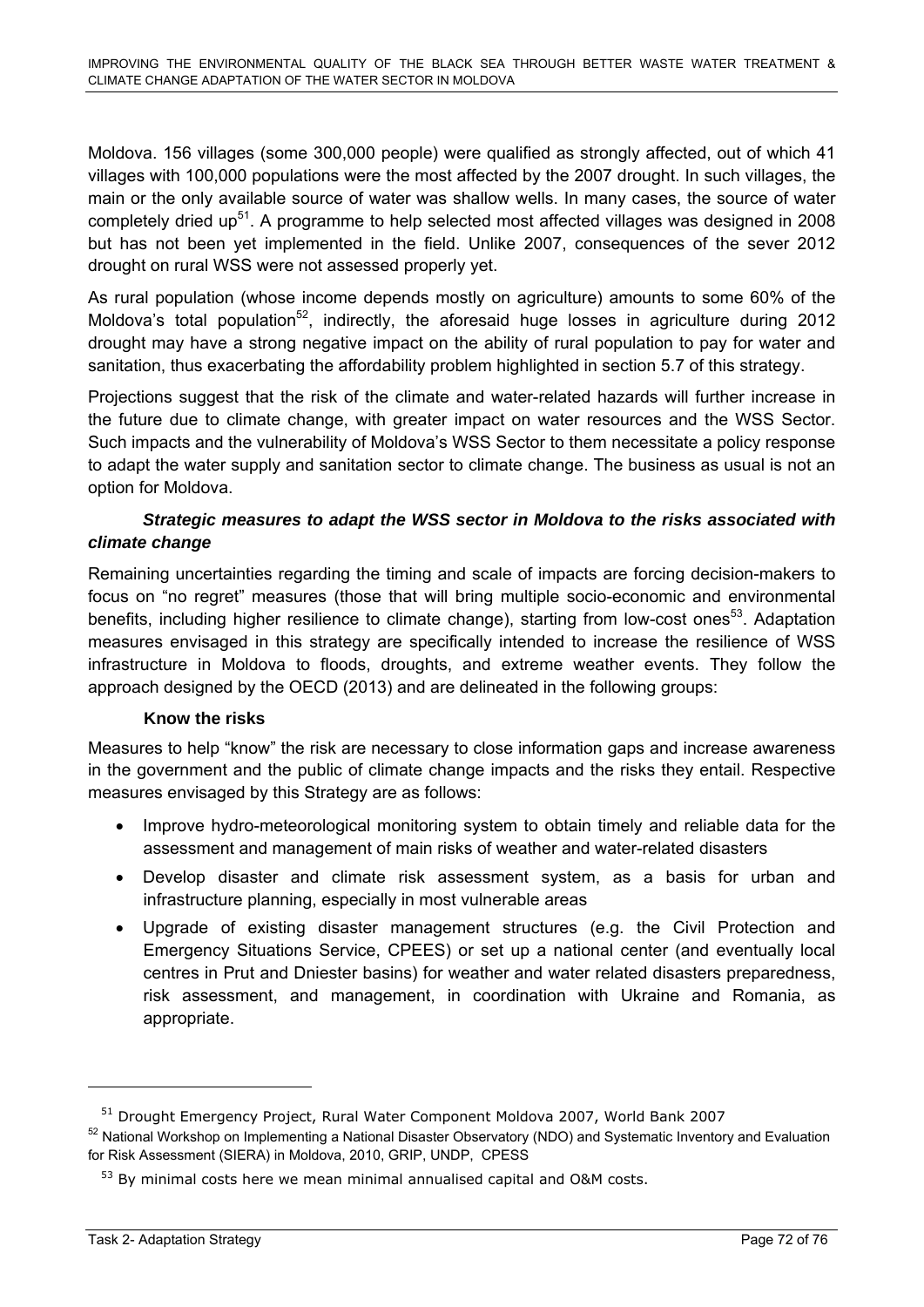Moldova. 156 villages (some 300,000 people) were qualified as strongly affected, out of which 41 villages with 100,000 populations were the most affected by the 2007 drought. In such villages, the main or the only available source of water was shallow wells. In many cases, the source of water completely dried up[51]. A programme to help selected most affected villages was designed in 2008 but has not been yet implemented in the field. Unlike 2007, consequences of the sever 2012 drought on rural WSS were not assessed properly yet.

As rural population (whose income depends mostly on agriculture) amounts to some 60% of the Moldova's total population[52], indirectly, the aforesaid huge losses in agriculture during 2012 drought may have a strong negative impact on the ability of rural population to pay for water and sanitation, thus exacerbating the affordability problem highlighted in section 5.7 of this strategy.

Projections suggest that the risk of the climate and water-related hazards will further increase in the future due to climate change, with greater impact on water resources and the WSS Sector. Such impacts and the vulnerability of Moldova's WSS Sector to them necessitate a policy response to adapt the water supply and sanitation sector to climate change. The business as usual is not an option for Moldova.

### ***Strategic measures to adapt the WSS sector in Moldova to the risks associated with climate change***

Remaining uncertainties regarding the timing and scale of impacts are forcing decision-makers to focus on "no regret" measures (those that will bring multiple socio-economic and environmental benefits, including higher resilience to climate change), starting from low-cost ones[53]. Adaptation measures envisaged in this strategy are specifically intended to increase the resilience of WSS infrastructure in Moldova to floods, droughts, and extreme weather events. They follow the approach designed by the OECD (2013) and are delineated in the following groups:

#### **Know the risks**

Measures to help "know" the risk are necessary to close information gaps and increase awareness in the government and the public of climate change impacts and the risks they entail. Respective measures envisaged by this Strategy are as follows:

- Improve hydro-meteorological monitoring system to obtain timely and reliable data for the assessment and management of main risks of weather and water-related disasters
- Develop disaster and climate risk assessment system, as a basis for urban and infrastructure planning, especially in most vulnerable areas
- Upgrade of existing disaster management structures (e.g. the Civil Protection and Emergency Situations Service, CPEES) or set up a national center (and eventually local centres in Prut and Dniester basins) for weather and water related disasters preparedness, risk assessment, and management, in coordination with Ukraine and Romania, as appropriate.

---

[51] Drought Emergency Project, Rural Water Component Moldova 2007, World Bank 2007

[52] National Workshop on Implementing a National Disaster Observatory (NDO) and Systematic Inventory and Evaluation for Risk Assessment (SIERA) in Moldova, 2010, GRIP, UNDP, CPESS

[53] By minimal costs here we mean minimal annualised capital and O&M costs.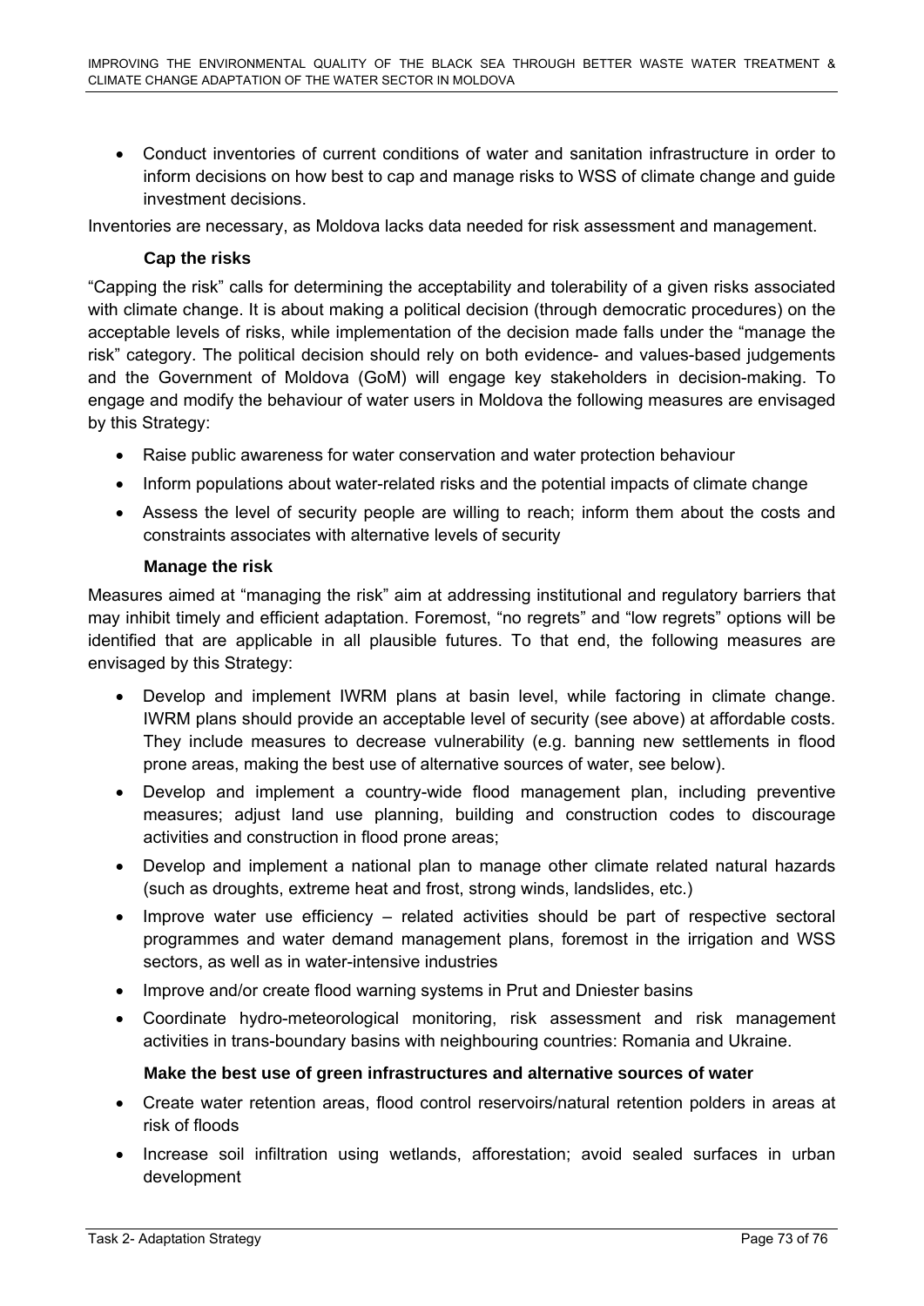- Conduct inventories of current conditions of water and sanitation infrastructure in order to inform decisions on how best to cap and manage risks to WSS of climate change and guide investment decisions.

Inventories are necessary, as Moldova lacks data needed for risk assessment and management.

#### Cap the risks

"Capping the risk" calls for determining the acceptability and tolerability of a given risks associated with climate change. It is about making a political decision (through democratic procedures) on the acceptable levels of risks, while implementation of the decision made falls under the "manage the risk" category. The political decision should rely on both evidence- and values-based judgements and the Government of Moldova (GoM) will engage key stakeholders in decision-making. To engage and modify the behaviour of water users in Moldova the following measures are envisaged by this Strategy:

- Raise public awareness for water conservation and water protection behaviour
- Inform populations about water-related risks and the potential impacts of climate change
- Assess the level of security people are willing to reach; inform them about the costs and constraints associates with alternative levels of security

#### Manage the risk

Measures aimed at "managing the risk" aim at addressing institutional and regulatory barriers that may inhibit timely and efficient adaptation. Foremost, "no regrets" and "low regrets" options will be identified that are applicable in all plausible futures. To that end, the following measures are envisaged by this Strategy:

- Develop and implement IWRM plans at basin level, while factoring in climate change. IWRM plans should provide an acceptable level of security (see above) at affordable costs. They include measures to decrease vulnerability (e.g. banning new settlements in flood prone areas, making the best use of alternative sources of water, see below).
- Develop and implement a country-wide flood management plan, including preventive measures; adjust land use planning, building and construction codes to discourage activities and construction in flood prone areas;
- Develop and implement a national plan to manage other climate related natural hazards (such as droughts, extreme heat and frost, strong winds, landslides, etc.)
- Improve water use efficiency – related activities should be part of respective sectoral programmes and water demand management plans, foremost in the irrigation and WSS sectors, as well as in water-intensive industries
- Improve and/or create flood warning systems in Prut and Dniester basins
- Coordinate hydro-meteorological monitoring, risk assessment and risk management activities in trans-boundary basins with neighbouring countries: Romania and Ukraine.

#### Make the best use of green infrastructures and alternative sources of water

- Create water retention areas, flood control reservoirs/natural retention polders in areas at risk of floods
- Increase soil infiltration using wetlands, afforestation; avoid sealed surfaces in urban development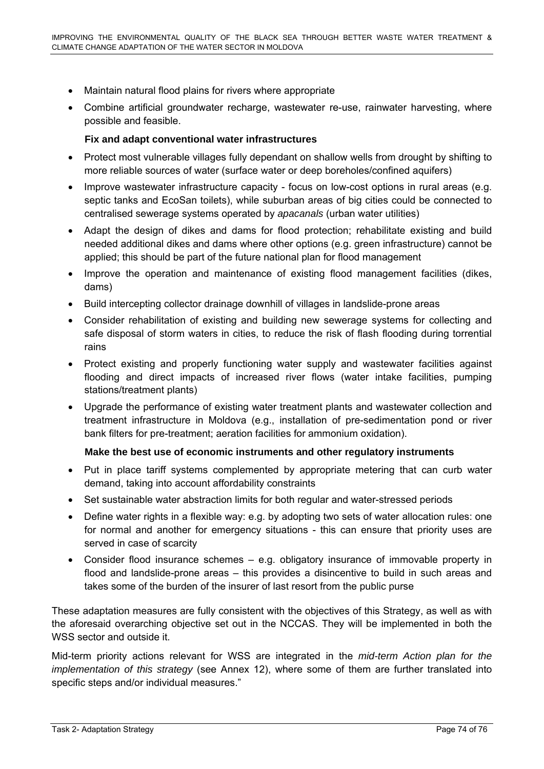- Maintain natural flood plains for rivers where appropriate
- Combine artificial groundwater recharge, wastewater re-use, rainwater harvesting, where possible and feasible.

**Fix and adapt conventional water infrastructures**

- Protect most vulnerable villages fully dependant on shallow wells from drought by shifting to more reliable sources of water (surface water or deep boreholes/confined aquifers)
- Improve wastewater infrastructure capacity - focus on low-cost options in rural areas (e.g. septic tanks and EcoSan toilets), while suburban areas of big cities could be connected to centralised sewerage systems operated by *apacanals* (urban water utilities)
- Adapt the design of dikes and dams for flood protection; rehabilitate existing and build needed additional dikes and dams where other options (e.g. green infrastructure) cannot be applied; this should be part of the future national plan for flood management
- Improve the operation and maintenance of existing flood management facilities (dikes, dams)
- Build intercepting collector drainage downhill of villages in landslide-prone areas
- Consider rehabilitation of existing and building new sewerage systems for collecting and safe disposal of storm waters in cities, to reduce the risk of flash flooding during torrential rains
- Protect existing and properly functioning water supply and wastewater facilities against flooding and direct impacts of increased river flows (water intake facilities, pumping stations/treatment plants)
- Upgrade the performance of existing water treatment plants and wastewater collection and treatment infrastructure in Moldova (e.g., installation of pre-sedimentation pond or river bank filters for pre-treatment; aeration facilities for ammonium oxidation).

**Make the best use of economic instruments and other regulatory instruments**

- Put in place tariff systems complemented by appropriate metering that can curb water demand, taking into account affordability constraints
- Set sustainable water abstraction limits for both regular and water-stressed periods
- Define water rights in a flexible way: e.g. by adopting two sets of water allocation rules: one for normal and another for emergency situations - this can ensure that priority uses are served in case of scarcity
- Consider flood insurance schemes – e.g. obligatory insurance of immovable property in flood and landslide-prone areas – this provides a disincentive to build in such areas and takes some of the burden of the insurer of last resort from the public purse

These adaptation measures are fully consistent with the objectives of this Strategy, as well as with the aforesaid overarching objective set out in the NCCAS. They will be implemented in both the WSS sector and outside it.

Mid-term priority actions relevant for WSS are integrated in the *mid-term Action plan for the implementation of this strategy* (see Annex 12), where some of them are further translated into specific steps and/or individual measures."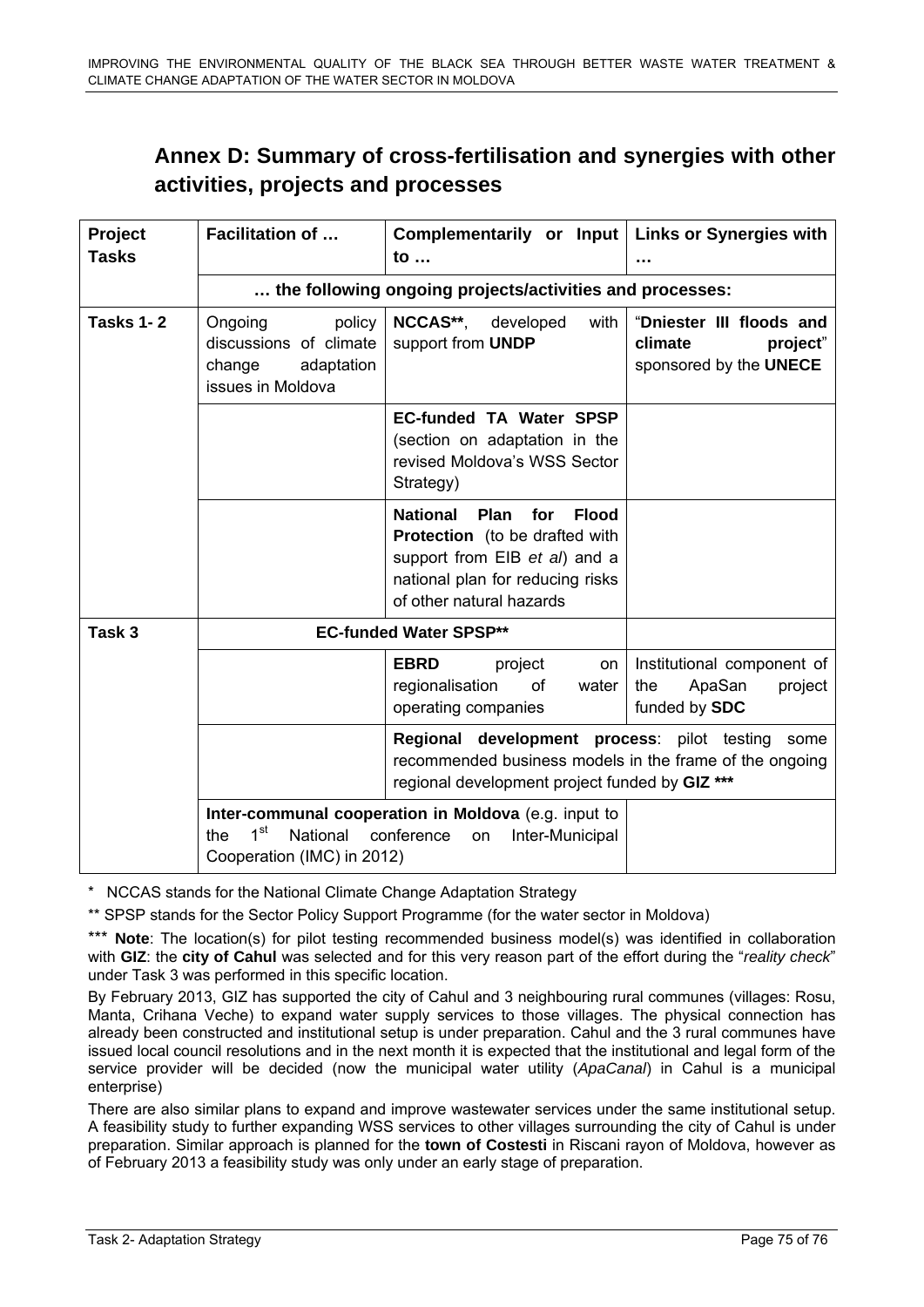# Annex D: Summary of cross-fertilisation and synergies with other activities, projects and processes

| Project Tasks | Facilitation of … | Complementarily or Input to … | Links or Synergies with … |
|---|---|---|---|
| | … the following ongoing projects/activities and processes: | | |
| Tasks 1- 2 | Ongoing policy discussions of climate change adaptation issues in Moldova | **NCCAS\*\***, developed with support from **UNDP** | "**Dniester III floods and climate project**" sponsored by the **UNECE** |
| | | **EC-funded TA Water SPSP** (section on adaptation in the revised Moldova's WSS Sector Strategy) | |
| | | **National Plan for Flood Protection** (to be drafted with support from EIB *et al*) and a national plan for reducing risks of other natural hazards | |
| Task 3 | **EC-funded Water SPSP\*\*** | | |
| | | **EBRD** project on regionalisation of water operating companies | Institutional component of the ApaSan project funded by **SDC** |
| | | **Regional development process**: pilot testing some recommended business models in the frame of the ongoing regional development project funded by **GIZ \*\*\*** | |
| | **Inter-communal cooperation in Moldova** (e.g. input to the 1st National conference on Inter-Municipal Cooperation (IMC) in 2012) | | |

\* NCCAS stands for the National Climate Change Adaptation Strategy

\*\* SPSP stands for the Sector Policy Support Programme (for the water sector in Moldova)

\*\*\* **Note**: The location(s) for pilot testing recommended business model(s) was identified in collaboration with **GIZ**: the **city of Cahul** was selected and for this very reason part of the effort during the "*reality check*" under Task 3 was performed in this specific location.

By February 2013, GIZ has supported the city of Cahul and 3 neighbouring rural communes (villages: Rosu, Manta, Crihana Veche) to expand water supply services to those villages. The physical connection has already been constructed and institutional setup is under preparation. Cahul and the 3 rural communes have issued local council resolutions and in the next month it is expected that the institutional and legal form of the service provider will be decided (now the municipal water utility (*ApaCanal*) in Cahul is a municipal enterprise)

There are also similar plans to expand and improve wastewater services under the same institutional setup. A feasibility study to further expanding WSS services to other villages surrounding the city of Cahul is under preparation. Similar approach is planned for the **town of Costesti** in Riscani rayon of Moldova, however as of February 2013 a feasibility study was only under an early stage of preparation.